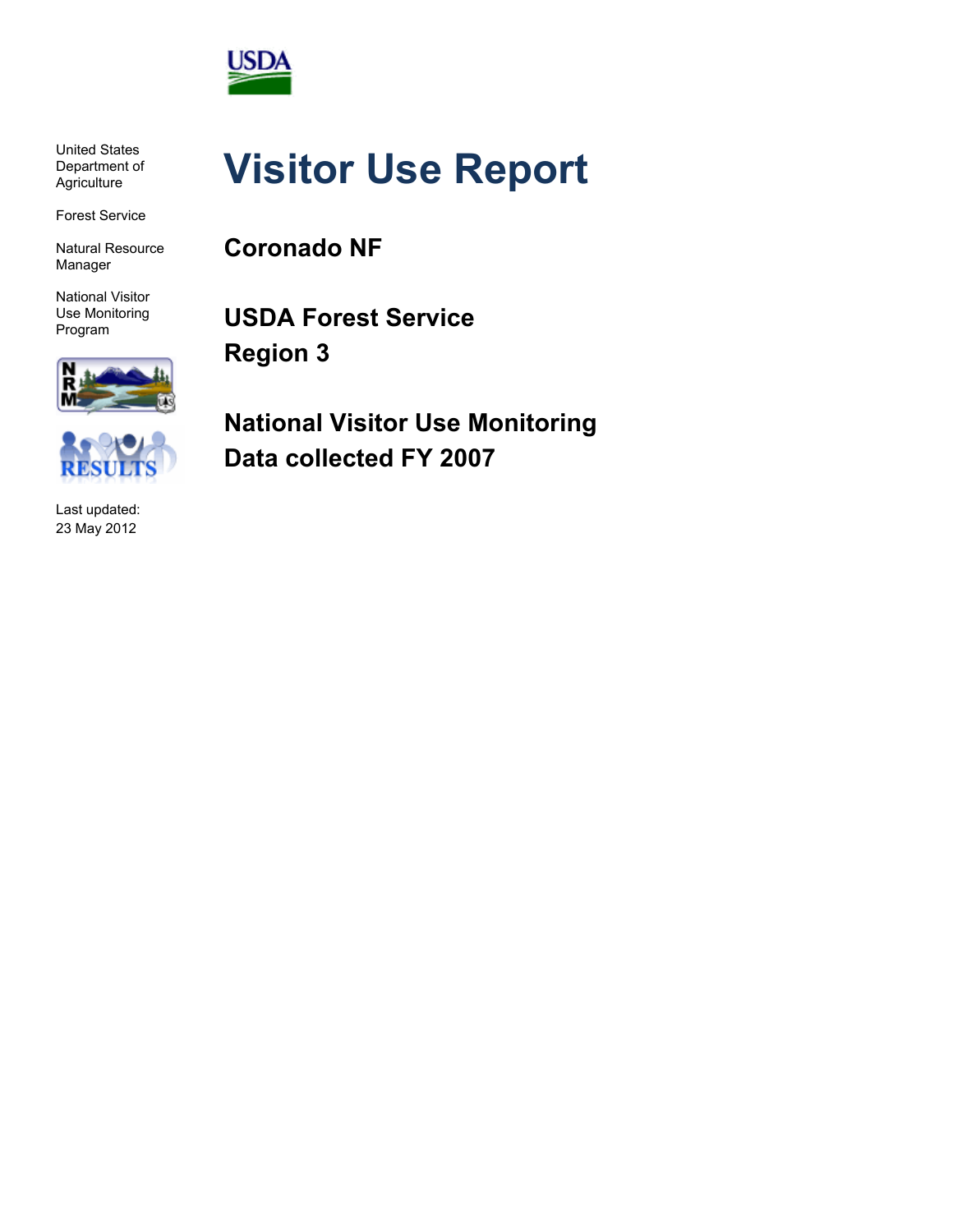United States Department of Agriculture

Forest Service

Natural Resource Manager

National Visitor Use Monitoring Program

Last updated: 23 May 2012

# Visitor Use Report

## Coronado NF

## USDA Forest Service
## Region 3

## National Visitor Use Monitoring
## Data collected FY 2007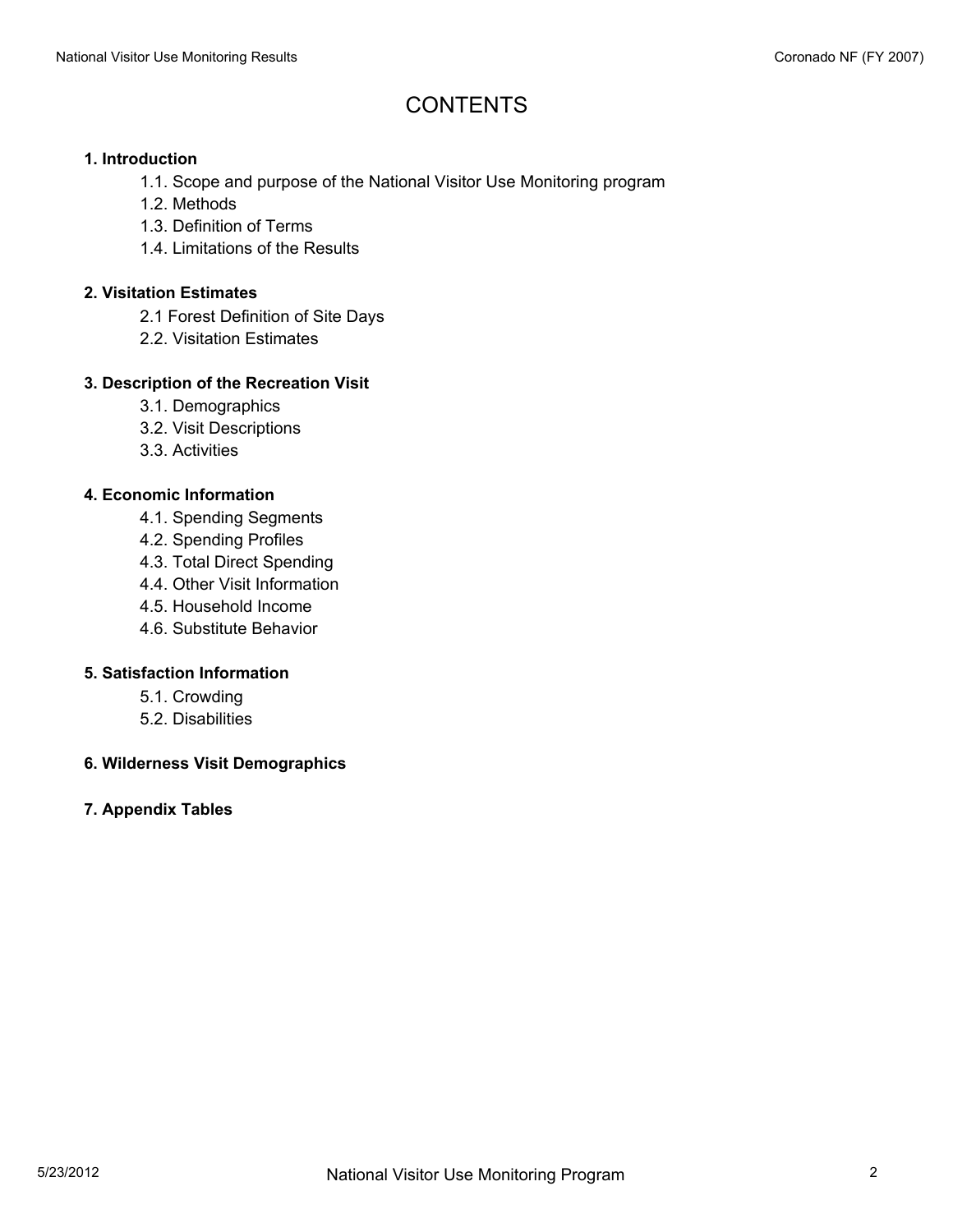# CONTENTS

**1. Introduction**

- 1.1. Scope and purpose of the National Visitor Use Monitoring program
- 1.2. Methods
- 1.3. Definition of Terms
- 1.4. Limitations of the Results

**2. Visitation Estimates**

- 2.1 Forest Definition of Site Days
- 2.2. Visitation Estimates

**3. Description of the Recreation Visit**

- 3.1. Demographics
- 3.2. Visit Descriptions
- 3.3. Activities

**4. Economic Information**

- 4.1. Spending Segments
- 4.2. Spending Profiles
- 4.3. Total Direct Spending
- 4.4. Other Visit Information
- 4.5. Household Income
- 4.6. Substitute Behavior

**5. Satisfaction Information**

- 5.1. Crowding
- 5.2. Disabilities

**6. Wilderness Visit Demographics**

**7. Appendix Tables**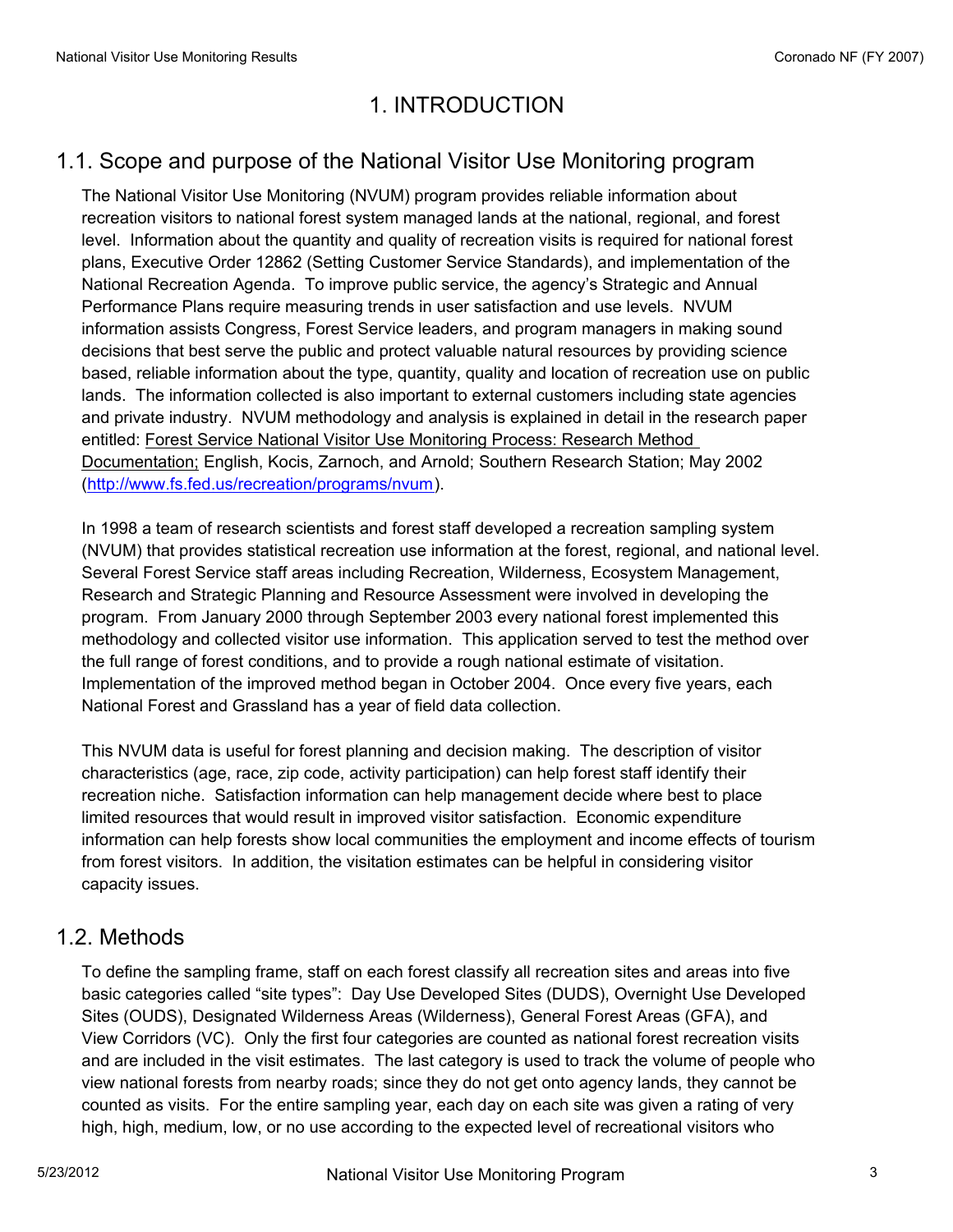# 1. INTRODUCTION

## 1.1. Scope and purpose of the National Visitor Use Monitoring program

The National Visitor Use Monitoring (NVUM) program provides reliable information about recreation visitors to national forest system managed lands at the national, regional, and forest level. Information about the quantity and quality of recreation visits is required for national forest plans, Executive Order 12862 (Setting Customer Service Standards), and implementation of the National Recreation Agenda. To improve public service, the agency's Strategic and Annual Performance Plans require measuring trends in user satisfaction and use levels. NVUM information assists Congress, Forest Service leaders, and program managers in making sound decisions that best serve the public and protect valuable natural resources by providing science based, reliable information about the type, quantity, quality and location of recreation use on public lands. The information collected is also important to external customers including state agencies and private industry. NVUM methodology and analysis is explained in detail in the research paper entitled: Forest Service National Visitor Use Monitoring Process: Research Method Documentation; English, Kocis, Zarnoch, and Arnold; Southern Research Station; May 2002 (http://www.fs.fed.us/recreation/programs/nvum).

In 1998 a team of research scientists and forest staff developed a recreation sampling system (NVUM) that provides statistical recreation use information at the forest, regional, and national level. Several Forest Service staff areas including Recreation, Wilderness, Ecosystem Management, Research and Strategic Planning and Resource Assessment were involved in developing the program. From January 2000 through September 2003 every national forest implemented this methodology and collected visitor use information. This application served to test the method over the full range of forest conditions, and to provide a rough national estimate of visitation. Implementation of the improved method began in October 2004. Once every five years, each National Forest and Grassland has a year of field data collection.

This NVUM data is useful for forest planning and decision making. The description of visitor characteristics (age, race, zip code, activity participation) can help forest staff identify their recreation niche. Satisfaction information can help management decide where best to place limited resources that would result in improved visitor satisfaction. Economic expenditure information can help forests show local communities the employment and income effects of tourism from forest visitors. In addition, the visitation estimates can be helpful in considering visitor capacity issues.

## 1.2. Methods

To define the sampling frame, staff on each forest classify all recreation sites and areas into five basic categories called "site types": Day Use Developed Sites (DUDS), Overnight Use Developed Sites (OUDS), Designated Wilderness Areas (Wilderness), General Forest Areas (GFA), and View Corridors (VC). Only the first four categories are counted as national forest recreation visits and are included in the visit estimates. The last category is used to track the volume of people who view national forests from nearby roads; since they do not get onto agency lands, they cannot be counted as visits. For the entire sampling year, each day on each site was given a rating of very high, high, medium, low, or no use according to the expected level of recreational visitors who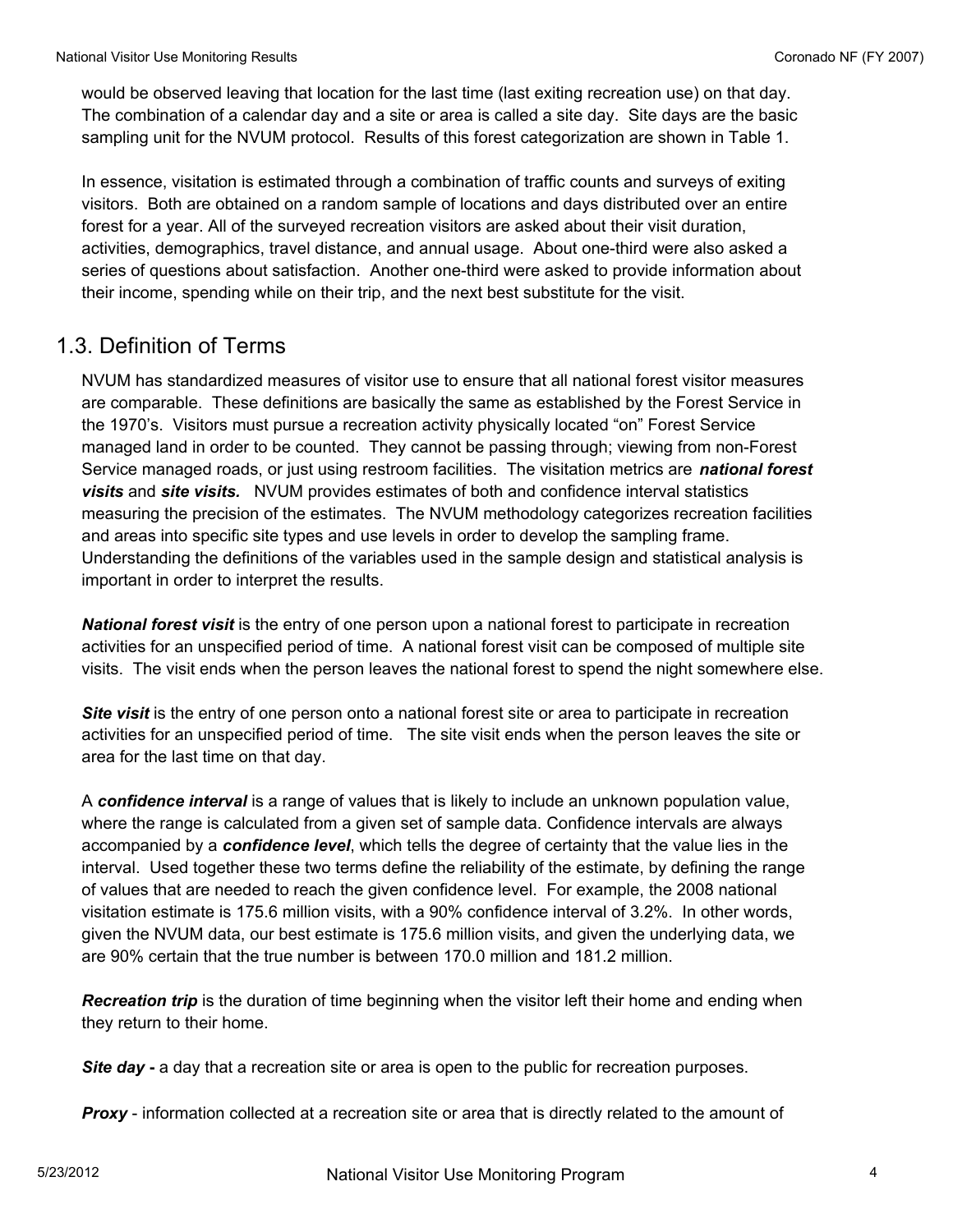would be observed leaving that location for the last time (last exiting recreation use) on that day. The combination of a calendar day and a site or area is called a site day. Site days are the basic sampling unit for the NVUM protocol. Results of this forest categorization are shown in Table 1.

In essence, visitation is estimated through a combination of traffic counts and surveys of exiting visitors. Both are obtained on a random sample of locations and days distributed over an entire forest for a year. All of the surveyed recreation visitors are asked about their visit duration, activities, demographics, travel distance, and annual usage. About one-third were also asked a series of questions about satisfaction. Another one-third were asked to provide information about their income, spending while on their trip, and the next best substitute for the visit.

## 1.3. Definition of Terms

NVUM has standardized measures of visitor use to ensure that all national forest visitor measures are comparable. These definitions are basically the same as established by the Forest Service in the 1970's. Visitors must pursue a recreation activity physically located "on" Forest Service managed land in order to be counted. They cannot be passing through; viewing from non-Forest Service managed roads, or just using restroom facilities. The visitation metrics are ***national forest visits*** and ***site visits.*** NVUM provides estimates of both and confidence interval statistics measuring the precision of the estimates. The NVUM methodology categorizes recreation facilities and areas into specific site types and use levels in order to develop the sampling frame. Understanding the definitions of the variables used in the sample design and statistical analysis is important in order to interpret the results.

***National forest visit*** is the entry of one person upon a national forest to participate in recreation activities for an unspecified period of time. A national forest visit can be composed of multiple site visits. The visit ends when the person leaves the national forest to spend the night somewhere else.

***Site visit*** is the entry of one person onto a national forest site or area to participate in recreation activities for an unspecified period of time. The site visit ends when the person leaves the site or area for the last time on that day.

A ***confidence interval*** is a range of values that is likely to include an unknown population value, where the range is calculated from a given set of sample data. Confidence intervals are always accompanied by a ***confidence level***, which tells the degree of certainty that the value lies in the interval. Used together these two terms define the reliability of the estimate, by defining the range of values that are needed to reach the given confidence level. For example, the 2008 national visitation estimate is 175.6 million visits, with a 90% confidence interval of 3.2%. In other words, given the NVUM data, our best estimate is 175.6 million visits, and given the underlying data, we are 90% certain that the true number is between 170.0 million and 181.2 million.

***Recreation trip*** is the duration of time beginning when the visitor left their home and ending when they return to their home.

***Site day -*** a day that a recreation site or area is open to the public for recreation purposes.

***Proxy*** - information collected at a recreation site or area that is directly related to the amount of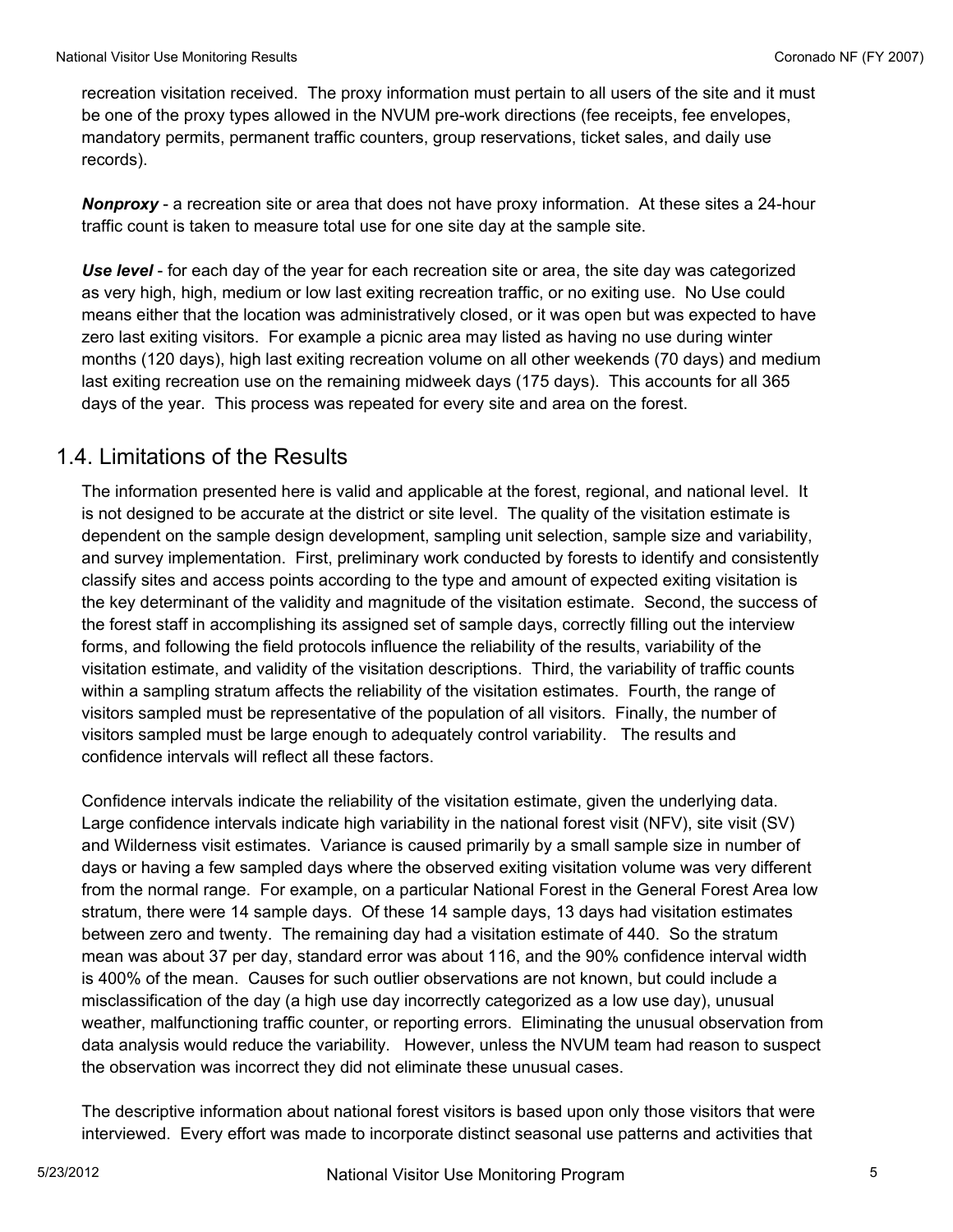recreation visitation received. The proxy information must pertain to all users of the site and it must be one of the proxy types allowed in the NVUM pre-work directions (fee receipts, fee envelopes, mandatory permits, permanent traffic counters, group reservations, ticket sales, and daily use records).

***Nonproxy*** - a recreation site or area that does not have proxy information. At these sites a 24-hour traffic count is taken to measure total use for one site day at the sample site.

***Use level*** - for each day of the year for each recreation site or area, the site day was categorized as very high, high, medium or low last exiting recreation traffic, or no exiting use. No Use could means either that the location was administratively closed, or it was open but was expected to have zero last exiting visitors. For example a picnic area may listed as having no use during winter months (120 days), high last exiting recreation volume on all other weekends (70 days) and medium last exiting recreation use on the remaining midweek days (175 days). This accounts for all 365 days of the year. This process was repeated for every site and area on the forest.

## 1.4. Limitations of the Results

The information presented here is valid and applicable at the forest, regional, and national level. It is not designed to be accurate at the district or site level. The quality of the visitation estimate is dependent on the sample design development, sampling unit selection, sample size and variability, and survey implementation. First, preliminary work conducted by forests to identify and consistently classify sites and access points according to the type and amount of expected exiting visitation is the key determinant of the validity and magnitude of the visitation estimate. Second, the success of the forest staff in accomplishing its assigned set of sample days, correctly filling out the interview forms, and following the field protocols influence the reliability of the results, variability of the visitation estimate, and validity of the visitation descriptions. Third, the variability of traffic counts within a sampling stratum affects the reliability of the visitation estimates. Fourth, the range of visitors sampled must be representative of the population of all visitors. Finally, the number of visitors sampled must be large enough to adequately control variability. The results and confidence intervals will reflect all these factors.

Confidence intervals indicate the reliability of the visitation estimate, given the underlying data. Large confidence intervals indicate high variability in the national forest visit (NFV), site visit (SV) and Wilderness visit estimates. Variance is caused primarily by a small sample size in number of days or having a few sampled days where the observed exiting visitation volume was very different from the normal range. For example, on a particular National Forest in the General Forest Area low stratum, there were 14 sample days. Of these 14 sample days, 13 days had visitation estimates between zero and twenty. The remaining day had a visitation estimate of 440. So the stratum mean was about 37 per day, standard error was about 116, and the 90% confidence interval width is 400% of the mean. Causes for such outlier observations are not known, but could include a misclassification of the day (a high use day incorrectly categorized as a low use day), unusual weather, malfunctioning traffic counter, or reporting errors. Eliminating the unusual observation from data analysis would reduce the variability. However, unless the NVUM team had reason to suspect the observation was incorrect they did not eliminate these unusual cases.

The descriptive information about national forest visitors is based upon only those visitors that were interviewed. Every effort was made to incorporate distinct seasonal use patterns and activities that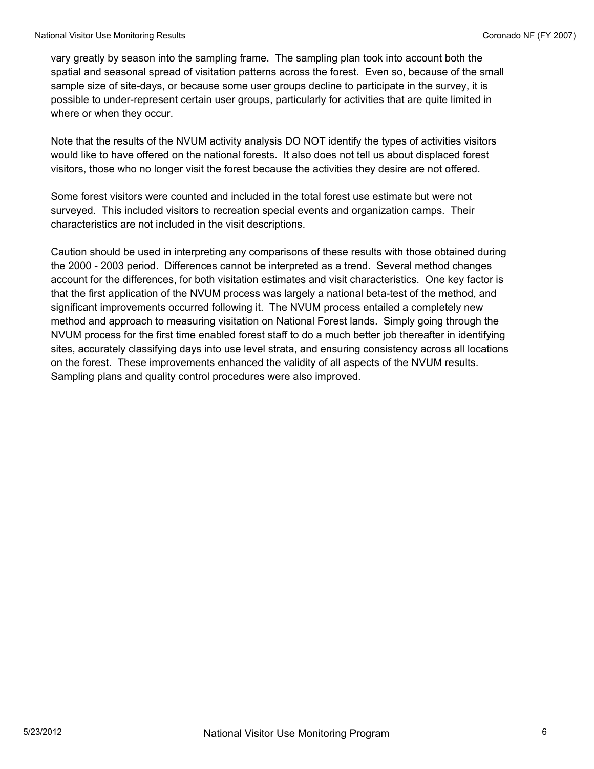vary greatly by season into the sampling frame. The sampling plan took into account both the spatial and seasonal spread of visitation patterns across the forest. Even so, because of the small sample size of site-days, or because some user groups decline to participate in the survey, it is possible to under-represent certain user groups, particularly for activities that are quite limited in where or when they occur.

Note that the results of the NVUM activity analysis DO NOT identify the types of activities visitors would like to have offered on the national forests. It also does not tell us about displaced forest visitors, those who no longer visit the forest because the activities they desire are not offered.

Some forest visitors were counted and included in the total forest use estimate but were not surveyed. This included visitors to recreation special events and organization camps. Their characteristics are not included in the visit descriptions.

Caution should be used in interpreting any comparisons of these results with those obtained during the 2000 - 2003 period. Differences cannot be interpreted as a trend. Several method changes account for the differences, for both visitation estimates and visit characteristics. One key factor is that the first application of the NVUM process was largely a national beta-test of the method, and significant improvements occurred following it. The NVUM process entailed a completely new method and approach to measuring visitation on National Forest lands. Simply going through the NVUM process for the first time enabled forest staff to do a much better job thereafter in identifying sites, accurately classifying days into use level strata, and ensuring consistency across all locations on the forest. These improvements enhanced the validity of all aspects of the NVUM results. Sampling plans and quality control procedures were also improved.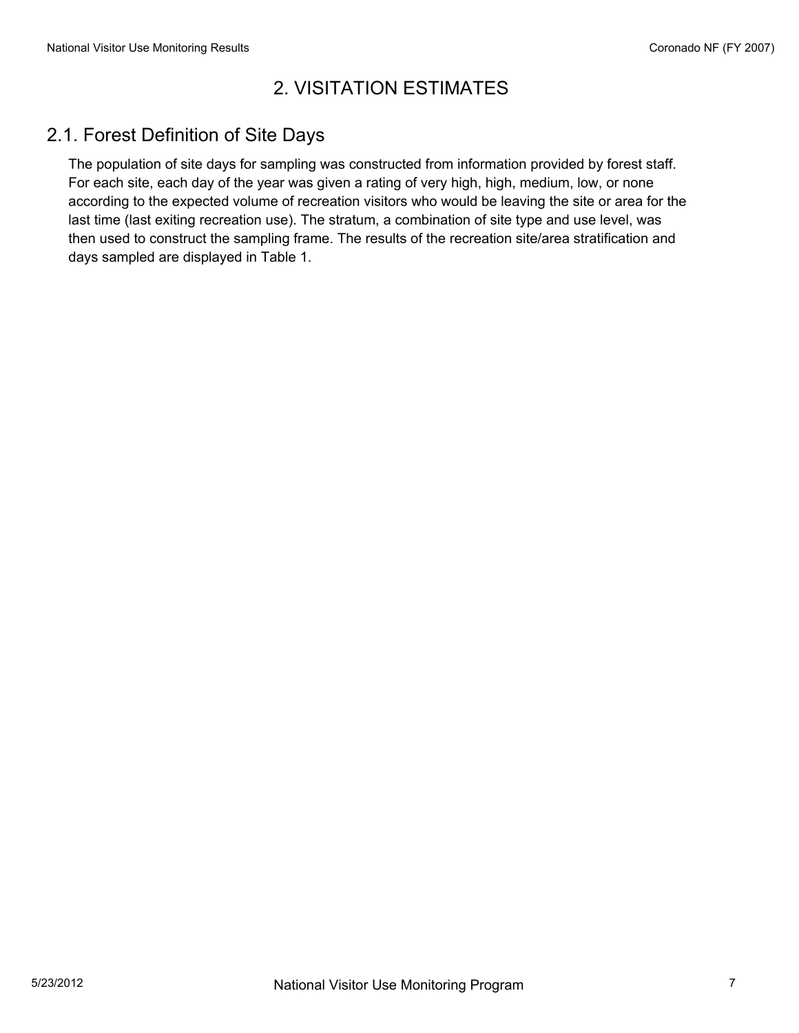# 2. VISITATION ESTIMATES

## 2.1. Forest Definition of Site Days

The population of site days for sampling was constructed from information provided by forest staff. For each site, each day of the year was given a rating of very high, high, medium, low, or none according to the expected volume of recreation visitors who would be leaving the site or area for the last time (last exiting recreation use). The stratum, a combination of site type and use level, was then used to construct the sampling frame. The results of the recreation site/area stratification and days sampled are displayed in Table 1.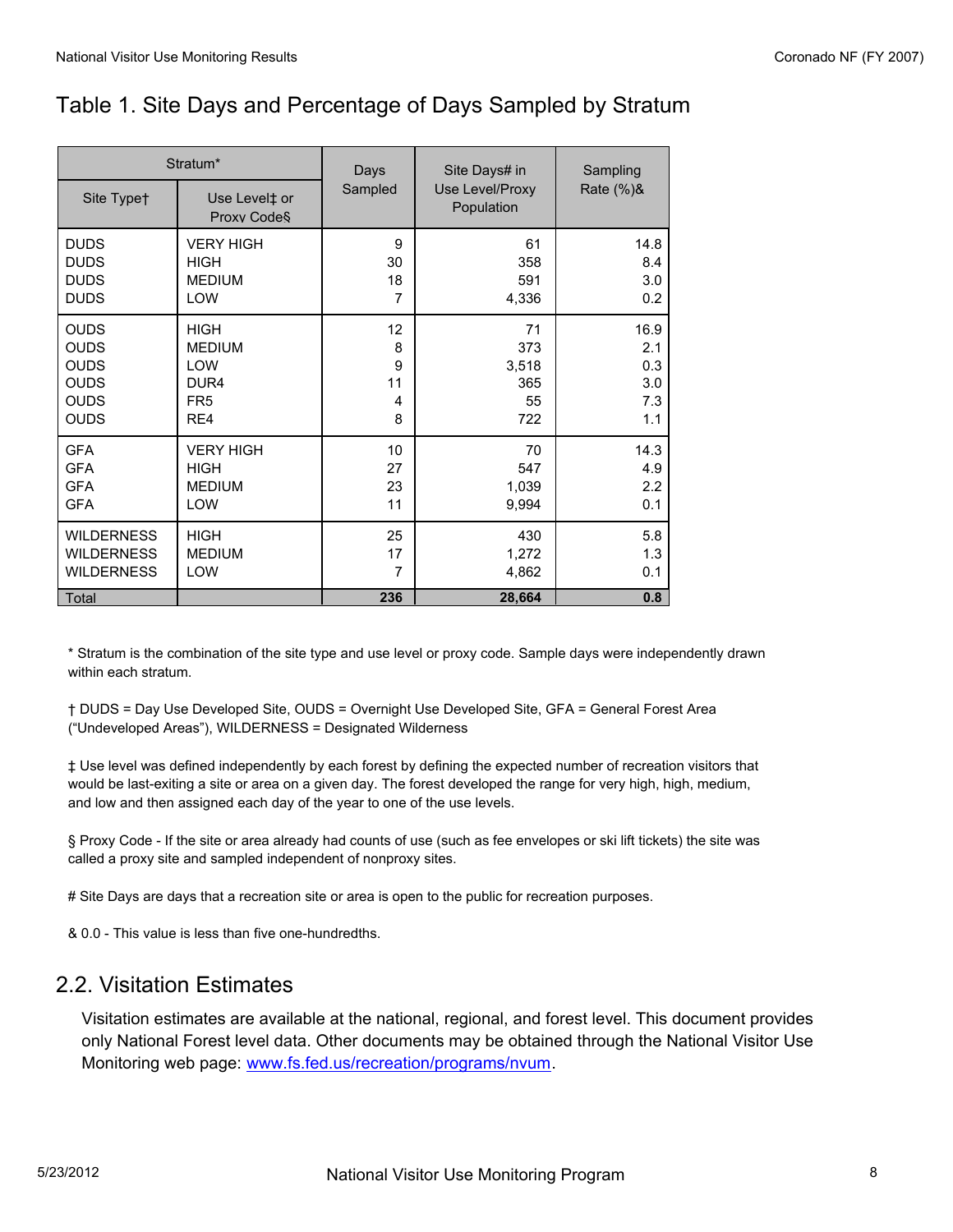## Table 1. Site Days and Percentage of Days Sampled by Stratum

| Stratum* | | Days Sampled | Site Days# in Use Level/Proxy Population | Sampling Rate (%)& |
|---|---|---|---|---|
| Site Type† | Use Level‡ or Proxy Code§ | | | |
| DUDS | VERY HIGH | 9 | 61 | 14.8 |
| DUDS | HIGH | 30 | 358 | 8.4 |
| DUDS | MEDIUM | 18 | 591 | 3.0 |
| DUDS | LOW | 7 | 4,336 | 0.2 |
| OUDS | HIGH | 12 | 71 | 16.9 |
| OUDS | MEDIUM | 8 | 373 | 2.1 |
| OUDS | LOW | 9 | 3,518 | 0.3 |
| OUDS | DUR4 | 11 | 365 | 3.0 |
| OUDS | FR5 | 4 | 55 | 7.3 |
| OUDS | RE4 | 8 | 722 | 1.1 |
| GFA | VERY HIGH | 10 | 70 | 14.3 |
| GFA | HIGH | 27 | 547 | 4.9 |
| GFA | MEDIUM | 23 | 1,039 | 2.2 |
| GFA | LOW | 11 | 9,994 | 0.1 |
| WILDERNESS | HIGH | 25 | 430 | 5.8 |
| WILDERNESS | MEDIUM | 17 | 1,272 | 1.3 |
| WILDERNESS | LOW | 7 | 4,862 | 0.1 |
| Total | | **236** | **28,664** | **0.8** |

\* Stratum is the combination of the site type and use level or proxy code. Sample days were independently drawn within each stratum.

† DUDS = Day Use Developed Site, OUDS = Overnight Use Developed Site, GFA = General Forest Area ("Undeveloped Areas"), WILDERNESS = Designated Wilderness

‡ Use level was defined independently by each forest by defining the expected number of recreation visitors that would be last-exiting a site or area on a given day. The forest developed the range for very high, high, medium, and low and then assigned each day of the year to one of the use levels.

§ Proxy Code - If the site or area already had counts of use (such as fee envelopes or ski lift tickets) the site was called a proxy site and sampled independent of nonproxy sites.

\# Site Days are days that a recreation site or area is open to the public for recreation purposes.

& 0.0 - This value is less than five one-hundredths.

## 2.2. Visitation Estimates

Visitation estimates are available at the national, regional, and forest level. This document provides only National Forest level data. Other documents may be obtained through the National Visitor Use Monitoring web page: www.fs.fed.us/recreation/programs/nvum.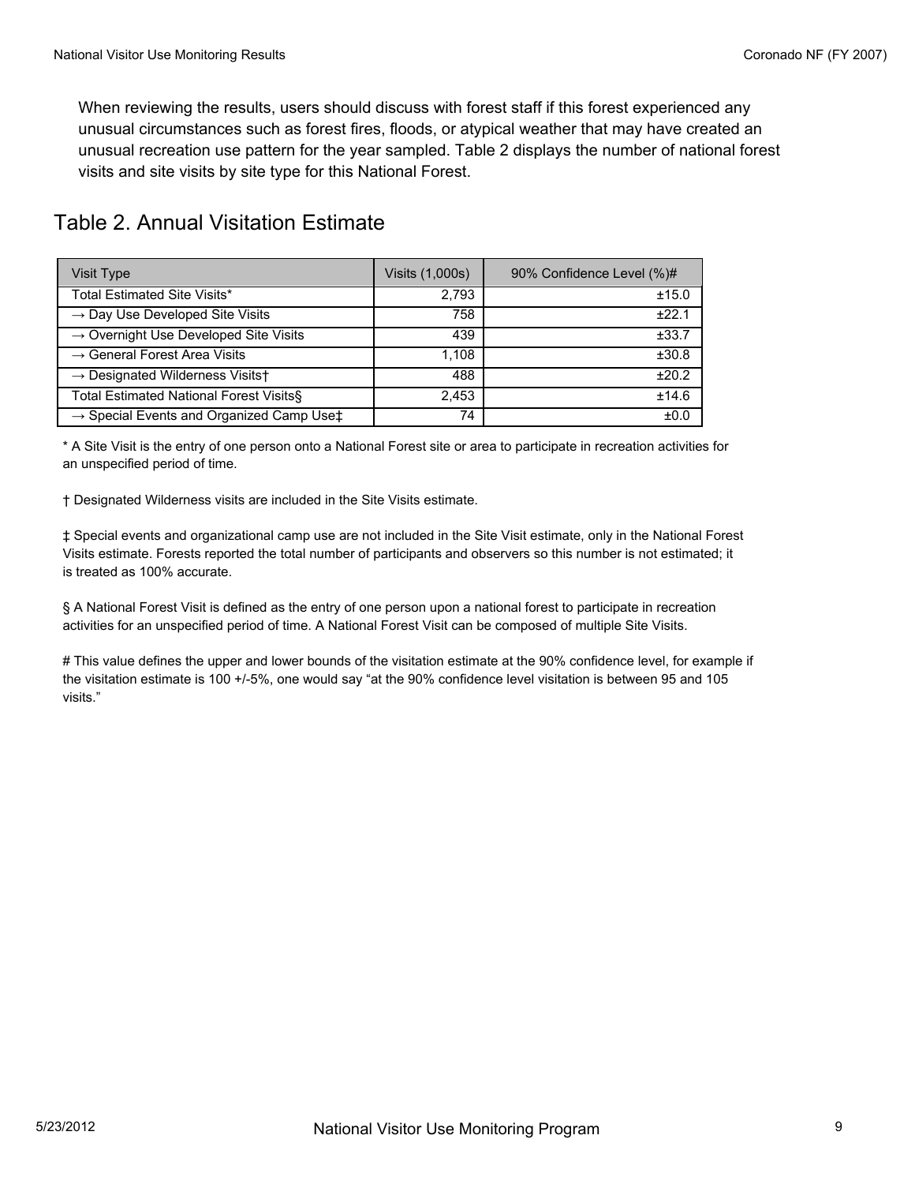When reviewing the results, users should discuss with forest staff if this forest experienced any unusual circumstances such as forest fires, floods, or atypical weather that may have created an unusual recreation use pattern for the year sampled. Table 2 displays the number of national forest visits and site visits by site type for this National Forest.

## Table 2. Annual Visitation Estimate

| Visit Type | Visits (1,000s) | 90% Confidence Level (%)# |
|---|---|---|
| Total Estimated Site Visits* | 2,793 | ±15.0 |
| → Day Use Developed Site Visits | 758 | ±22.1 |
| → Overnight Use Developed Site Visits | 439 | ±33.7 |
| → General Forest Area Visits | 1,108 | ±30.8 |
| → Designated Wilderness Visits† | 488 | ±20.2 |
| Total Estimated National Forest Visits§ | 2,453 | ±14.6 |
| → Special Events and Organized Camp Use‡ | 74 | ±0.0 |

* A Site Visit is the entry of one person onto a National Forest site or area to participate in recreation activities for an unspecified period of time.

† Designated Wilderness visits are included in the Site Visits estimate.

‡ Special events and organizational camp use are not included in the Site Visit estimate, only in the National Forest Visits estimate. Forests reported the total number of participants and observers so this number is not estimated; it is treated as 100% accurate.

§ A National Forest Visit is defined as the entry of one person upon a national forest to participate in recreation activities for an unspecified period of time. A National Forest Visit can be composed of multiple Site Visits.

# This value defines the upper and lower bounds of the visitation estimate at the 90% confidence level, for example if the visitation estimate is 100 +/-5%, one would say "at the 90% confidence level visitation is between 95 and 105 visits."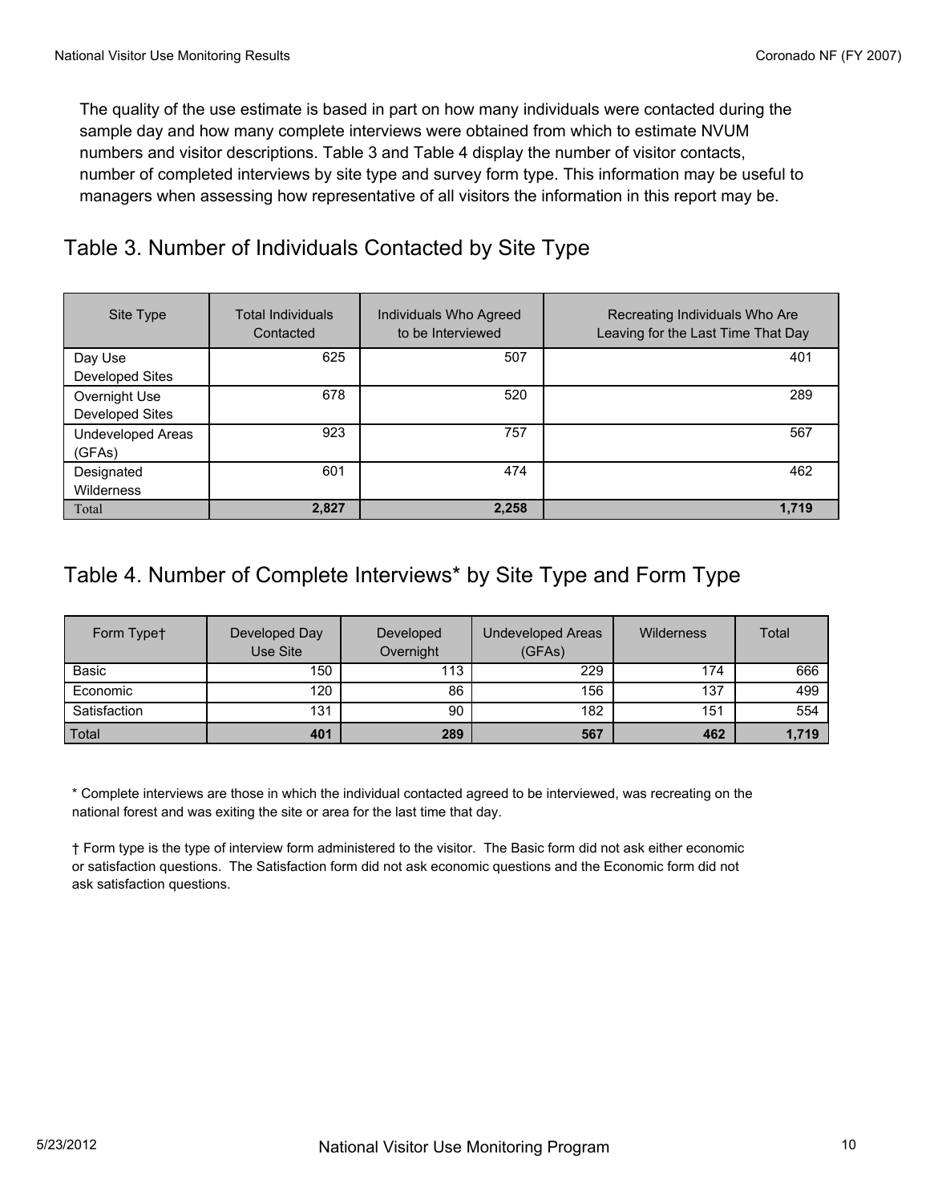The quality of the use estimate is based in part on how many individuals were contacted during the sample day and how many complete interviews were obtained from which to estimate NVUM numbers and visitor descriptions. Table 3 and Table 4 display the number of visitor contacts, number of completed interviews by site type and survey form type. This information may be useful to managers when assessing how representative of all visitors the information in this report may be.

## Table 3. Number of Individuals Contacted by Site Type

| Site Type | Total Individuals Contacted | Individuals Who Agreed to be Interviewed | Recreating Individuals Who Are Leaving for the Last Time That Day |
|---|---|---|---|
| Day Use Developed Sites | 625 | 507 | 401 |
| Overnight Use Developed Sites | 678 | 520 | 289 |
| Undeveloped Areas (GFAs) | 923 | 757 | 567 |
| Designated Wilderness | 601 | 474 | 462 |
| Total | **2,827** | **2,258** | **1,719** |

## Table 4. Number of Complete Interviews* by Site Type and Form Type

| Form Type† | Developed Day Use Site | Developed Overnight | Undeveloped Areas (GFAs) | Wilderness | Total |
|---|---|---|---|---|---|
| Basic | 150 | 113 | 229 | 174 | 666 |
| Economic | 120 | 86 | 156 | 137 | 499 |
| Satisfaction | 131 | 90 | 182 | 151 | 554 |
| Total | **401** | **289** | **567** | **462** | **1,719** |

* Complete interviews are those in which the individual contacted agreed to be interviewed, was recreating on the national forest and was exiting the site or area for the last time that day.

† Form type is the type of interview form administered to the visitor. The Basic form did not ask either economic or satisfaction questions. The Satisfaction form did not ask economic questions and the Economic form did not ask satisfaction questions.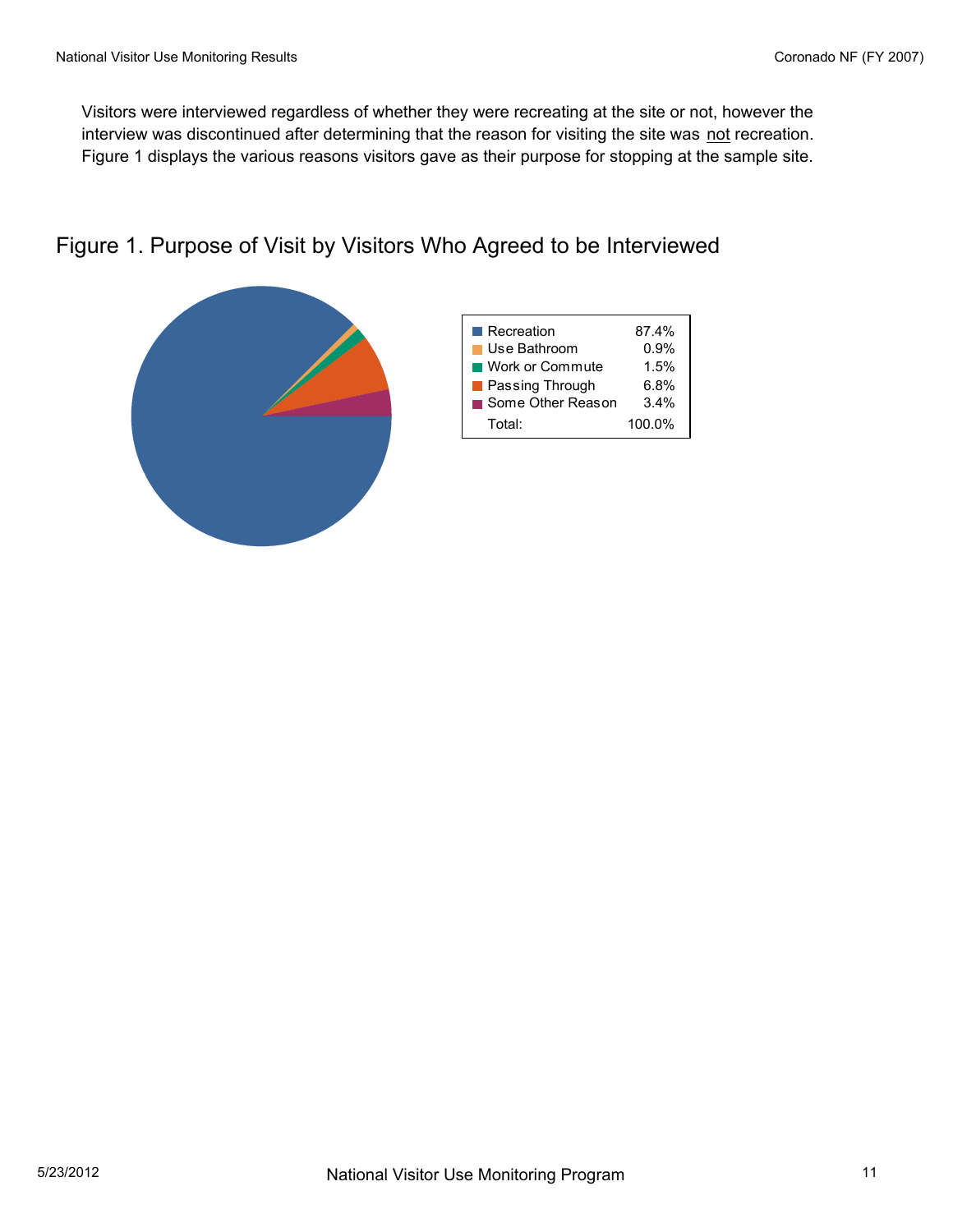Visitors were interviewed regardless of whether they were recreating at the site or not, however the interview was discontinued after determining that the reason for visiting the site was not recreation. Figure 1 displays the various reasons visitors gave as their purpose for stopping at the sample site.

## Figure 1. Purpose of Visit by Visitors Who Agreed to be Interviewed

| Purpose | Percent |
| --- | --- |
| Recreation | 87.4% |
| Use Bathroom | 0.9% |
| Work or Commute | 1.5% |
| Passing Through | 6.8% |
| Some Other Reason | 3.4% |
| Total: | 100.0% |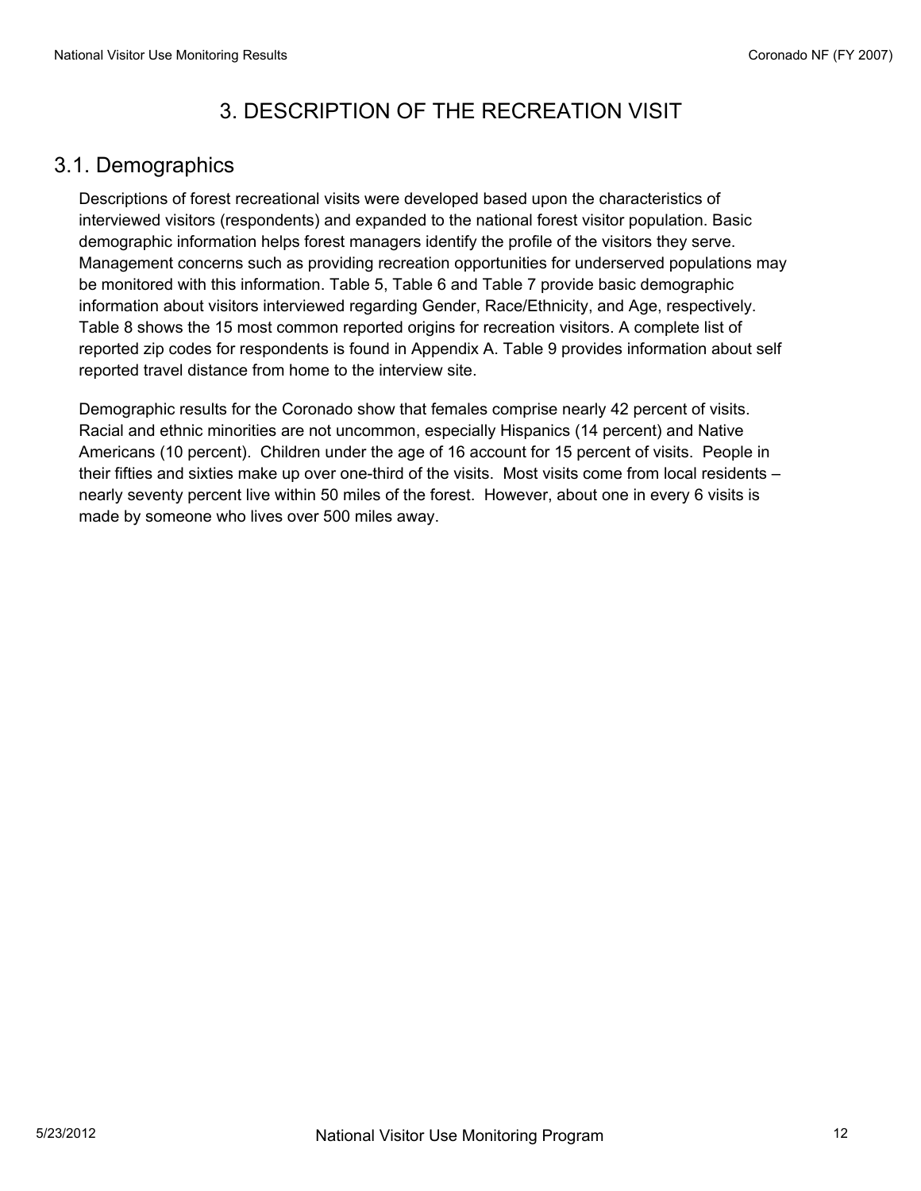# 3. DESCRIPTION OF THE RECREATION VISIT

## 3.1. Demographics

Descriptions of forest recreational visits were developed based upon the characteristics of interviewed visitors (respondents) and expanded to the national forest visitor population. Basic demographic information helps forest managers identify the profile of the visitors they serve. Management concerns such as providing recreation opportunities for underserved populations may be monitored with this information. Table 5, Table 6 and Table 7 provide basic demographic information about visitors interviewed regarding Gender, Race/Ethnicity, and Age, respectively. Table 8 shows the 15 most common reported origins for recreation visitors. A complete list of reported zip codes for respondents is found in Appendix A. Table 9 provides information about self reported travel distance from home to the interview site.

Demographic results for the Coronado show that females comprise nearly 42 percent of visits. Racial and ethnic minorities are not uncommon, especially Hispanics (14 percent) and Native Americans (10 percent). Children under the age of 16 account for 15 percent of visits. People in their fifties and sixties make up over one-third of the visits. Most visits come from local residents – nearly seventy percent live within 50 miles of the forest. However, about one in every 6 visits is made by someone who lives over 500 miles away.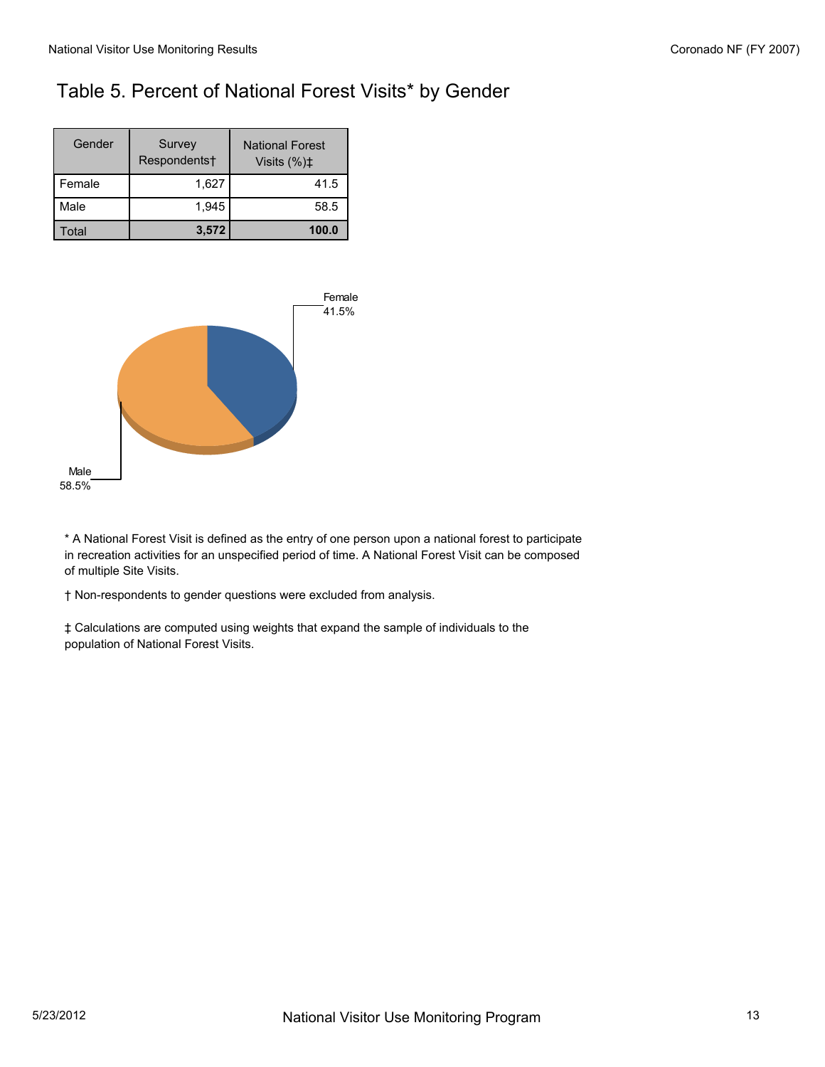# Table 5. Percent of National Forest Visits* by Gender

| Gender | Survey Respondents† | National Forest Visits (%)‡ |
|---|---|---|
| Female | 1,627 | 41.5 |
| Male | 1,945 | 58.5 |
| Total | **3,572** | **100.0** |

Female 41.5%

Male 58.5%

* A National Forest Visit is defined as the entry of one person upon a national forest to participate in recreation activities for an unspecified period of time. A National Forest Visit can be composed of multiple Site Visits.

† Non-respondents to gender questions were excluded from analysis.

‡ Calculations are computed using weights that expand the sample of individuals to the population of National Forest Visits.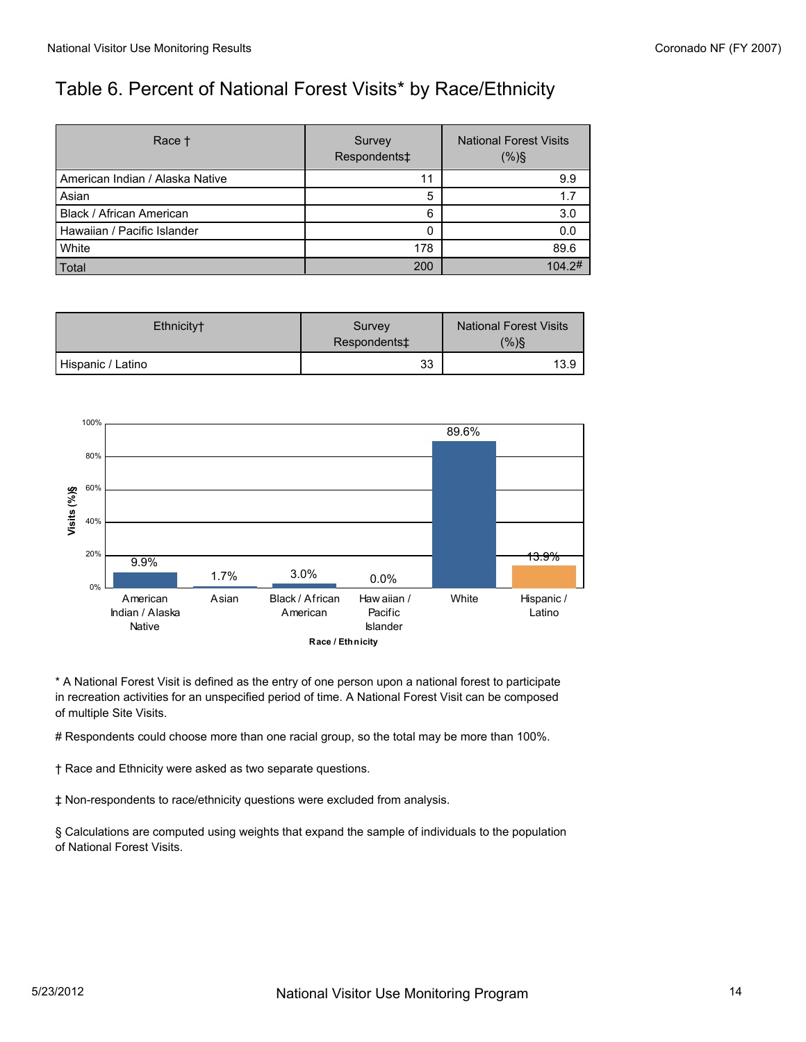# Table 6. Percent of National Forest Visits* by Race/Ethnicity

| Race † | Survey Respondents‡ | National Forest Visits (%)§ |
|---|---|---|
| American Indian / Alaska Native | 11 | 9.9 |
| Asian | 5 | 1.7 |
| Black / African American | 6 | 3.0 |
| Hawaiian / Pacific Islander | 0 | 0.0 |
| White | 178 | 89.6 |
| Total | 200 | 104.2# |

| Ethnicity† | Survey Respondents‡ | National Forest Visits (%)§ |
|---|---|---|
| Hispanic / Latino | 33 | 13.9 |

\* A National Forest Visit is defined as the entry of one person upon a national forest to participate in recreation activities for an unspecified period of time. A National Forest Visit can be composed of multiple Site Visits.

\# Respondents could choose more than one racial group, so the total may be more than 100%.

† Race and Ethnicity were asked as two separate questions.

‡ Non-respondents to race/ethnicity questions were excluded from analysis.

§ Calculations are computed using weights that expand the sample of individuals to the population of National Forest Visits.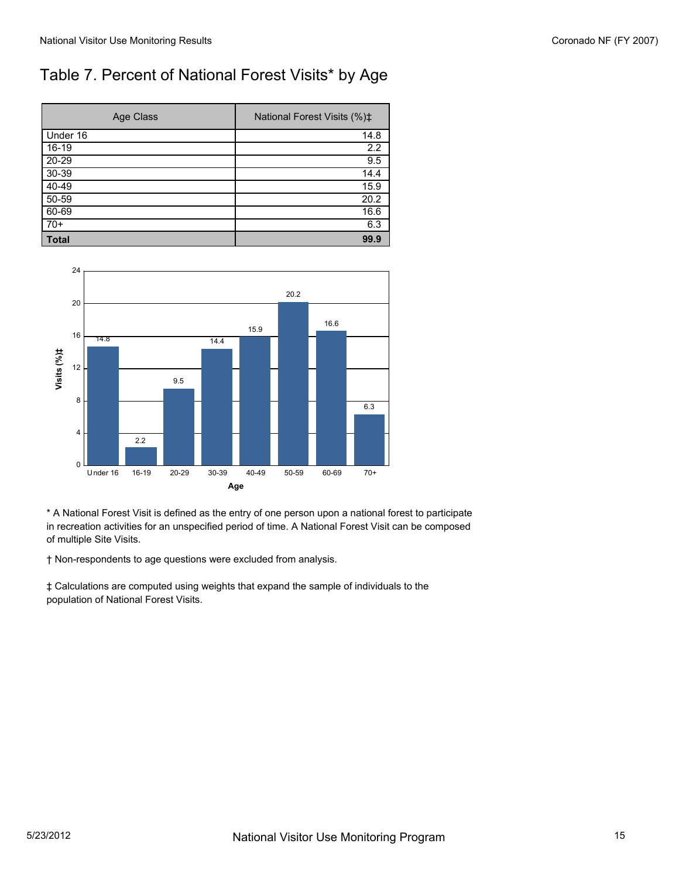# Table 7. Percent of National Forest Visits* by Age

| Age Class | National Forest Visits (%)‡ |
|---|---|
| Under 16 | 14.8 |
| 16-19 | 2.2 |
| 20-29 | 9.5 |
| 30-39 | 14.4 |
| 40-49 | 15.9 |
| 50-59 | 20.2 |
| 60-69 | 16.6 |
| 70+ | 6.3 |
| **Total** | **99.9** |

* A National Forest Visit is defined as the entry of one person upon a national forest to participate in recreation activities for an unspecified period of time. A National Forest Visit can be composed of multiple Site Visits.

† Non-respondents to age questions were excluded from analysis.

‡ Calculations are computed using weights that expand the sample of individuals to the population of National Forest Visits.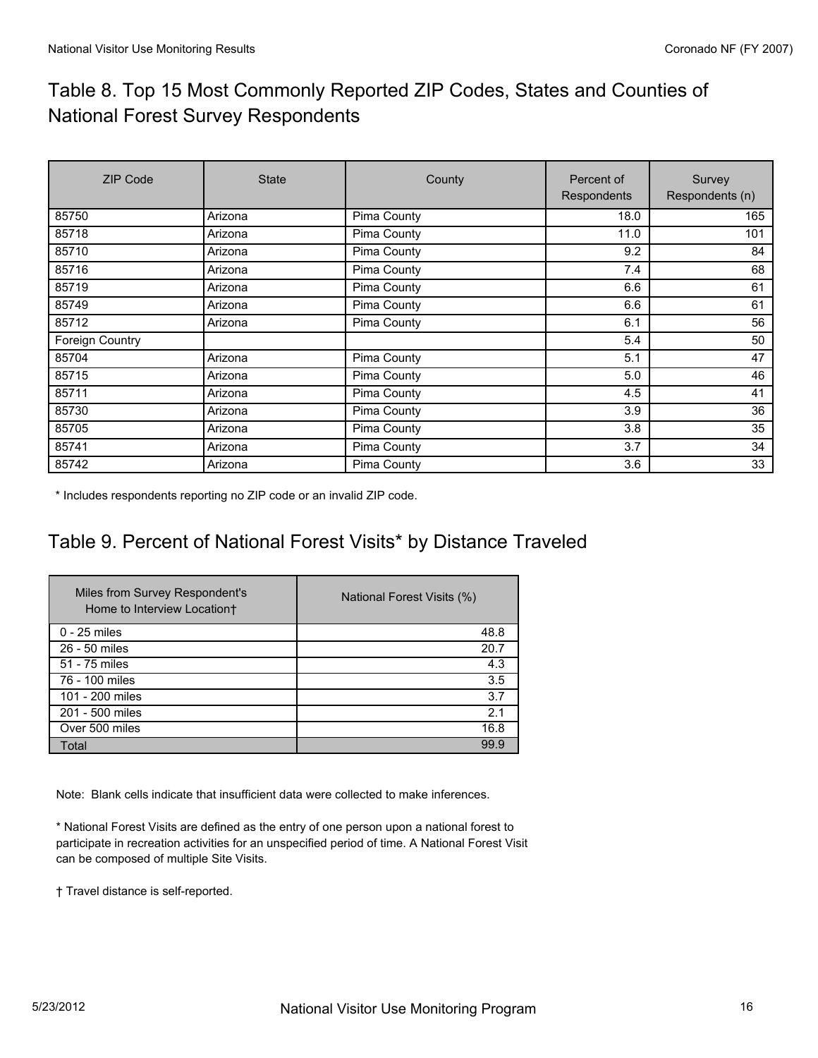## Table 8. Top 15 Most Commonly Reported ZIP Codes, States and Counties of National Forest Survey Respondents

| ZIP Code | State | County | Percent of Respondents | Survey Respondents (n) |
|---|---|---|---|---|
| 85750 | Arizona | Pima County | 18.0 | 165 |
| 85718 | Arizona | Pima County | 11.0 | 101 |
| 85710 | Arizona | Pima County | 9.2 | 84 |
| 85716 | Arizona | Pima County | 7.4 | 68 |
| 85719 | Arizona | Pima County | 6.6 | 61 |
| 85749 | Arizona | Pima County | 6.6 | 61 |
| 85712 | Arizona | Pima County | 6.1 | 56 |
| Foreign Country | | | 5.4 | 50 |
| 85704 | Arizona | Pima County | 5.1 | 47 |
| 85715 | Arizona | Pima County | 5.0 | 46 |
| 85711 | Arizona | Pima County | 4.5 | 41 |
| 85730 | Arizona | Pima County | 3.9 | 36 |
| 85705 | Arizona | Pima County | 3.8 | 35 |
| 85741 | Arizona | Pima County | 3.7 | 34 |
| 85742 | Arizona | Pima County | 3.6 | 33 |

* Includes respondents reporting no ZIP code or an invalid ZIP code.

## Table 9. Percent of National Forest Visits* by Distance Traveled

| Miles from Survey Respondent's Home to Interview Location† | National Forest Visits (%) |
|---|---|
| 0 - 25 miles | 48.8 |
| 26 - 50 miles | 20.7 |
| 51 - 75 miles | 4.3 |
| 76 - 100 miles | 3.5 |
| 101 - 200 miles | 3.7 |
| 201 - 500 miles | 2.1 |
| Over 500 miles | 16.8 |
| Total | 99.9 |

Note: Blank cells indicate that insufficient data were collected to make inferences.

* National Forest Visits are defined as the entry of one person upon a national forest to participate in recreation activities for an unspecified period of time. A National Forest Visit can be composed of multiple Site Visits.

† Travel distance is self-reported.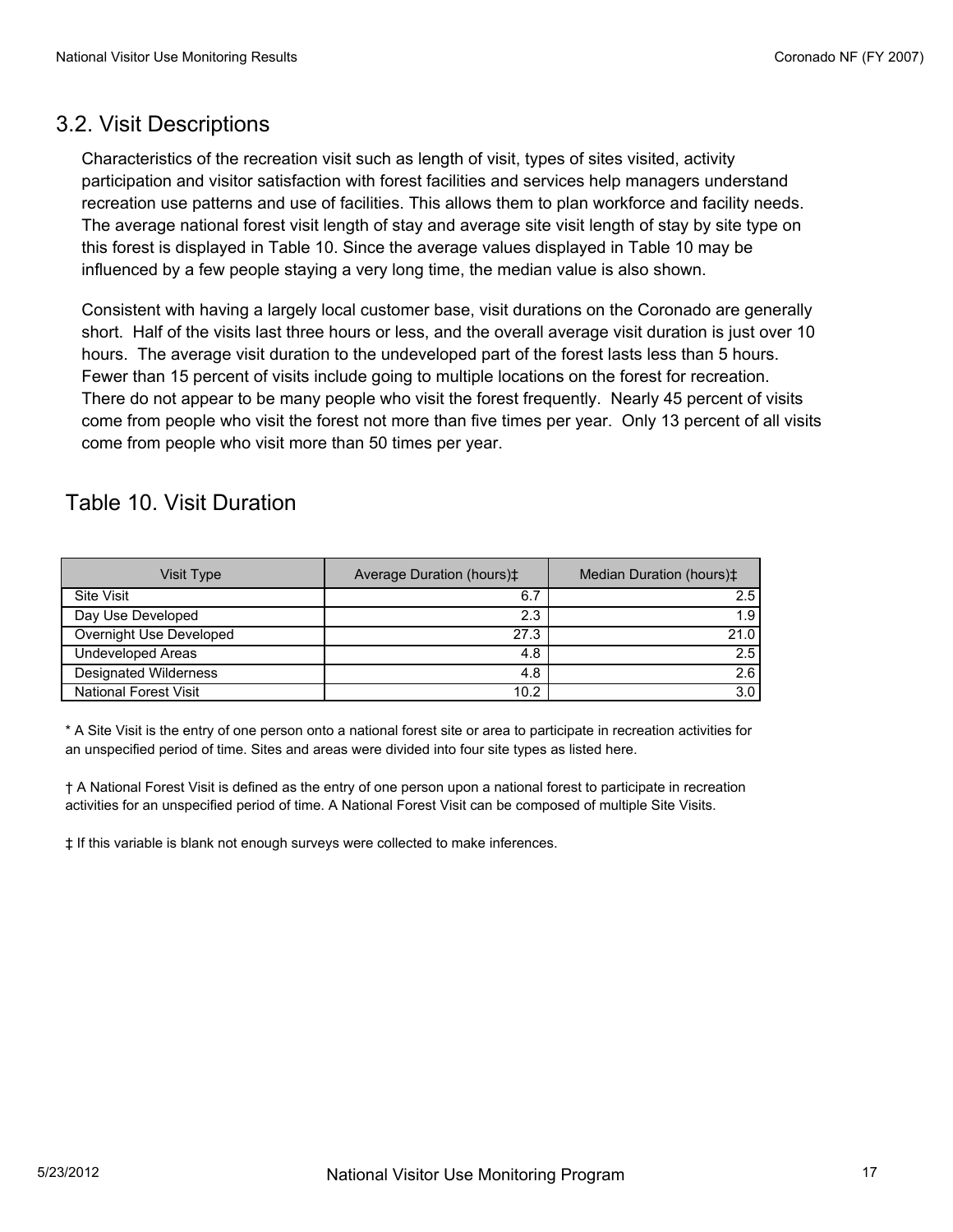## 3.2. Visit Descriptions

Characteristics of the recreation visit such as length of visit, types of sites visited, activity participation and visitor satisfaction with forest facilities and services help managers understand recreation use patterns and use of facilities. This allows them to plan workforce and facility needs. The average national forest visit length of stay and average site visit length of stay by site type on this forest is displayed in Table 10. Since the average values displayed in Table 10 may be influenced by a few people staying a very long time, the median value is also shown.

Consistent with having a largely local customer base, visit durations on the Coronado are generally short. Half of the visits last three hours or less, and the overall average visit duration is just over 10 hours. The average visit duration to the undeveloped part of the forest lasts less than 5 hours. Fewer than 15 percent of visits include going to multiple locations on the forest for recreation. There do not appear to be many people who visit the forest frequently. Nearly 45 percent of visits come from people who visit the forest not more than five times per year. Only 13 percent of all visits come from people who visit more than 50 times per year.

### Table 10. Visit Duration

| Visit Type | Average Duration (hours)‡ | Median Duration (hours)‡ |
|---|---|---|
| Site Visit | 6.7 | 2.5 |
| Day Use Developed | 2.3 | 1.9 |
| Overnight Use Developed | 27.3 | 21.0 |
| Undeveloped Areas | 4.8 | 2.5 |
| Designated Wilderness | 4.8 | 2.6 |
| National Forest Visit | 10.2 | 3.0 |

* A Site Visit is the entry of one person onto a national forest site or area to participate in recreation activities for an unspecified period of time. Sites and areas were divided into four site types as listed here.

† A National Forest Visit is defined as the entry of one person upon a national forest to participate in recreation activities for an unspecified period of time. A National Forest Visit can be composed of multiple Site Visits.

‡ If this variable is blank not enough surveys were collected to make inferences.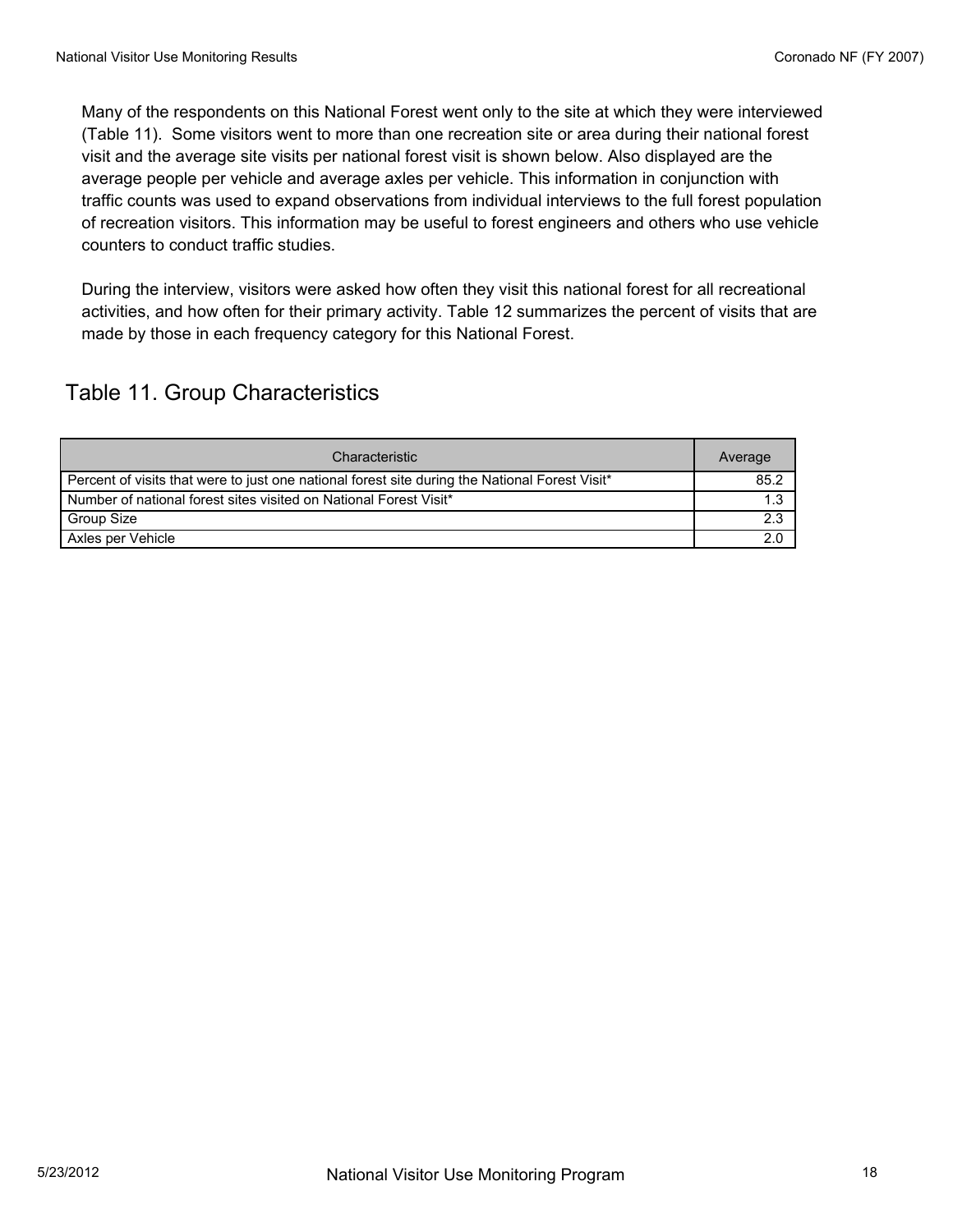Many of the respondents on this National Forest went only to the site at which they were interviewed (Table 11). Some visitors went to more than one recreation site or area during their national forest visit and the average site visits per national forest visit is shown below. Also displayed are the average people per vehicle and average axles per vehicle. This information in conjunction with traffic counts was used to expand observations from individual interviews to the full forest population of recreation visitors. This information may be useful to forest engineers and others who use vehicle counters to conduct traffic studies.

During the interview, visitors were asked how often they visit this national forest for all recreational activities, and how often for their primary activity. Table 12 summarizes the percent of visits that are made by those in each frequency category for this National Forest.

## Table 11. Group Characteristics

| Characteristic | Average |
|---|---|
| Percent of visits that were to just one national forest site during the National Forest Visit* | 85.2 |
| Number of national forest sites visited on National Forest Visit* | 1.3 |
| Group Size | 2.3 |
| Axles per Vehicle | 2.0 |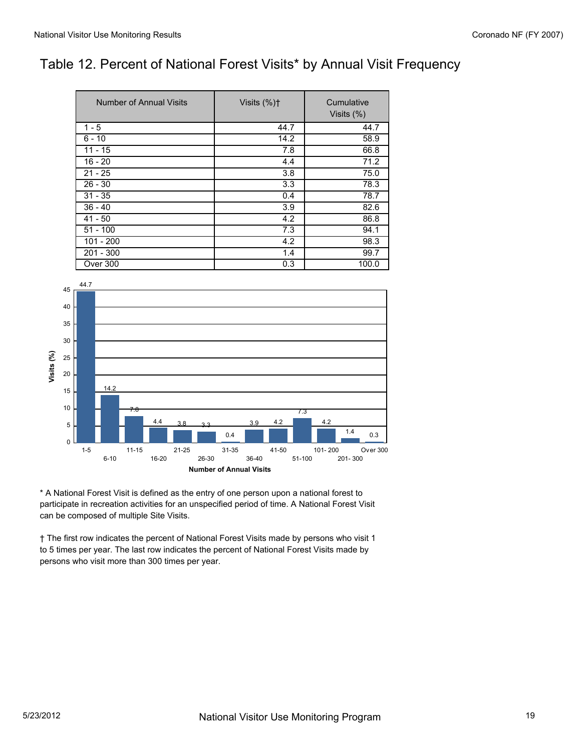# Table 12. Percent of National Forest Visits* by Annual Visit Frequency

| Number of Annual Visits | Visits (%)† | Cumulative Visits (%) |
|---|---|---|
| 1 - 5 | 44.7 | 44.7 |
| 6 - 10 | 14.2 | 58.9 |
| 11 - 15 | 7.8 | 66.8 |
| 16 - 20 | 4.4 | 71.2 |
| 21 - 25 | 3.8 | 75.0 |
| 26 - 30 | 3.3 | 78.3 |
| 31 - 35 | 0.4 | 78.7 |
| 36 - 40 | 3.9 | 82.6 |
| 41 - 50 | 4.2 | 86.8 |
| 51 - 100 | 7.3 | 94.1 |
| 101 - 200 | 4.2 | 98.3 |
| 201 - 300 | 1.4 | 99.7 |
| Over 300 | 0.3 | 100.0 |

* A National Forest Visit is defined as the entry of one person upon a national forest to participate in recreation activities for an unspecified period of time. A National Forest Visit can be composed of multiple Site Visits.

† The first row indicates the percent of National Forest Visits made by persons who visit 1 to 5 times per year. The last row indicates the percent of National Forest Visits made by persons who visit more than 300 times per year.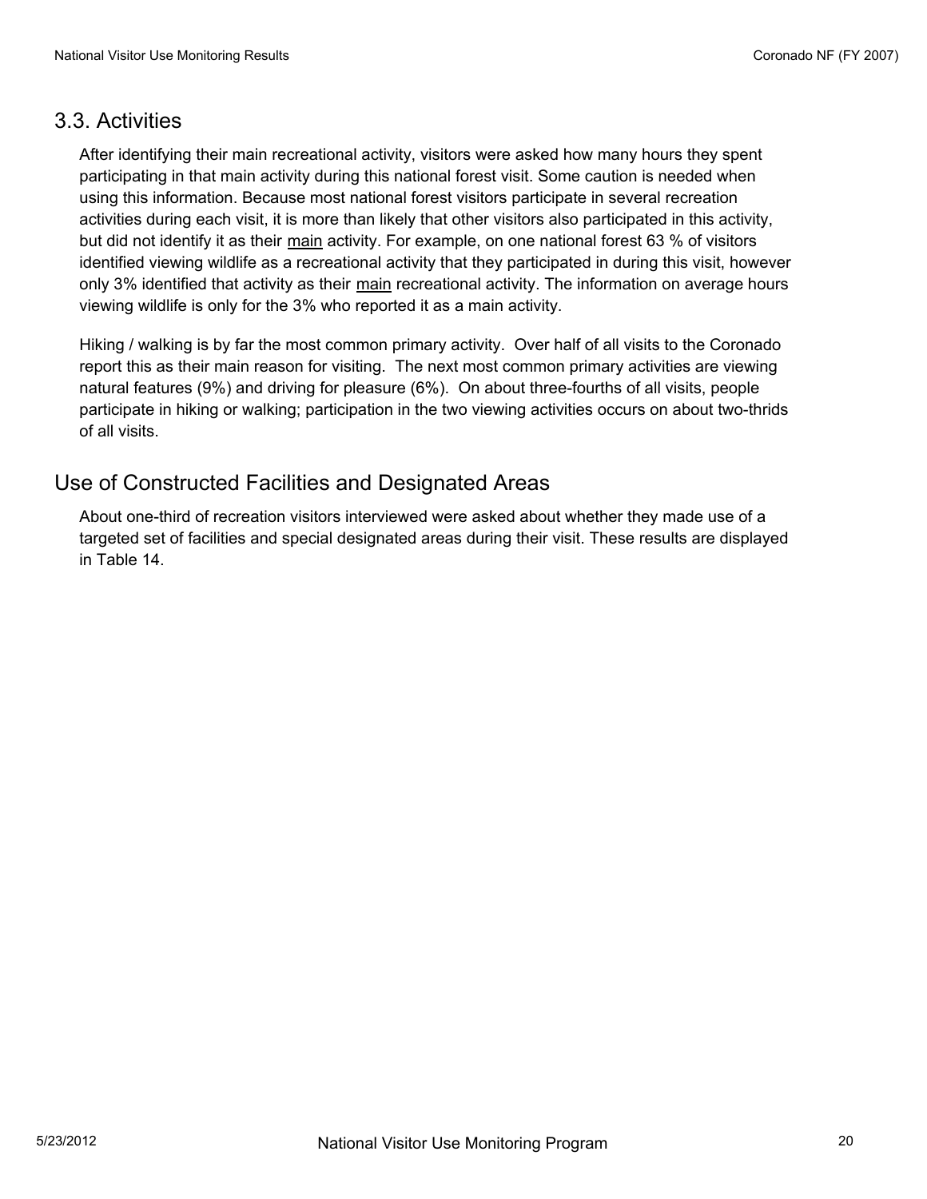## 3.3. Activities

After identifying their main recreational activity, visitors were asked how many hours they spent participating in that main activity during this national forest visit. Some caution is needed when using this information. Because most national forest visitors participate in several recreation activities during each visit, it is more than likely that other visitors also participated in this activity, but did not identify it as their main activity. For example, on one national forest 63 % of visitors identified viewing wildlife as a recreational activity that they participated in during this visit, however only 3% identified that activity as their main recreational activity. The information on average hours viewing wildlife is only for the 3% who reported it as a main activity.

Hiking / walking is by far the most common primary activity. Over half of all visits to the Coronado report this as their main reason for visiting. The next most common primary activities are viewing natural features (9%) and driving for pleasure (6%). On about three-fourths of all visits, people participate in hiking or walking; participation in the two viewing activities occurs on about two-thrids of all visits.

## Use of Constructed Facilities and Designated Areas

About one-third of recreation visitors interviewed were asked about whether they made use of a targeted set of facilities and special designated areas during their visit. These results are displayed in Table 14.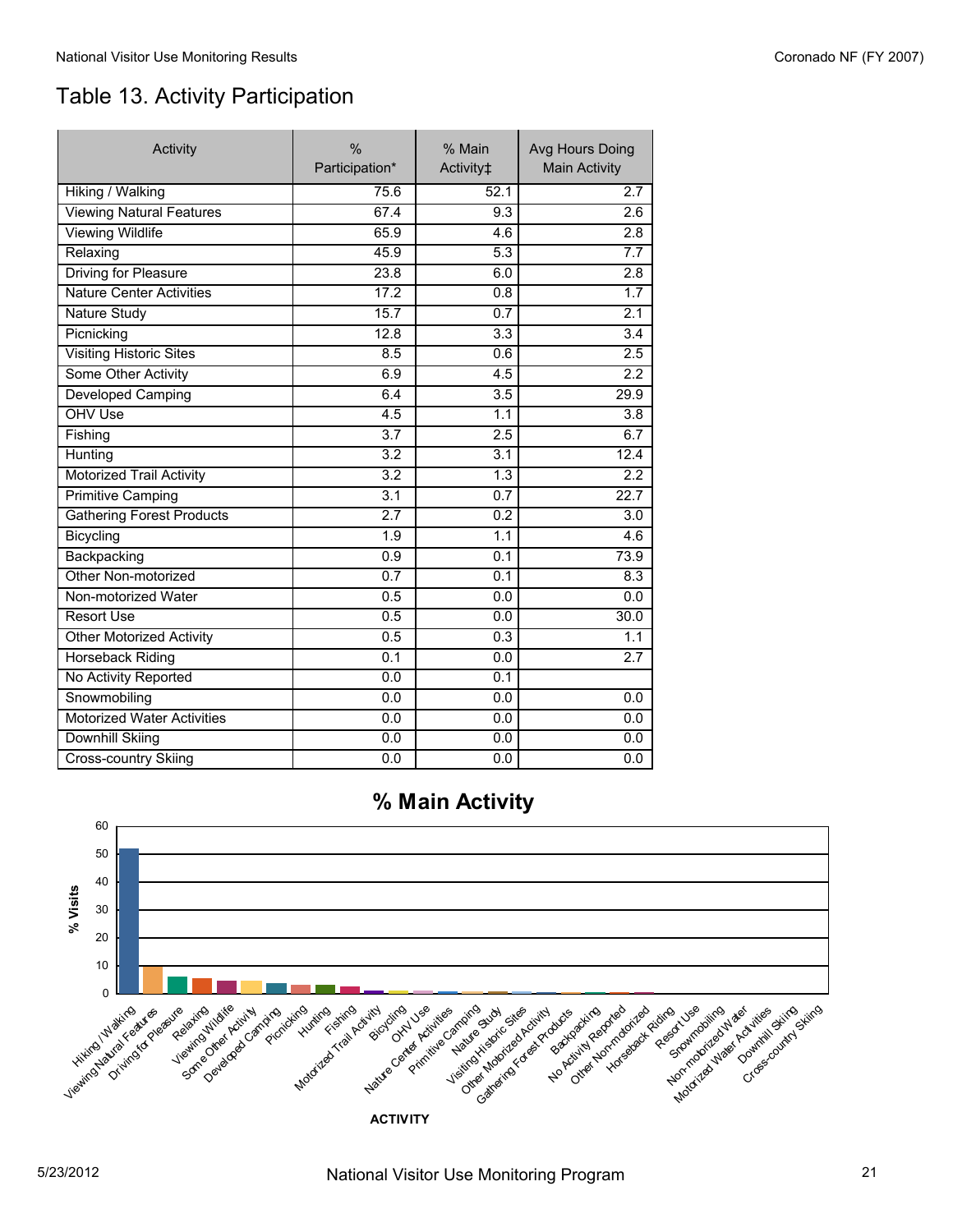# Table 13. Activity Participation

| Activity | % Participation* | % Main Activity‡ | Avg Hours Doing Main Activity |
|---|---|---|---|
| Hiking / Walking | 75.6 | 52.1 | 2.7 |
| Viewing Natural Features | 67.4 | 9.3 | 2.6 |
| Viewing Wildlife | 65.9 | 4.6 | 2.8 |
| Relaxing | 45.9 | 5.3 | 7.7 |
| Driving for Pleasure | 23.8 | 6.0 | 2.8 |
| Nature Center Activities | 17.2 | 0.8 | 1.7 |
| Nature Study | 15.7 | 0.7 | 2.1 |
| Picnicking | 12.8 | 3.3 | 3.4 |
| Visiting Historic Sites | 8.5 | 0.6 | 2.5 |
| Some Other Activity | 6.9 | 4.5 | 2.2 |
| Developed Camping | 6.4 | 3.5 | 29.9 |
| OHV Use | 4.5 | 1.1 | 3.8 |
| Fishing | 3.7 | 2.5 | 6.7 |
| Hunting | 3.2 | 3.1 | 12.4 |
| Motorized Trail Activity | 3.2 | 1.3 | 2.2 |
| Primitive Camping | 3.1 | 0.7 | 22.7 |
| Gathering Forest Products | 2.7 | 0.2 | 3.0 |
| Bicycling | 1.9 | 1.1 | 4.6 |
| Backpacking | 0.9 | 0.1 | 73.9 |
| Other Non-motorized | 0.7 | 0.1 | 8.3 |
| Non-motorized Water | 0.5 | 0.0 | 0.0 |
| Resort Use | 0.5 | 0.0 | 30.0 |
| Other Motorized Activity | 0.5 | 0.3 | 1.1 |
| Horseback Riding | 0.1 | 0.0 | 2.7 |
| No Activity Reported | 0.0 | 0.1 | |
| Snowmobiling | 0.0 | 0.0 | 0.0 |
| Motorized Water Activities | 0.0 | 0.0 | 0.0 |
| Downhill Skiing | 0.0 | 0.0 | 0.0 |
| Cross-country Skiing | 0.0 | 0.0 | 0.0 |

**% Main Activity**

(Bar chart: % Visits by ACTIVITY — Hiking / Walking, Viewing Natural Features, Driving for Pleasure, Relaxing, Viewing Wildlife, Some Other Activity, Developed Camping, Picnicking, Hunting, Fishing, Motorized Trail Activity, Bicycling, OHV Use, Nature Center Activities, Primitive Camping, Nature Study, Visiting Historic Sites, Other Motorized Activity, Gathering Forest Products, Backpacking, No Activity Reported, Other Non-motorized, Horseback Riding, Resort Use, Snowmobiling, Non-motorized Water, Motorized Water Activities, Downhill Skiing, Cross-country Skiing)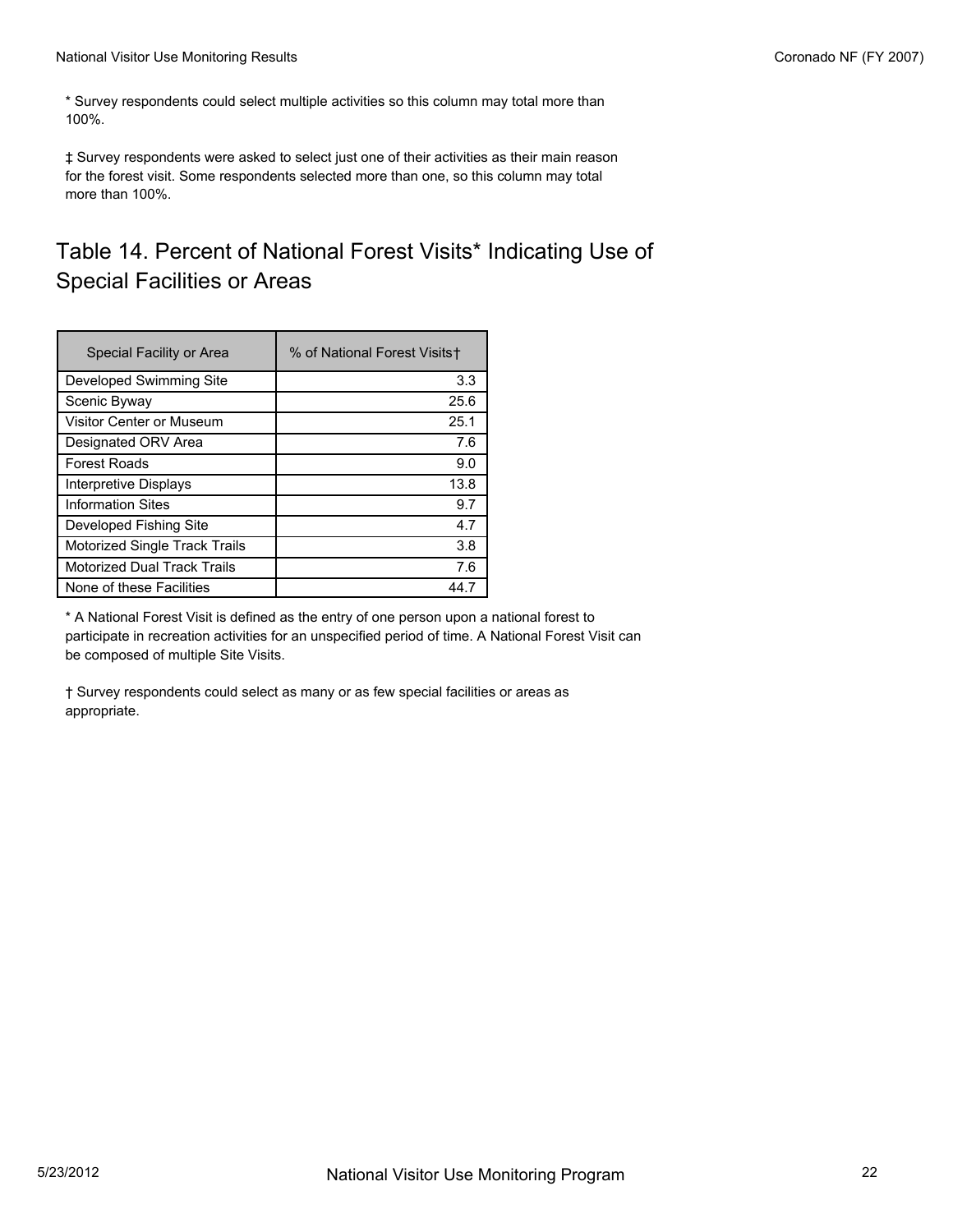\* Survey respondents could select multiple activities so this column may total more than 100%.

‡ Survey respondents were asked to select just one of their activities as their main reason for the forest visit. Some respondents selected more than one, so this column may total more than 100%.

## Table 14. Percent of National Forest Visits* Indicating Use of Special Facilities or Areas

| Special Facility or Area | % of National Forest Visits† |
|---|---|
| Developed Swimming Site | 3.3 |
| Scenic Byway | 25.6 |
| Visitor Center or Museum | 25.1 |
| Designated ORV Area | 7.6 |
| Forest Roads | 9.0 |
| Interpretive Displays | 13.8 |
| Information Sites | 9.7 |
| Developed Fishing Site | 4.7 |
| Motorized Single Track Trails | 3.8 |
| Motorized Dual Track Trails | 7.6 |
| None of these Facilities | 44.7 |

\* A National Forest Visit is defined as the entry of one person upon a national forest to participate in recreation activities for an unspecified period of time. A National Forest Visit can be composed of multiple Site Visits.

† Survey respondents could select as many or as few special facilities or areas as appropriate.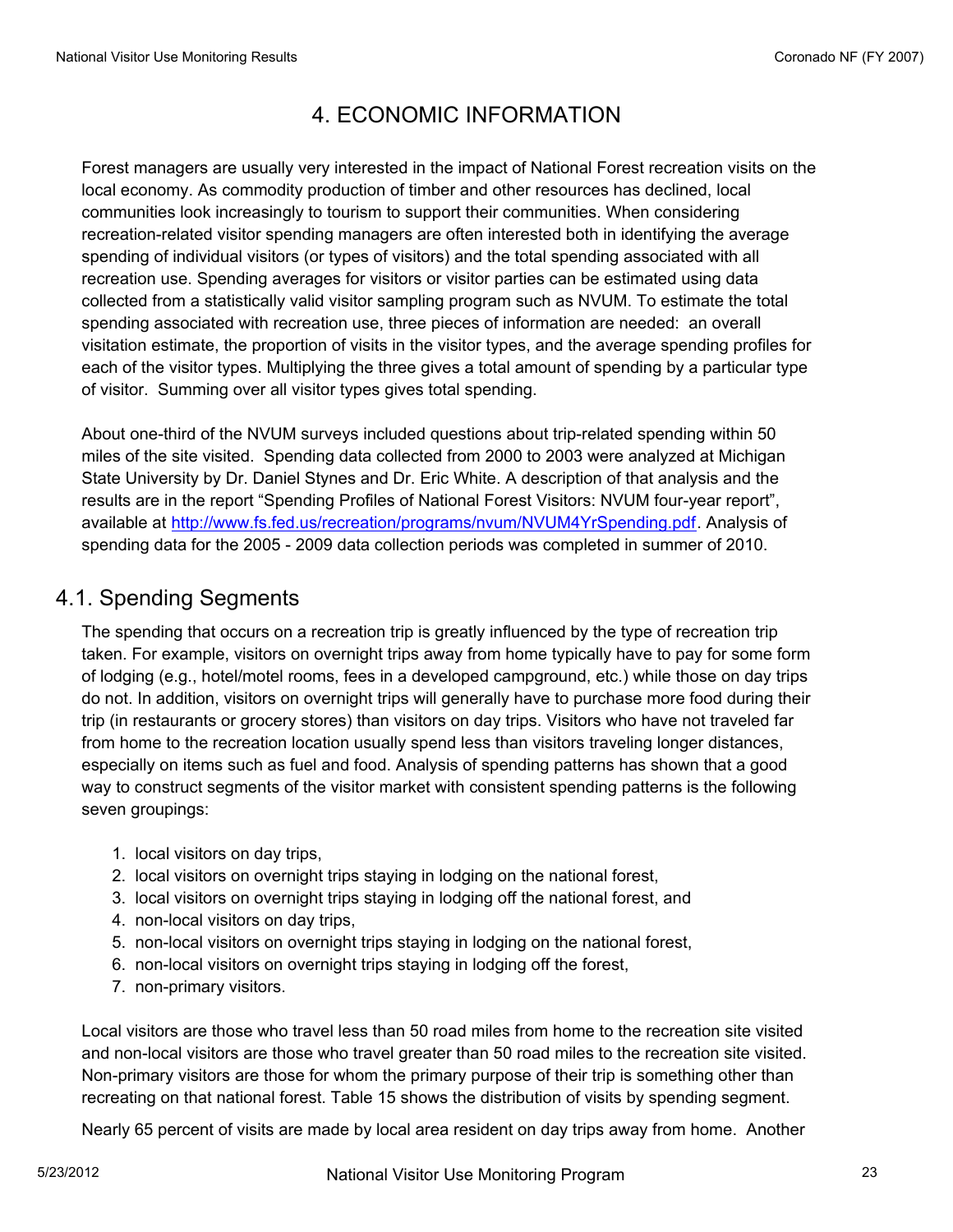# 4. ECONOMIC INFORMATION

Forest managers are usually very interested in the impact of National Forest recreation visits on the local economy. As commodity production of timber and other resources has declined, local communities look increasingly to tourism to support their communities. When considering recreation-related visitor spending managers are often interested both in identifying the average spending of individual visitors (or types of visitors) and the total spending associated with all recreation use. Spending averages for visitors or visitor parties can be estimated using data collected from a statistically valid visitor sampling program such as NVUM. To estimate the total spending associated with recreation use, three pieces of information are needed: an overall visitation estimate, the proportion of visits in the visitor types, and the average spending profiles for each of the visitor types. Multiplying the three gives a total amount of spending by a particular type of visitor. Summing over all visitor types gives total spending.

About one-third of the NVUM surveys included questions about trip-related spending within 50 miles of the site visited. Spending data collected from 2000 to 2003 were analyzed at Michigan State University by Dr. Daniel Stynes and Dr. Eric White. A description of that analysis and the results are in the report "Spending Profiles of National Forest Visitors: NVUM four-year report", available at http://www.fs.fed.us/recreation/programs/nvum/NVUM4YrSpending.pdf. Analysis of spending data for the 2005 - 2009 data collection periods was completed in summer of 2010.

## 4.1. Spending Segments

The spending that occurs on a recreation trip is greatly influenced by the type of recreation trip taken. For example, visitors on overnight trips away from home typically have to pay for some form of lodging (e.g., hotel/motel rooms, fees in a developed campground, etc.) while those on day trips do not. In addition, visitors on overnight trips will generally have to purchase more food during their trip (in restaurants or grocery stores) than visitors on day trips. Visitors who have not traveled far from home to the recreation location usually spend less than visitors traveling longer distances, especially on items such as fuel and food. Analysis of spending patterns has shown that a good way to construct segments of the visitor market with consistent spending patterns is the following seven groupings:

1. local visitors on day trips,
2. local visitors on overnight trips staying in lodging on the national forest,
3. local visitors on overnight trips staying in lodging off the national forest, and
4. non-local visitors on day trips,
5. non-local visitors on overnight trips staying in lodging on the national forest,
6. non-local visitors on overnight trips staying in lodging off the forest,
7. non-primary visitors.

Local visitors are those who travel less than 50 road miles from home to the recreation site visited and non-local visitors are those who travel greater than 50 road miles to the recreation site visited. Non-primary visitors are those for whom the primary purpose of their trip is something other than recreating on that national forest. Table 15 shows the distribution of visits by spending segment.

Nearly 65 percent of visits are made by local area resident on day trips away from home. Another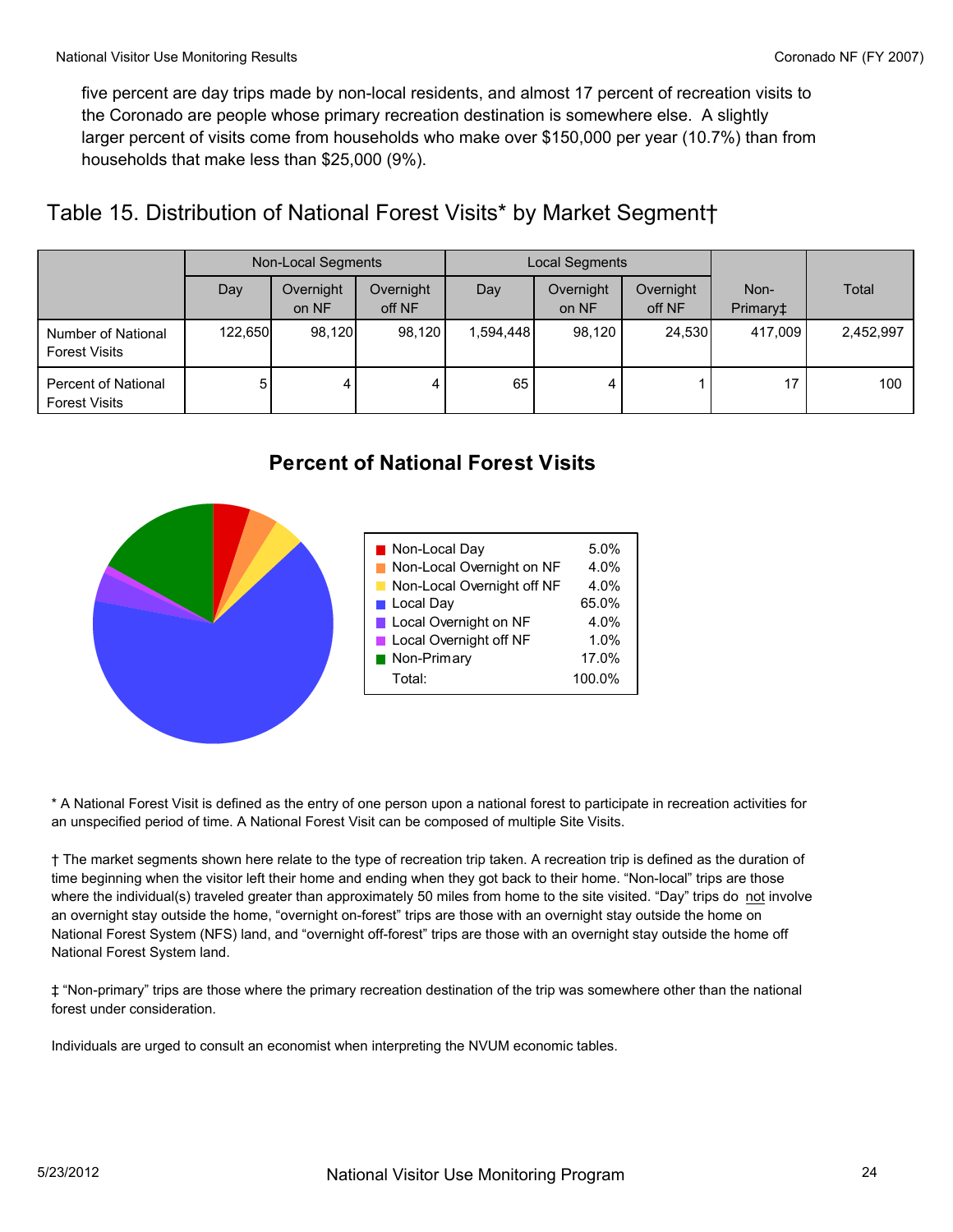five percent are day trips made by non-local residents, and almost 17 percent of recreation visits to the Coronado are people whose primary recreation destination is somewhere else. A slightly larger percent of visits come from households who make over $150,000 per year (10.7%) than from households that make less than $25,000 (9%).

## Table 15. Distribution of National Forest Visits* by Market Segment†

| | Non-Local Segments | | | Local Segments | | | Non-Primary‡ | Total |
|---|---|---|---|---|---|---|---|---|
| | Day | Overnight on NF | Overnight off NF | Day | Overnight on NF | Overnight off NF | | |
| Number of National Forest Visits | 122,650 | 98,120 | 98,120 | 1,594,448 | 98,120 | 24,530 | 417,009 | 2,452,997 |
| Percent of National Forest Visits | 5 | 4 | 4 | 65 | 4 | 1 | 17 | 100 |

**Percent of National Forest Visits**

| | |
|---|---|
| Non-Local Day | 5.0% |
| Non-Local Overnight on NF | 4.0% |
| Non-Local Overnight off NF | 4.0% |
| Local Day | 65.0% |
| Local Overnight on NF | 4.0% |
| Local Overnight off NF | 1.0% |
| Non-Primary | 17.0% |
| Total: | 100.0% |

* A National Forest Visit is defined as the entry of one person upon a national forest to participate in recreation activities for an unspecified period of time. A National Forest Visit can be composed of multiple Site Visits.

† The market segments shown here relate to the type of recreation trip taken. A recreation trip is defined as the duration of time beginning when the visitor left their home and ending when they got back to their home. "Non-local" trips are those where the individual(s) traveled greater than approximately 50 miles from home to the site visited. "Day" trips do not involve an overnight stay outside the home, "overnight on-forest" trips are those with an overnight stay outside the home on National Forest System (NFS) land, and "overnight off-forest" trips are those with an overnight stay outside the home off National Forest System land.

‡ "Non-primary" trips are those where the primary recreation destination of the trip was somewhere other than the national forest under consideration.

Individuals are urged to consult an economist when interpreting the NVUM economic tables.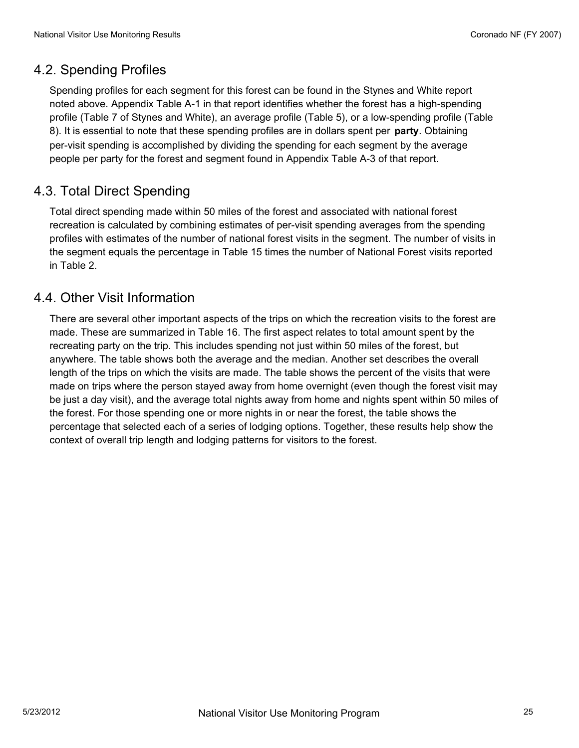## 4.2. Spending Profiles

Spending profiles for each segment for this forest can be found in the Stynes and White report noted above. Appendix Table A-1 in that report identifies whether the forest has a high-spending profile (Table 7 of Stynes and White), an average profile (Table 5), or a low-spending profile (Table 8). It is essential to note that these spending profiles are in dollars spent per **party**. Obtaining per-visit spending is accomplished by dividing the spending for each segment by the average people per party for the forest and segment found in Appendix Table A-3 of that report.

## 4.3. Total Direct Spending

Total direct spending made within 50 miles of the forest and associated with national forest recreation is calculated by combining estimates of per-visit spending averages from the spending profiles with estimates of the number of national forest visits in the segment. The number of visits in the segment equals the percentage in Table 15 times the number of National Forest visits reported in Table 2.

## 4.4. Other Visit Information

There are several other important aspects of the trips on which the recreation visits to the forest are made. These are summarized in Table 16. The first aspect relates to total amount spent by the recreating party on the trip. This includes spending not just within 50 miles of the forest, but anywhere. The table shows both the average and the median. Another set describes the overall length of the trips on which the visits are made. The table shows the percent of the visits that were made on trips where the person stayed away from home overnight (even though the forest visit may be just a day visit), and the average total nights away from home and nights spent within 50 miles of the forest. For those spending one or more nights in or near the forest, the table shows the percentage that selected each of a series of lodging options. Together, these results help show the context of overall trip length and lodging patterns for visitors to the forest.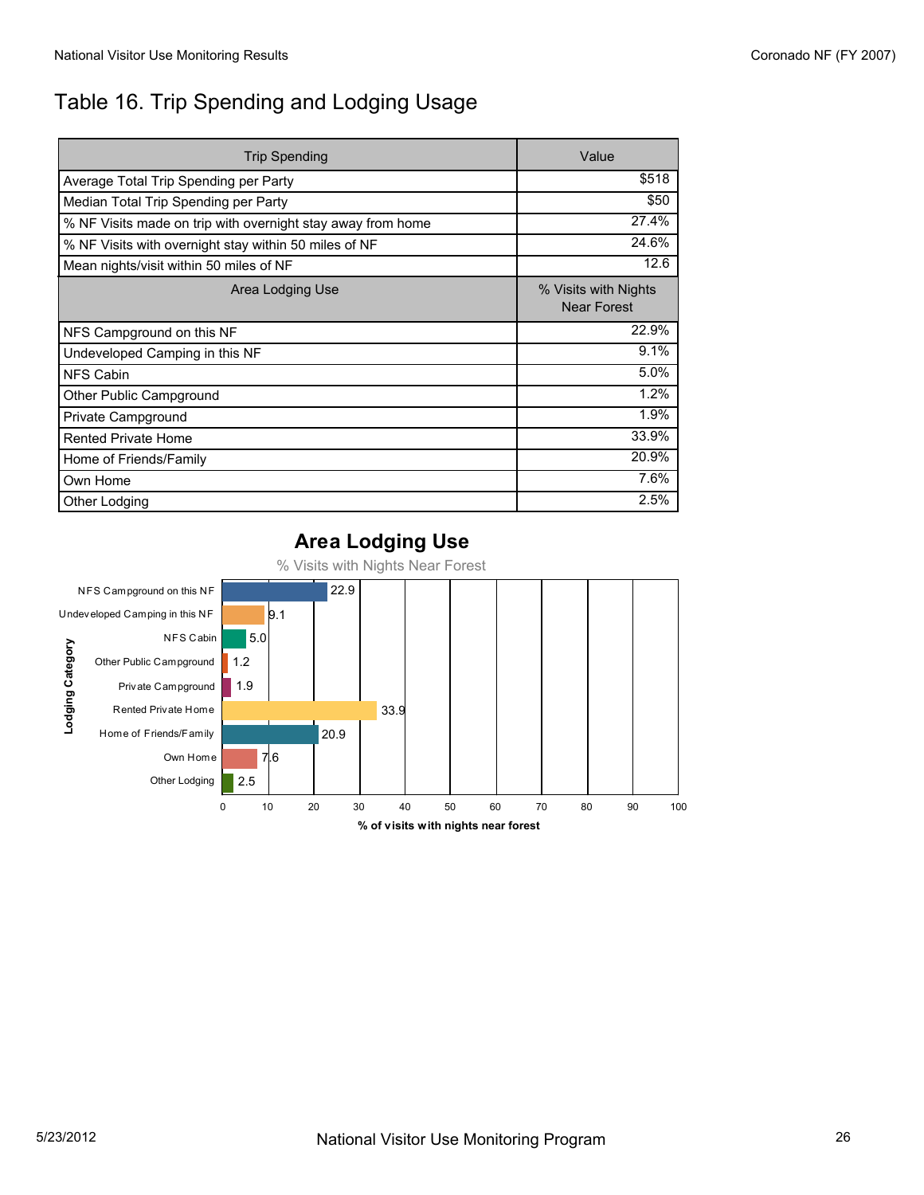## Table 16. Trip Spending and Lodging Usage

| Trip Spending | Value |
|---|---|
| Average Total Trip Spending per Party | $518 |
| Median Total Trip Spending per Party | $50 |
| % NF Visits made on trip with overnight stay away from home | 27.4% |
| % NF Visits with overnight stay within 50 miles of NF | 24.6% |
| Mean nights/visit within 50 miles of NF | 12.6 |
| **Area Lodging Use** | **% Visits with Nights Near Forest** |
| NFS Campground on this NF | 22.9% |
| Undeveloped Camping in this NF | 9.1% |
| NFS Cabin | 5.0% |
| Other Public Campground | 1.2% |
| Private Campground | 1.9% |
| Rented Private Home | 33.9% |
| Home of Friends/Family | 20.9% |
| Own Home | 7.6% |
| Other Lodging | 2.5% |

**Area Lodging Use**

% Visits with Nights Near Forest

| Lodging Category | % of visits with nights near forest |
|---|---|
| NFS Campground on this NF | 22.9 |
| Undeveloped Camping in this NF | 9.1 |
| NFS Cabin | 5.0 |
| Other Public Campground | 1.2 |
| Private Campground | 1.9 |
| Rented Private Home | 33.9 |
| Home of Friends/Family | 20.9 |
| Own Home | 7.6 |
| Other Lodging | 2.5 |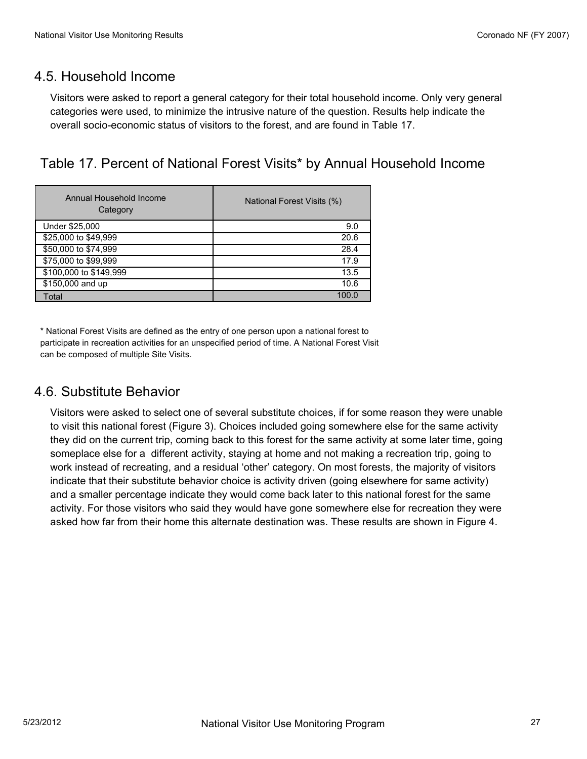## 4.5. Household Income

Visitors were asked to report a general category for their total household income. Only very general categories were used, to minimize the intrusive nature of the question. Results help indicate the overall socio-economic status of visitors to the forest, and are found in Table 17.

### Table 17. Percent of National Forest Visits* by Annual Household Income

| Annual Household Income Category | National Forest Visits (%) |
|---|---:|
| Under $25,000 | 9.0 |
| $25,000 to $49,999 | 20.6 |
| $50,000 to $74,999 | 28.4 |
| $75,000 to $99,999 | 17.9 |
| $100,000 to $149,999 | 13.5 |
| $150,000 and up | 10.6 |
| Total | 100.0 |

* National Forest Visits are defined as the entry of one person upon a national forest to participate in recreation activities for an unspecified period of time. A National Forest Visit can be composed of multiple Site Visits.

## 4.6. Substitute Behavior

Visitors were asked to select one of several substitute choices, if for some reason they were unable to visit this national forest (Figure 3). Choices included going somewhere else for the same activity they did on the current trip, coming back to this forest for the same activity at some later time, going someplace else for a different activity, staying at home and not making a recreation trip, going to work instead of recreating, and a residual 'other' category. On most forests, the majority of visitors indicate that their substitute behavior choice is activity driven (going elsewhere for same activity) and a smaller percentage indicate they would come back later to this national forest for the same activity. For those visitors who said they would have gone somewhere else for recreation they were asked how far from their home this alternate destination was. These results are shown in Figure 4.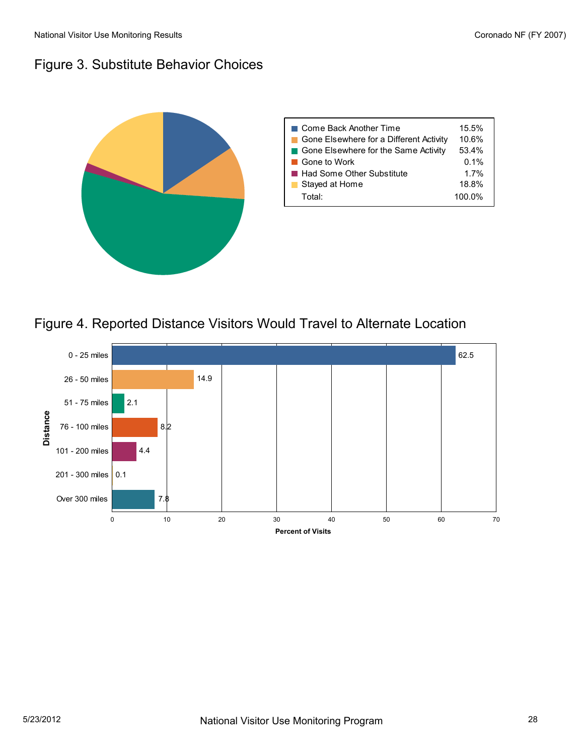## Figure 3. Substitute Behavior Choices

| Substitute Behavior | Percent |
|---|---|
| Come Back Another Time | 15.5% |
| Gone Elsewhere for a Different Activity | 10.6% |
| Gone Elsewhere for the Same Activity | 53.4% |
| Gone to Work | 0.1% |
| Had Some Other Substitute | 1.7% |
| Stayed at Home | 18.8% |
| Total: | 100.0% |

## Figure 4. Reported Distance Visitors Would Travel to Alternate Location

| Distance | Percent of Visits |
|---|---|
| 0 - 25 miles | 62.5 |
| 26 - 50 miles | 14.9 |
| 51 - 75 miles | 2.1 |
| 76 - 100 miles | 8.2 |
| 101 - 200 miles | 4.4 |
| 201 - 300 miles | 0.1 |
| Over 300 miles | 7.8 |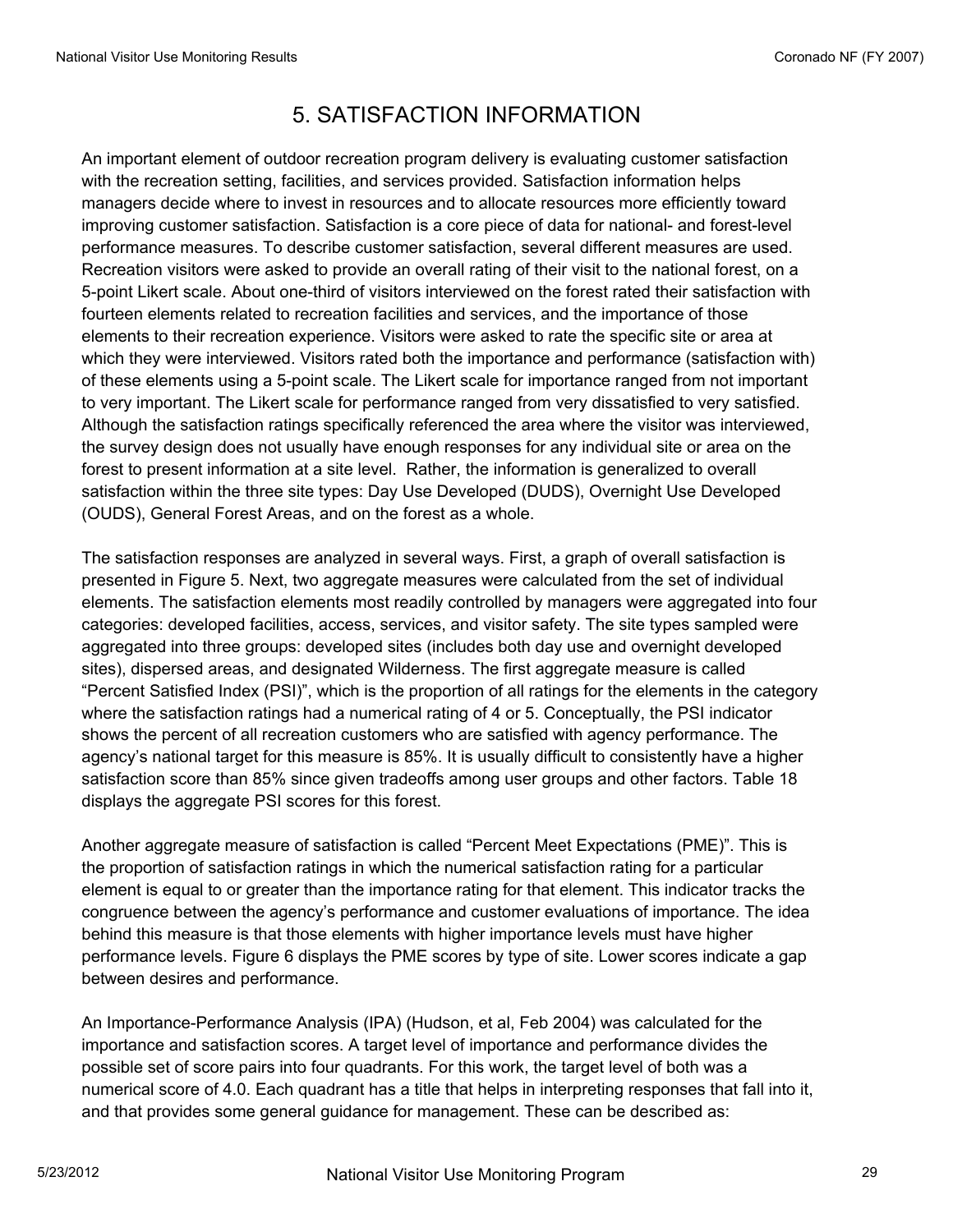# 5. SATISFACTION INFORMATION

An important element of outdoor recreation program delivery is evaluating customer satisfaction with the recreation setting, facilities, and services provided. Satisfaction information helps managers decide where to invest in resources and to allocate resources more efficiently toward improving customer satisfaction. Satisfaction is a core piece of data for national- and forest-level performance measures. To describe customer satisfaction, several different measures are used. Recreation visitors were asked to provide an overall rating of their visit to the national forest, on a 5-point Likert scale. About one-third of visitors interviewed on the forest rated their satisfaction with fourteen elements related to recreation facilities and services, and the importance of those elements to their recreation experience. Visitors were asked to rate the specific site or area at which they were interviewed. Visitors rated both the importance and performance (satisfaction with) of these elements using a 5-point scale. The Likert scale for importance ranged from not important to very important. The Likert scale for performance ranged from very dissatisfied to very satisfied. Although the satisfaction ratings specifically referenced the area where the visitor was interviewed, the survey design does not usually have enough responses for any individual site or area on the forest to present information at a site level. Rather, the information is generalized to overall satisfaction within the three site types: Day Use Developed (DUDS), Overnight Use Developed (OUDS), General Forest Areas, and on the forest as a whole.

The satisfaction responses are analyzed in several ways. First, a graph of overall satisfaction is presented in Figure 5. Next, two aggregate measures were calculated from the set of individual elements. The satisfaction elements most readily controlled by managers were aggregated into four categories: developed facilities, access, services, and visitor safety. The site types sampled were aggregated into three groups: developed sites (includes both day use and overnight developed sites), dispersed areas, and designated Wilderness. The first aggregate measure is called "Percent Satisfied Index (PSI)", which is the proportion of all ratings for the elements in the category where the satisfaction ratings had a numerical rating of 4 or 5. Conceptually, the PSI indicator shows the percent of all recreation customers who are satisfied with agency performance. The agency's national target for this measure is 85%. It is usually difficult to consistently have a higher satisfaction score than 85% since given tradeoffs among user groups and other factors. Table 18 displays the aggregate PSI scores for this forest.

Another aggregate measure of satisfaction is called "Percent Meet Expectations (PME)". This is the proportion of satisfaction ratings in which the numerical satisfaction rating for a particular element is equal to or greater than the importance rating for that element. This indicator tracks the congruence between the agency's performance and customer evaluations of importance. The idea behind this measure is that those elements with higher importance levels must have higher performance levels. Figure 6 displays the PME scores by type of site. Lower scores indicate a gap between desires and performance.

An Importance-Performance Analysis (IPA) (Hudson, et al, Feb 2004) was calculated for the importance and satisfaction scores. A target level of importance and performance divides the possible set of score pairs into four quadrants. For this work, the target level of both was a numerical score of 4.0. Each quadrant has a title that helps in interpreting responses that fall into it, and that provides some general guidance for management. These can be described as: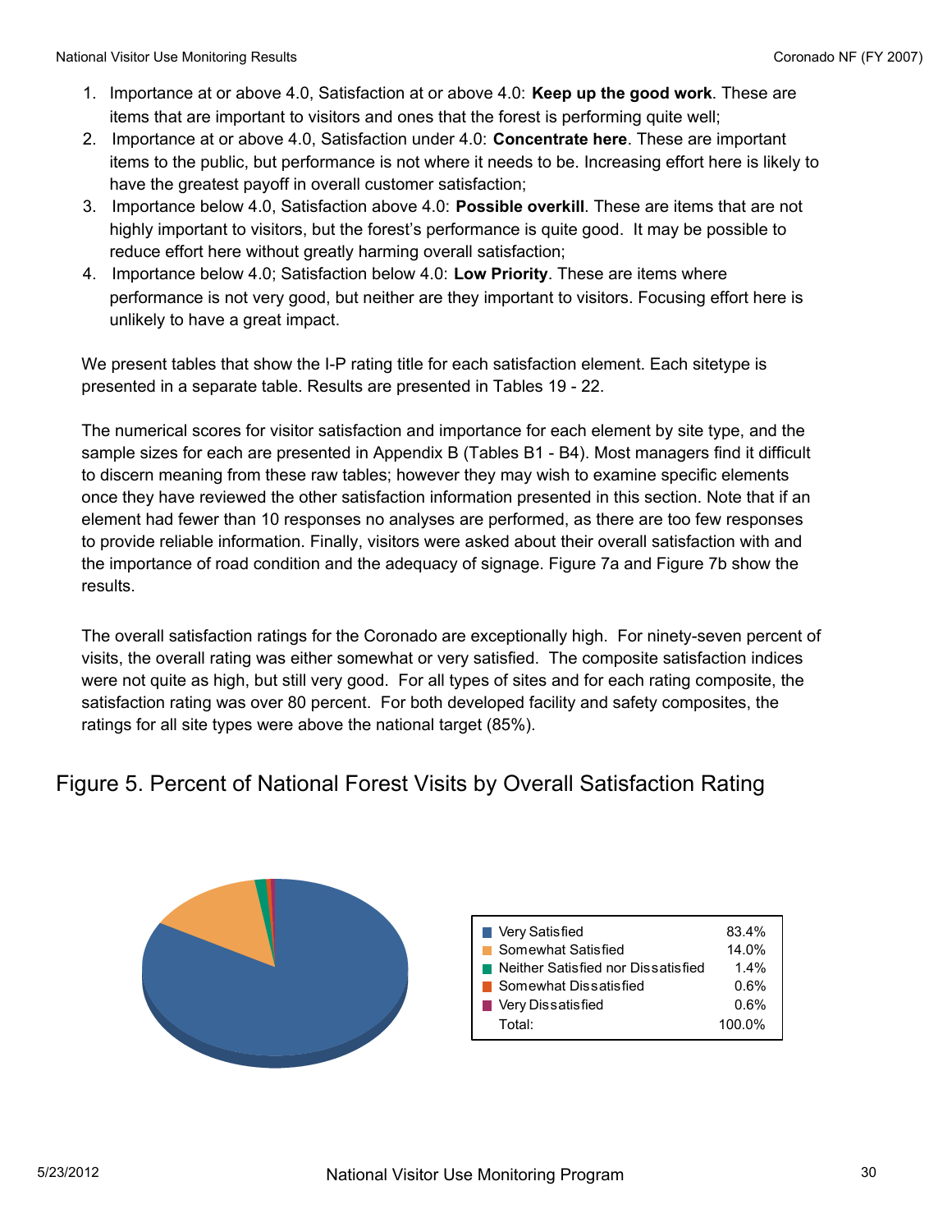1. Importance at or above 4.0, Satisfaction at or above 4.0: **Keep up the good work**. These are items that are important to visitors and ones that the forest is performing quite well;
2. Importance at or above 4.0, Satisfaction under 4.0: **Concentrate here**. These are important items to the public, but performance is not where it needs to be. Increasing effort here is likely to have the greatest payoff in overall customer satisfaction;
3. Importance below 4.0, Satisfaction above 4.0: **Possible overkill**. These are items that are not highly important to visitors, but the forest's performance is quite good. It may be possible to reduce effort here without greatly harming overall satisfaction;
4. Importance below 4.0; Satisfaction below 4.0: **Low Priority**. These are items where performance is not very good, but neither are they important to visitors. Focusing effort here is unlikely to have a great impact.

We present tables that show the I-P rating title for each satisfaction element. Each sitetype is presented in a separate table. Results are presented in Tables 19 - 22.

The numerical scores for visitor satisfaction and importance for each element by site type, and the sample sizes for each are presented in Appendix B (Tables B1 - B4). Most managers find it difficult to discern meaning from these raw tables; however they may wish to examine specific elements once they have reviewed the other satisfaction information presented in this section. Note that if an element had fewer than 10 responses no analyses are performed, as there are too few responses to provide reliable information. Finally, visitors were asked about their overall satisfaction with and the importance of road condition and the adequacy of signage. Figure 7a and Figure 7b show the results.

The overall satisfaction ratings for the Coronado are exceptionally high. For ninety-seven percent of visits, the overall rating was either somewhat or very satisfied. The composite satisfaction indices were not quite as high, but still very good. For all types of sites and for each rating composite, the satisfaction rating was over 80 percent. For both developed facility and safety composites, the ratings for all site types were above the national target (85%).

## Figure 5. Percent of National Forest Visits by Overall Satisfaction Rating

| Rating | Percent |
|---|---|
| Very Satisfied | 83.4% |
| Somewhat Satisfied | 14.0% |
| Neither Satisfied nor Dissatisfied | 1.4% |
| Somewhat Dissatisfied | 0.6% |
| Very Dissatisfied | 0.6% |
| Total: | 100.0% |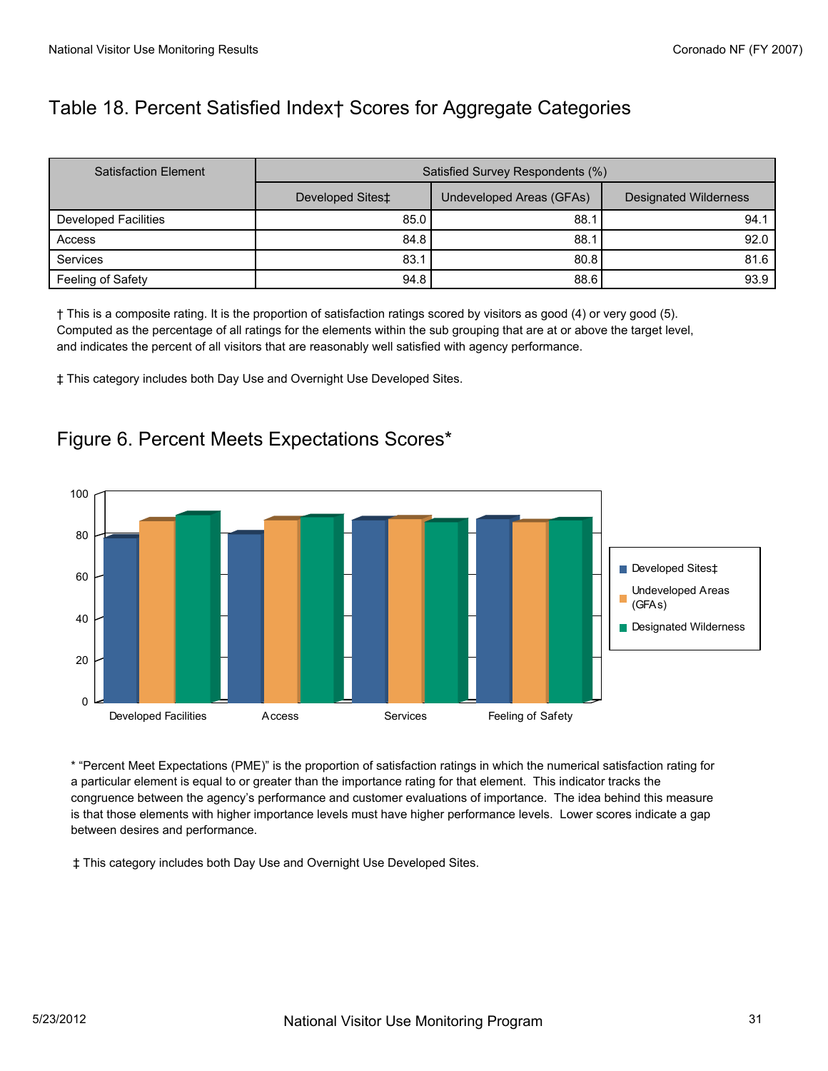## Table 18. Percent Satisfied Index† Scores for Aggregate Categories

| Satisfaction Element | Satisfied Survey Respondents (%) | | |
|---|---|---|---|
| | Developed Sites‡ | Undeveloped Areas (GFAs) | Designated Wilderness |
| Developed Facilities | 85.0 | 88.1 | 94.1 |
| Access | 84.8 | 88.1 | 92.0 |
| Services | 83.1 | 80.8 | 81.6 |
| Feeling of Safety | 94.8 | 88.6 | 93.9 |

† This is a composite rating. It is the proportion of satisfaction ratings scored by visitors as good (4) or very good (5). Computed as the percentage of all ratings for the elements within the sub grouping that are at or above the target level, and indicates the percent of all visitors that are reasonably well satisfied with agency performance.

‡ This category includes both Day Use and Overnight Use Developed Sites.

## Figure 6. Percent Meets Expectations Scores*

* "Percent Meet Expectations (PME)" is the proportion of satisfaction ratings in which the numerical satisfaction rating for a particular element is equal to or greater than the importance rating for that element. This indicator tracks the congruence between the agency's performance and customer evaluations of importance. The idea behind this measure is that those elements with higher importance levels must have higher performance levels. Lower scores indicate a gap between desires and performance.

‡ This category includes both Day Use and Overnight Use Developed Sites.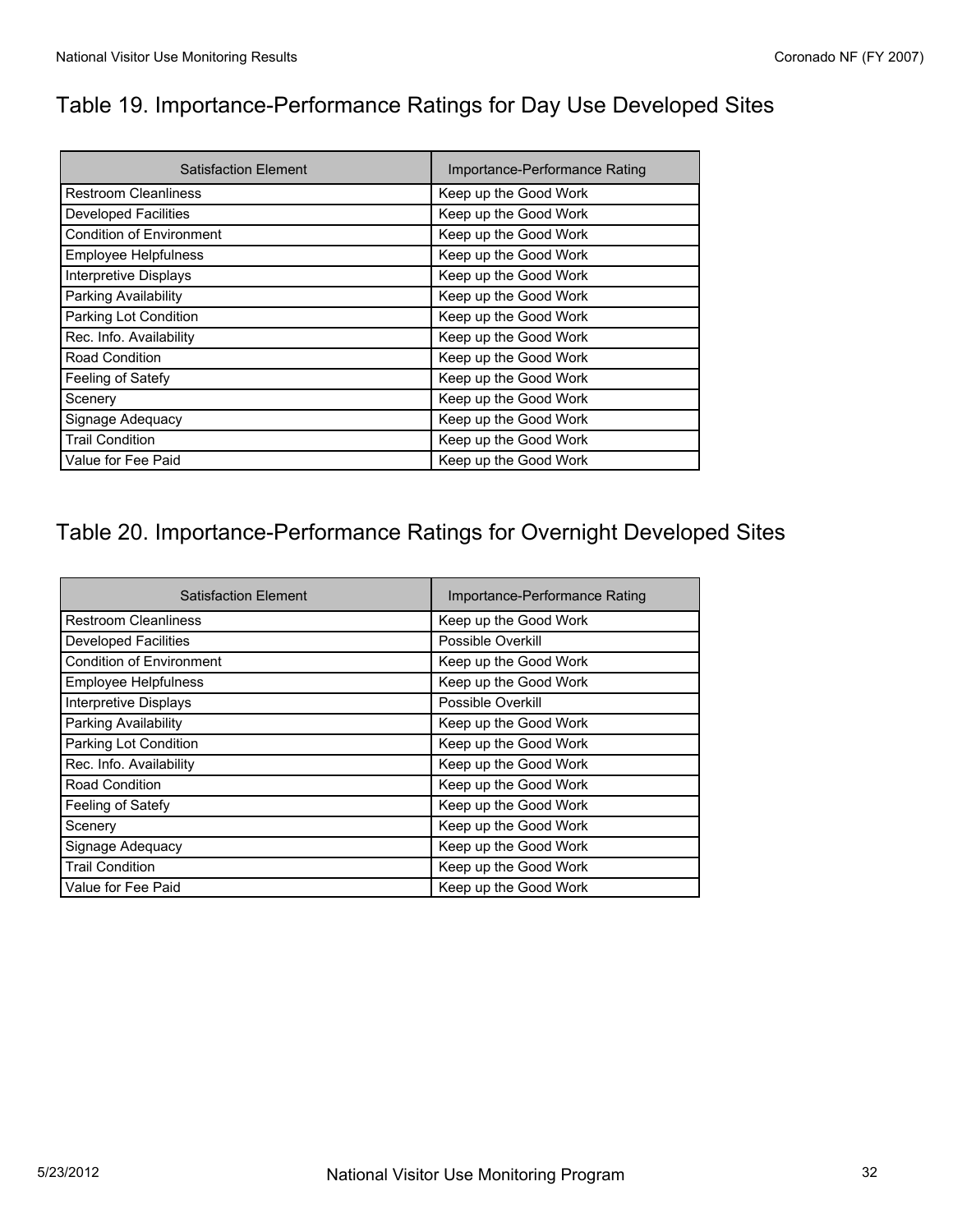## Table 19. Importance-Performance Ratings for Day Use Developed Sites

| Satisfaction Element | Importance-Performance Rating |
|---|---|
| Restroom Cleanliness | Keep up the Good Work |
| Developed Facilities | Keep up the Good Work |
| Condition of Environment | Keep up the Good Work |
| Employee Helpfulness | Keep up the Good Work |
| Interpretive Displays | Keep up the Good Work |
| Parking Availability | Keep up the Good Work |
| Parking Lot Condition | Keep up the Good Work |
| Rec. Info. Availability | Keep up the Good Work |
| Road Condition | Keep up the Good Work |
| Feeling of Satefy | Keep up the Good Work |
| Scenery | Keep up the Good Work |
| Signage Adequacy | Keep up the Good Work |
| Trail Condition | Keep up the Good Work |
| Value for Fee Paid | Keep up the Good Work |

## Table 20. Importance-Performance Ratings for Overnight Developed Sites

| Satisfaction Element | Importance-Performance Rating |
|---|---|
| Restroom Cleanliness | Keep up the Good Work |
| Developed Facilities | Possible Overkill |
| Condition of Environment | Keep up the Good Work |
| Employee Helpfulness | Keep up the Good Work |
| Interpretive Displays | Possible Overkill |
| Parking Availability | Keep up the Good Work |
| Parking Lot Condition | Keep up the Good Work |
| Rec. Info. Availability | Keep up the Good Work |
| Road Condition | Keep up the Good Work |
| Feeling of Satefy | Keep up the Good Work |
| Scenery | Keep up the Good Work |
| Signage Adequacy | Keep up the Good Work |
| Trail Condition | Keep up the Good Work |
| Value for Fee Paid | Keep up the Good Work |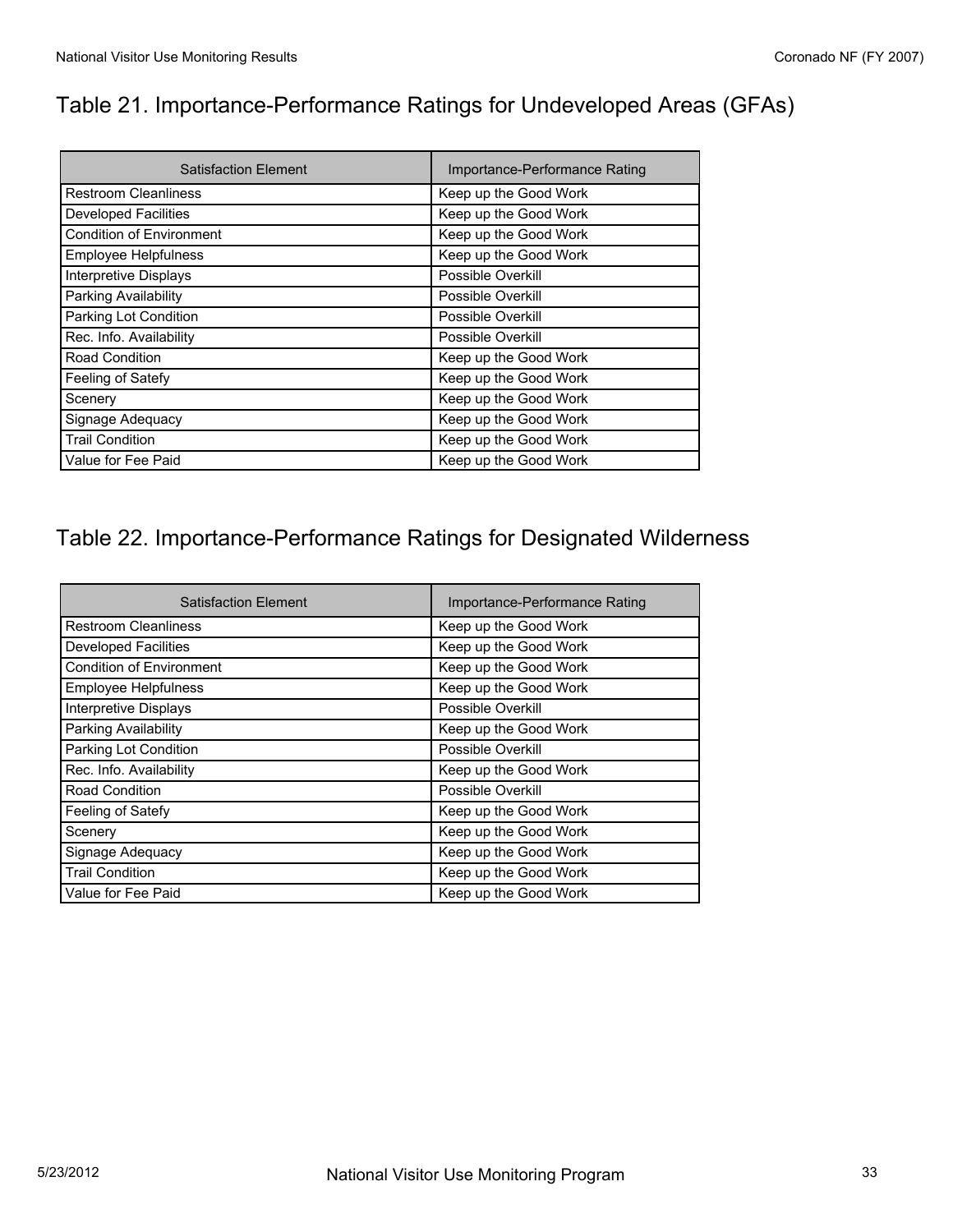## Table 21. Importance-Performance Ratings for Undeveloped Areas (GFAs)

| Satisfaction Element | Importance-Performance Rating |
| --- | --- |
| Restroom Cleanliness | Keep up the Good Work |
| Developed Facilities | Keep up the Good Work |
| Condition of Environment | Keep up the Good Work |
| Employee Helpfulness | Keep up the Good Work |
| Interpretive Displays | Possible Overkill |
| Parking Availability | Possible Overkill |
| Parking Lot Condition | Possible Overkill |
| Rec. Info. Availability | Possible Overkill |
| Road Condition | Keep up the Good Work |
| Feeling of Satefy | Keep up the Good Work |
| Scenery | Keep up the Good Work |
| Signage Adequacy | Keep up the Good Work |
| Trail Condition | Keep up the Good Work |
| Value for Fee Paid | Keep up the Good Work |

## Table 22. Importance-Performance Ratings for Designated Wilderness

| Satisfaction Element | Importance-Performance Rating |
| --- | --- |
| Restroom Cleanliness | Keep up the Good Work |
| Developed Facilities | Keep up the Good Work |
| Condition of Environment | Keep up the Good Work |
| Employee Helpfulness | Keep up the Good Work |
| Interpretive Displays | Possible Overkill |
| Parking Availability | Keep up the Good Work |
| Parking Lot Condition | Possible Overkill |
| Rec. Info. Availability | Keep up the Good Work |
| Road Condition | Possible Overkill |
| Feeling of Satefy | Keep up the Good Work |
| Scenery | Keep up the Good Work |
| Signage Adequacy | Keep up the Good Work |
| Trail Condition | Keep up the Good Work |
| Value for Fee Paid | Keep up the Good Work |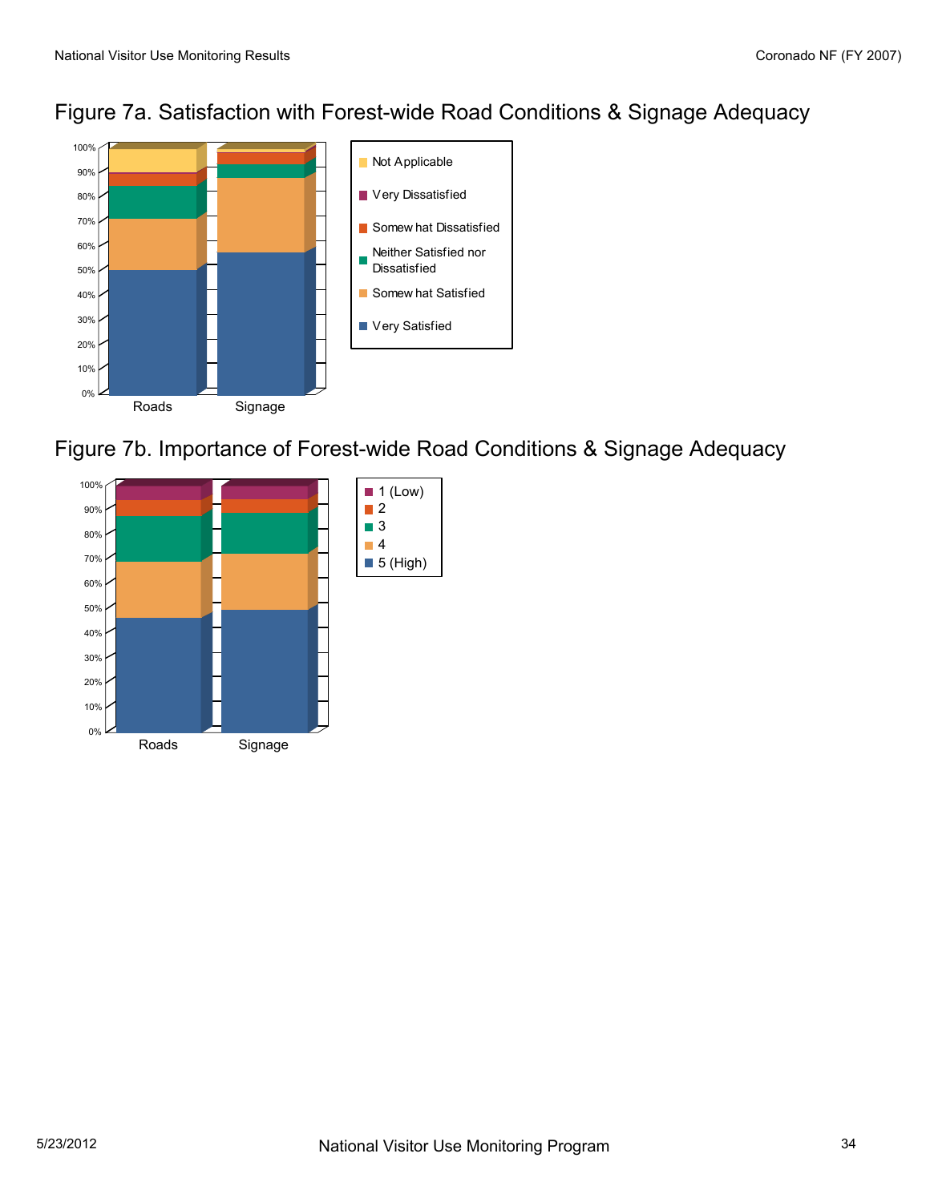## Figure 7a. Satisfaction with Forest-wide Road Conditions & Signage Adequacy

## Figure 7b. Importance of Forest-wide Road Conditions & Signage Adequacy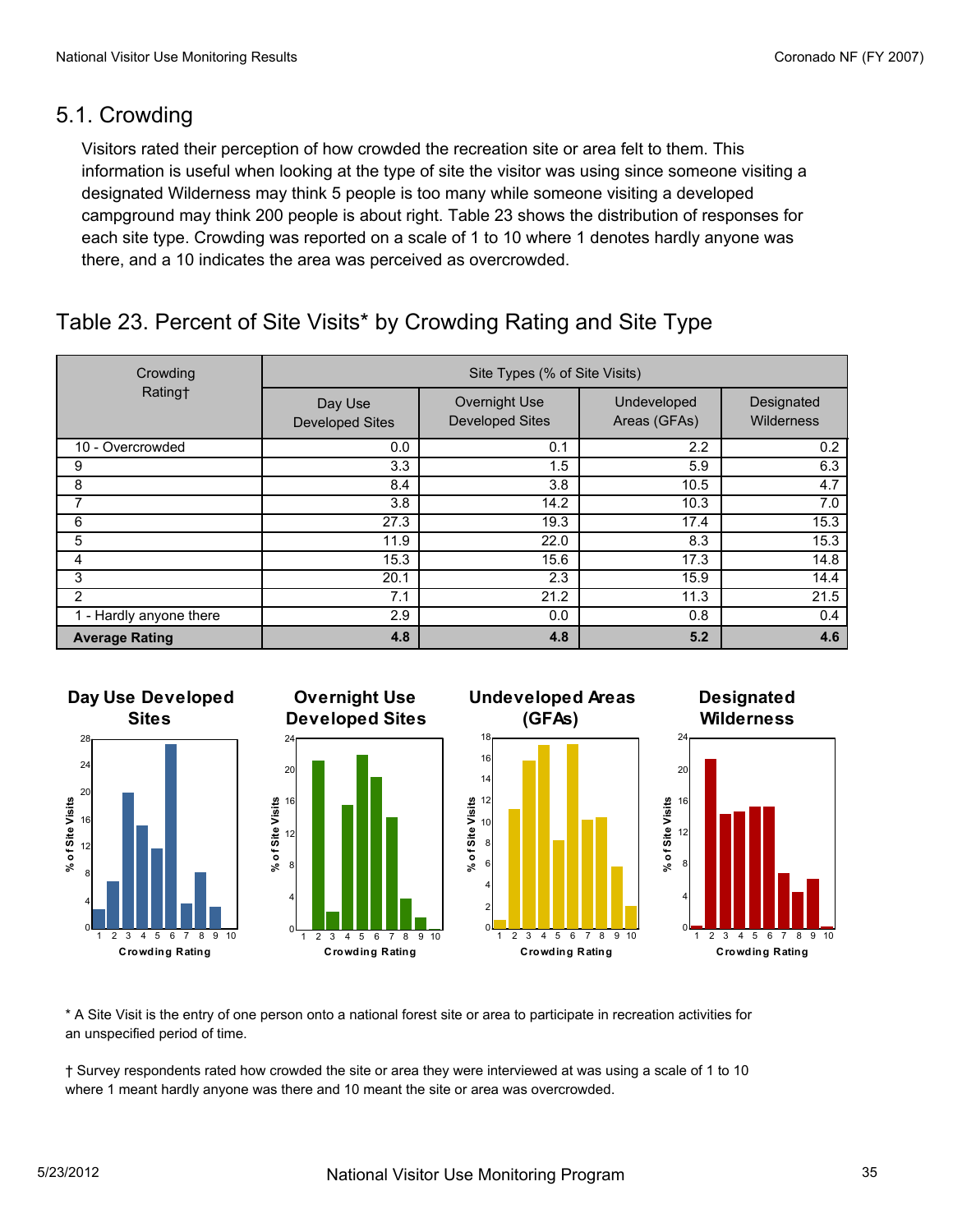## 5.1. Crowding

Visitors rated their perception of how crowded the recreation site or area felt to them. This information is useful when looking at the type of site the visitor was using since someone visiting a designated Wilderness may think 5 people is too many while someone visiting a developed campground may think 200 people is about right. Table 23 shows the distribution of responses for each site type. Crowding was reported on a scale of 1 to 10 where 1 denotes hardly anyone was there, and a 10 indicates the area was perceived as overcrowded.

## Table 23. Percent of Site Visits* by Crowding Rating and Site Type

| Crowding Rating† | Site Types (% of Site Visits) | | | |
|---|---|---|---|---|
| | Day Use Developed Sites | Overnight Use Developed Sites | Undeveloped Areas (GFAs) | Designated Wilderness |
| 10 - Overcrowded | 0.0 | 0.1 | 2.2 | 0.2 |
| 9 | 3.3 | 1.5 | 5.9 | 6.3 |
| 8 | 8.4 | 3.8 | 10.5 | 4.7 |
| 7 | 3.8 | 14.2 | 10.3 | 7.0 |
| 6 | 27.3 | 19.3 | 17.4 | 15.3 |
| 5 | 11.9 | 22.0 | 8.3 | 15.3 |
| 4 | 15.3 | 15.6 | 17.3 | 14.8 |
| 3 | 20.1 | 2.3 | 15.9 | 14.4 |
| 2 | 7.1 | 21.2 | 11.3 | 21.5 |
| 1 - Hardly anyone there | 2.9 | 0.0 | 0.8 | 0.4 |
| **Average Rating** | **4.8** | **4.8** | **5.2** | **4.6** |

\* A Site Visit is the entry of one person onto a national forest site or area to participate in recreation activities for an unspecified period of time.

† Survey respondents rated how crowded the site or area they were interviewed at was using a scale of 1 to 10 where 1 meant hardly anyone was there and 10 meant the site or area was overcrowded.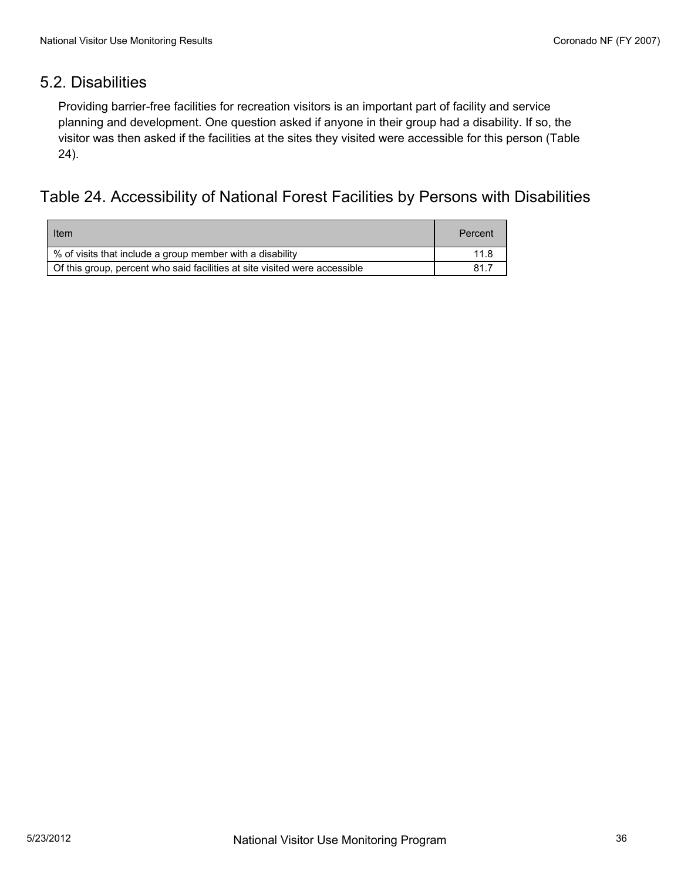## 5.2. Disabilities

Providing barrier-free facilities for recreation visitors is an important part of facility and service planning and development. One question asked if anyone in their group had a disability. If so, the visitor was then asked if the facilities at the sites they visited were accessible for this person (Table 24).

## Table 24. Accessibility of National Forest Facilities by Persons with Disabilities

| Item | Percent |
|---|---|
| % of visits that include a group member with a disability | 11.8 |
| Of this group, percent who said facilities at site visited were accessible | 81.7 |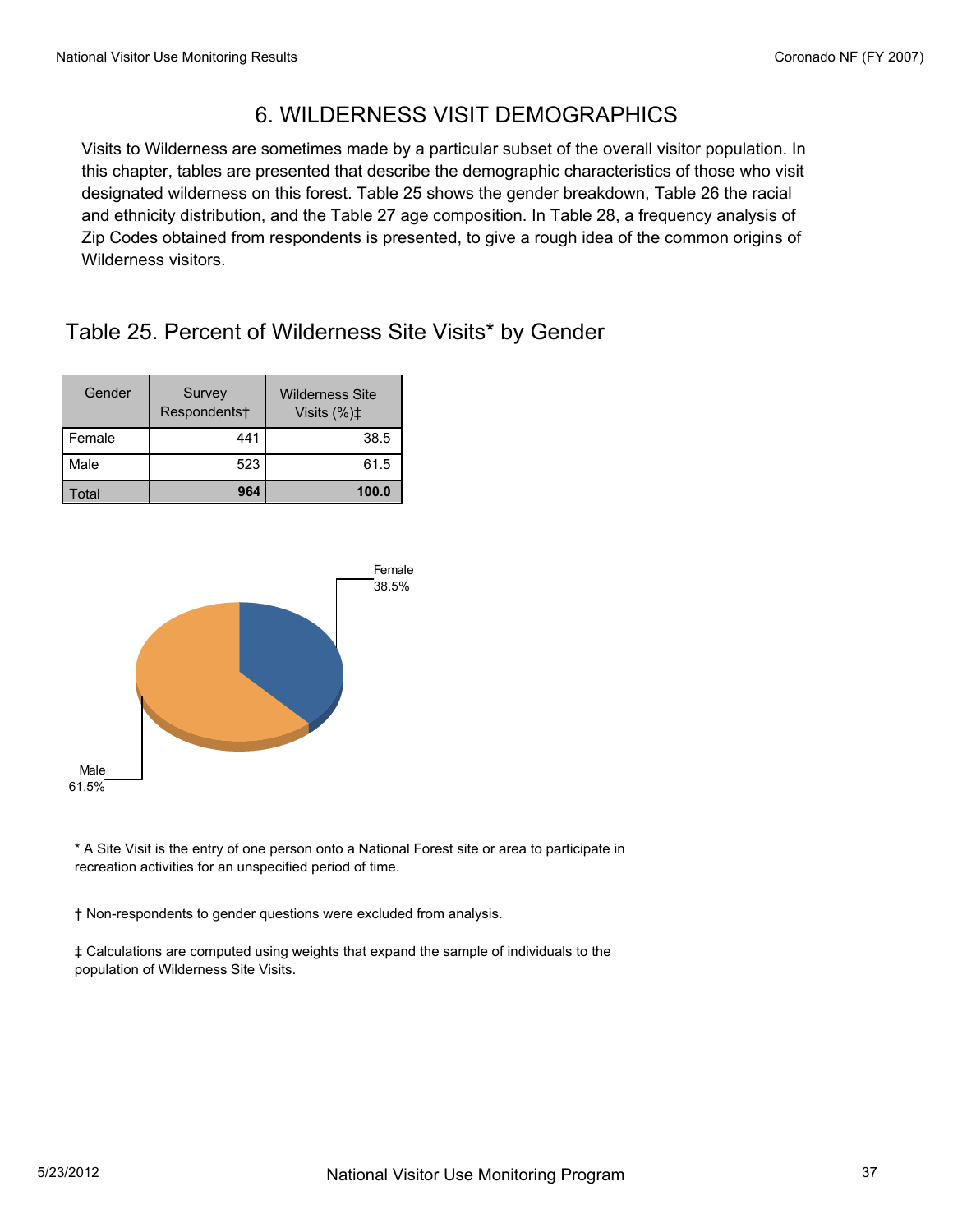# 6. WILDERNESS VISIT DEMOGRAPHICS

Visits to Wilderness are sometimes made by a particular subset of the overall visitor population. In this chapter, tables are presented that describe the demographic characteristics of those who visit designated wilderness on this forest. Table 25 shows the gender breakdown, Table 26 the racial and ethnicity distribution, and the Table 27 age composition. In Table 28, a frequency analysis of Zip Codes obtained from respondents is presented, to give a rough idea of the common origins of Wilderness visitors.

## Table 25. Percent of Wilderness Site Visits* by Gender

| Gender | Survey Respondents† | Wilderness Site Visits (%)‡ |
|---|---|---|
| Female | 441 | 38.5 |
| Male | 523 | 61.5 |
| Total | **964** | **100.0** |

Female 38.5%

Male 61.5%

\* A Site Visit is the entry of one person onto a National Forest site or area to participate in recreation activities for an unspecified period of time.

† Non-respondents to gender questions were excluded from analysis.

‡ Calculations are computed using weights that expand the sample of individuals to the population of Wilderness Site Visits.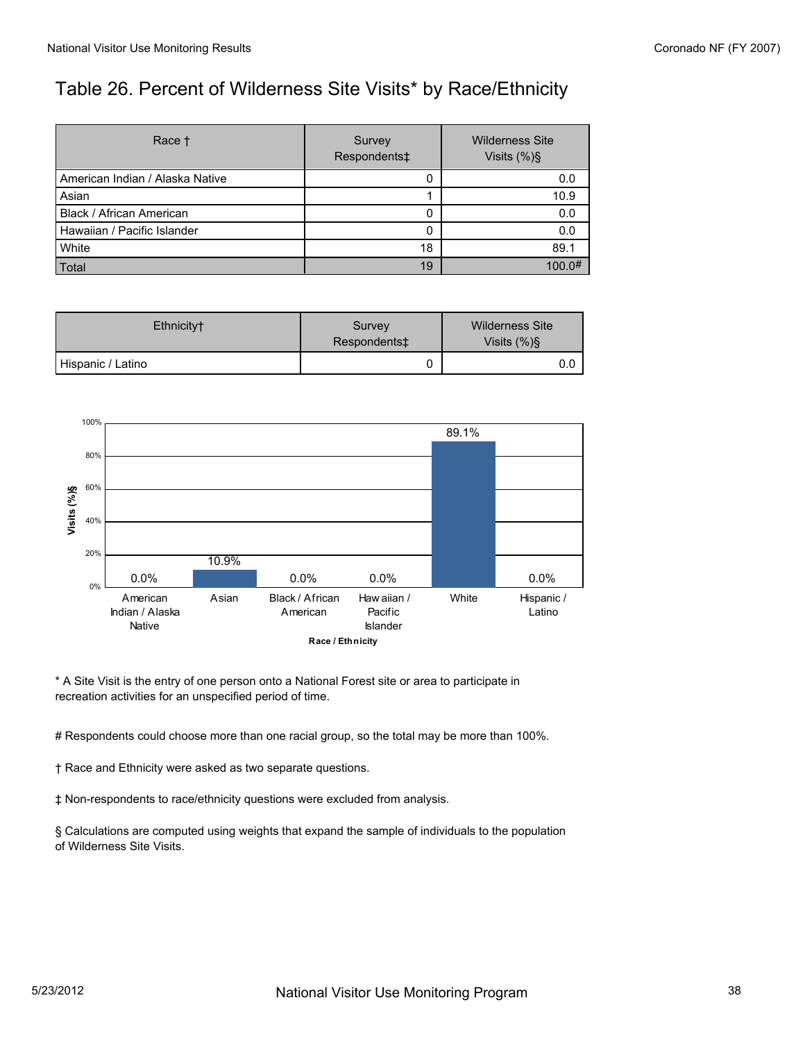# Table 26. Percent of Wilderness Site Visits* by Race/Ethnicity

| Race † | Survey Respondents‡ | Wilderness Site Visits (%)§ |
|---|---|---|
| American Indian / Alaska Native | 0 | 0.0 |
| Asian | 1 | 10.9 |
| Black / African American | 0 | 0.0 |
| Hawaiian / Pacific Islander | 0 | 0.0 |
| White | 18 | 89.1 |
| Total | 19 | 100.0# |

| Ethnicity† | Survey Respondents‡ | Wilderness Site Visits (%)§ |
|---|---|---|
| Hispanic / Latino | 0 | 0.0 |

| Race / Ethnicity | Visits (%)§ |
|---|---|
| American Indian / Alaska Native | 0.0% |
| Asian | 10.9% |
| Black / African American | 0.0% |
| Hawaiian / Pacific Islander | 0.0% |
| White | 89.1% |
| Hispanic / Latino | 0.0% |

* A Site Visit is the entry of one person onto a National Forest site or area to participate in recreation activities for an unspecified period of time.

# Respondents could choose more than one racial group, so the total may be more than 100%.

† Race and Ethnicity were asked as two separate questions.

‡ Non-respondents to race/ethnicity questions were excluded from analysis.

§ Calculations are computed using weights that expand the sample of individuals to the population of Wilderness Site Visits.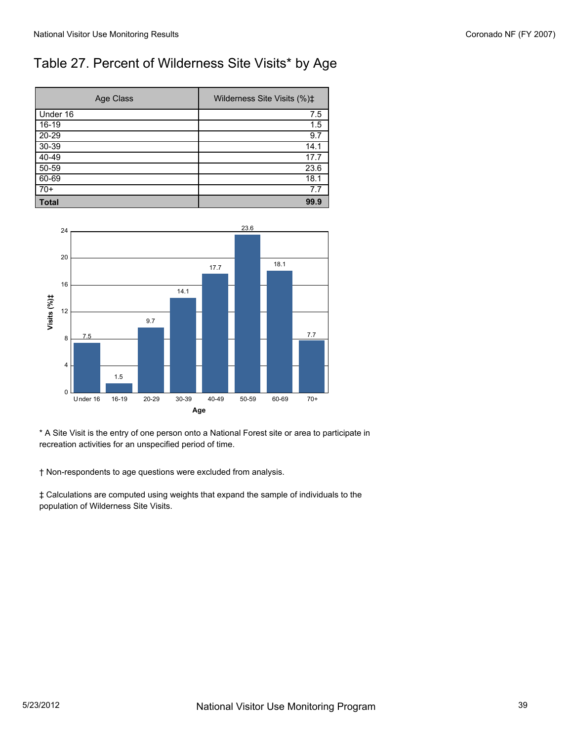# Table 27. Percent of Wilderness Site Visits* by Age

| Age Class | Wilderness Site Visits (%)‡ |
|---|---|
| Under 16 | 7.5 |
| 16-19 | 1.5 |
| 20-29 | 9.7 |
| 30-39 | 14.1 |
| 40-49 | 17.7 |
| 50-59 | 23.6 |
| 60-69 | 18.1 |
| 70+ | 7.7 |
| **Total** | **99.9** |

* A Site Visit is the entry of one person onto a National Forest site or area to participate in recreation activities for an unspecified period of time.

† Non-respondents to age questions were excluded from analysis.

‡ Calculations are computed using weights that expand the sample of individuals to the population of Wilderness Site Visits.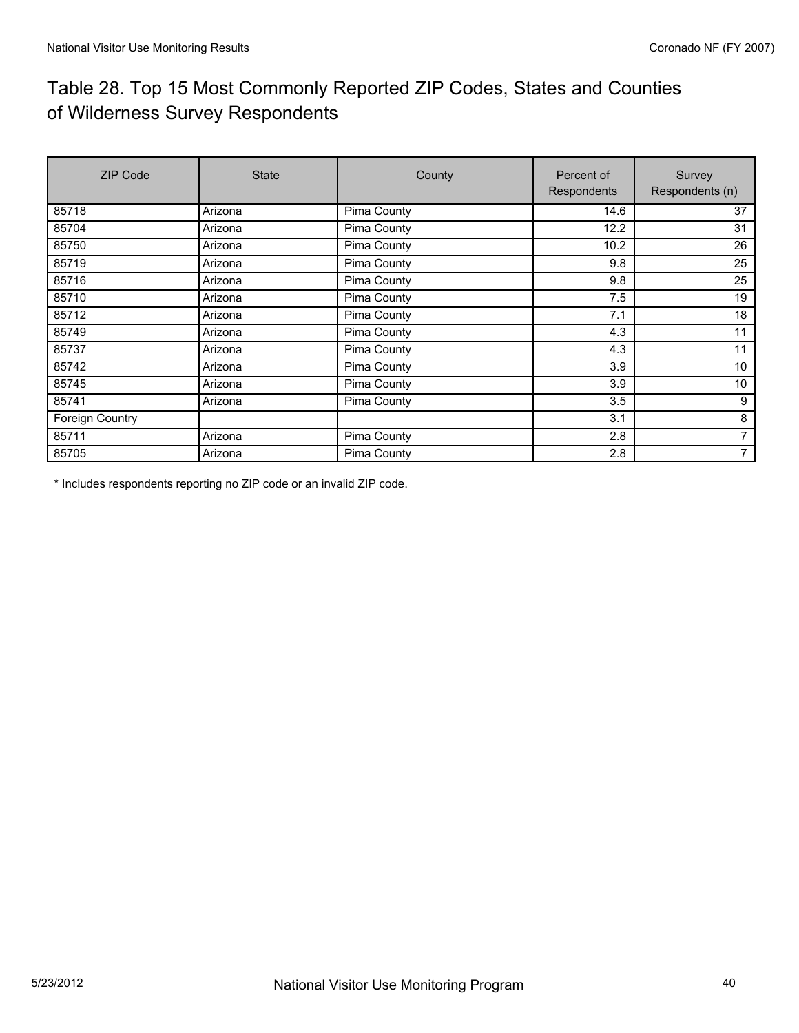# Table 28. Top 15 Most Commonly Reported ZIP Codes, States and Counties of Wilderness Survey Respondents

| ZIP Code | State | County | Percent of Respondents | Survey Respondents (n) |
|---|---|---|---|---|
| 85718 | Arizona | Pima County | 14.6 | 37 |
| 85704 | Arizona | Pima County | 12.2 | 31 |
| 85750 | Arizona | Pima County | 10.2 | 26 |
| 85719 | Arizona | Pima County | 9.8 | 25 |
| 85716 | Arizona | Pima County | 9.8 | 25 |
| 85710 | Arizona | Pima County | 7.5 | 19 |
| 85712 | Arizona | Pima County | 7.1 | 18 |
| 85749 | Arizona | Pima County | 4.3 | 11 |
| 85737 | Arizona | Pima County | 4.3 | 11 |
| 85742 | Arizona | Pima County | 3.9 | 10 |
| 85745 | Arizona | Pima County | 3.9 | 10 |
| 85741 | Arizona | Pima County | 3.5 | 9 |
| Foreign Country | | | 3.1 | 8 |
| 85711 | Arizona | Pima County | 2.8 | 7 |
| 85705 | Arizona | Pima County | 2.8 | 7 |

* Includes respondents reporting no ZIP code or an invalid ZIP code.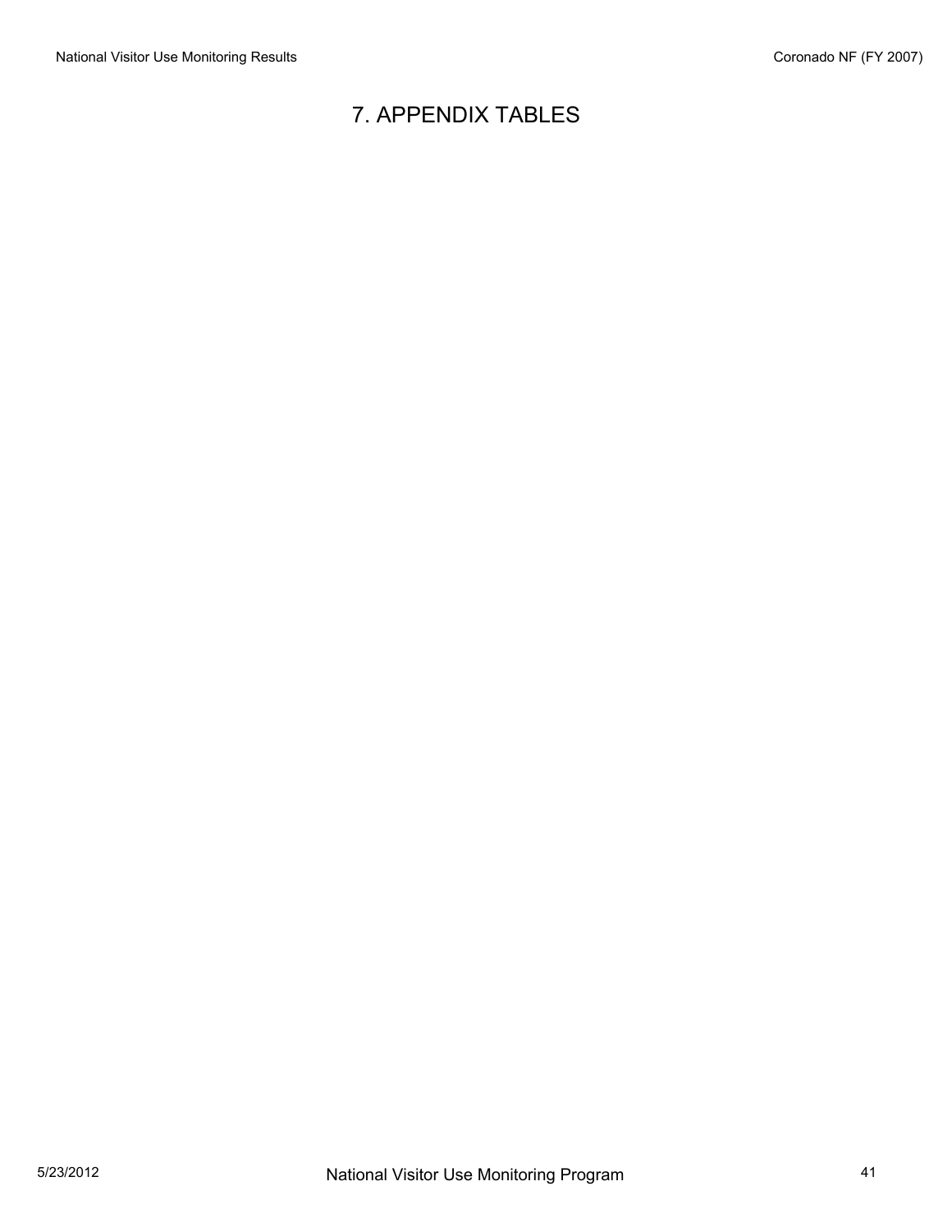# 7. APPENDIX TABLES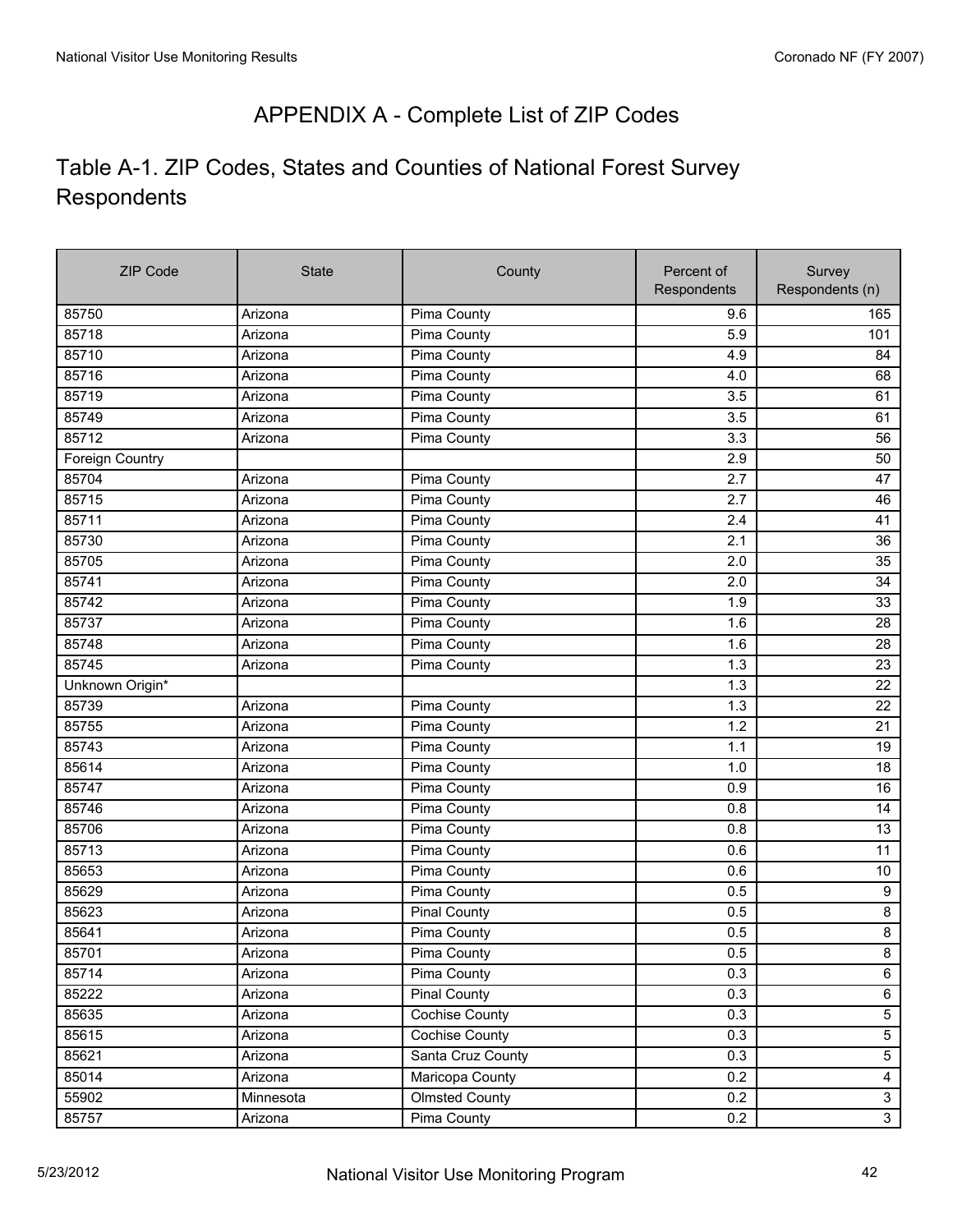# APPENDIX A - Complete List of ZIP Codes

## Table A-1. ZIP Codes, States and Counties of National Forest Survey Respondents

| ZIP Code | State | County | Percent of Respondents | Survey Respondents (n) |
|---|---|---|---|---|
| 85750 | Arizona | Pima County | 9.6 | 165 |
| 85718 | Arizona | Pima County | 5.9 | 101 |
| 85710 | Arizona | Pima County | 4.9 | 84 |
| 85716 | Arizona | Pima County | 4.0 | 68 |
| 85719 | Arizona | Pima County | 3.5 | 61 |
| 85749 | Arizona | Pima County | 3.5 | 61 |
| 85712 | Arizona | Pima County | 3.3 | 56 |
| Foreign Country | | | 2.9 | 50 |
| 85704 | Arizona | Pima County | 2.7 | 47 |
| 85715 | Arizona | Pima County | 2.7 | 46 |
| 85711 | Arizona | Pima County | 2.4 | 41 |
| 85730 | Arizona | Pima County | 2.1 | 36 |
| 85705 | Arizona | Pima County | 2.0 | 35 |
| 85741 | Arizona | Pima County | 2.0 | 34 |
| 85742 | Arizona | Pima County | 1.9 | 33 |
| 85737 | Arizona | Pima County | 1.6 | 28 |
| 85748 | Arizona | Pima County | 1.6 | 28 |
| 85745 | Arizona | Pima County | 1.3 | 23 |
| Unknown Origin* | | | 1.3 | 22 |
| 85739 | Arizona | Pima County | 1.3 | 22 |
| 85755 | Arizona | Pima County | 1.2 | 21 |
| 85743 | Arizona | Pima County | 1.1 | 19 |
| 85614 | Arizona | Pima County | 1.0 | 18 |
| 85747 | Arizona | Pima County | 0.9 | 16 |
| 85746 | Arizona | Pima County | 0.8 | 14 |
| 85706 | Arizona | Pima County | 0.8 | 13 |
| 85713 | Arizona | Pima County | 0.6 | 11 |
| 85653 | Arizona | Pima County | 0.6 | 10 |
| 85629 | Arizona | Pima County | 0.5 | 9 |
| 85623 | Arizona | Pinal County | 0.5 | 8 |
| 85641 | Arizona | Pima County | 0.5 | 8 |
| 85701 | Arizona | Pima County | 0.5 | 8 |
| 85714 | Arizona | Pima County | 0.3 | 6 |
| 85222 | Arizona | Pinal County | 0.3 | 6 |
| 85635 | Arizona | Cochise County | 0.3 | 5 |
| 85615 | Arizona | Cochise County | 0.3 | 5 |
| 85621 | Arizona | Santa Cruz County | 0.3 | 5 |
| 85014 | Arizona | Maricopa County | 0.2 | 4 |
| 55902 | Minnesota | Olmsted County | 0.2 | 3 |
| 85757 | Arizona | Pima County | 0.2 | 3 |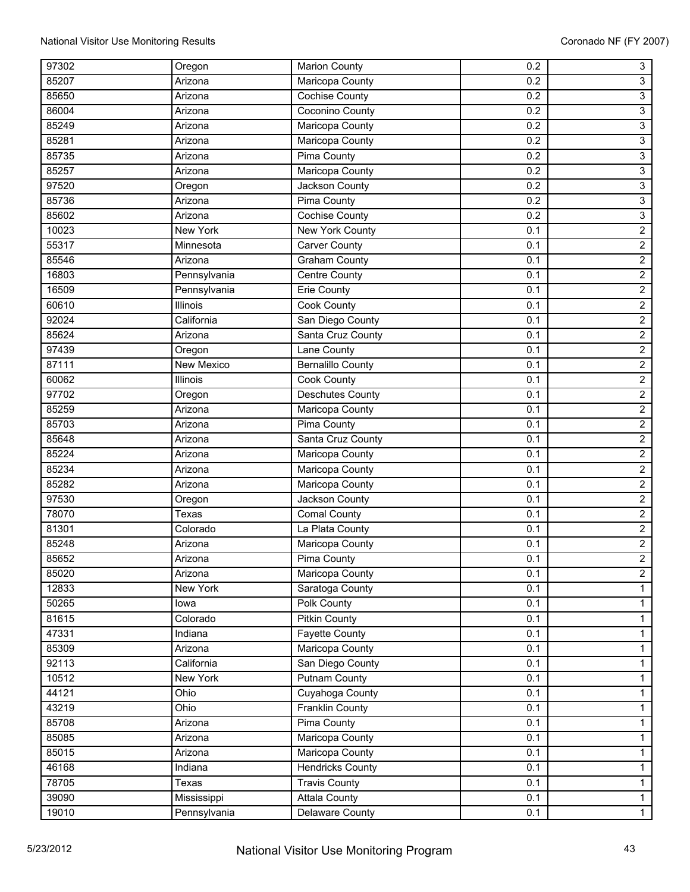| 97302 | Oregon | Marion County | 0.2 | 3 |
|---|---|---|---|---|
| 85207 | Arizona | Maricopa County | 0.2 | 3 |
| 85650 | Arizona | Cochise County | 0.2 | 3 |
| 86004 | Arizona | Coconino County | 0.2 | 3 |
| 85249 | Arizona | Maricopa County | 0.2 | 3 |
| 85281 | Arizona | Maricopa County | 0.2 | 3 |
| 85735 | Arizona | Pima County | 0.2 | 3 |
| 85257 | Arizona | Maricopa County | 0.2 | 3 |
| 97520 | Oregon | Jackson County | 0.2 | 3 |
| 85736 | Arizona | Pima County | 0.2 | 3 |
| 85602 | Arizona | Cochise County | 0.2 | 3 |
| 10023 | New York | New York County | 0.1 | 2 |
| 55317 | Minnesota | Carver County | 0.1 | 2 |
| 85546 | Arizona | Graham County | 0.1 | 2 |
| 16803 | Pennsylvania | Centre County | 0.1 | 2 |
| 16509 | Pennsylvania | Erie County | 0.1 | 2 |
| 60610 | Illinois | Cook County | 0.1 | 2 |
| 92024 | California | San Diego County | 0.1 | 2 |
| 85624 | Arizona | Santa Cruz County | 0.1 | 2 |
| 97439 | Oregon | Lane County | 0.1 | 2 |
| 87111 | New Mexico | Bernalillo County | 0.1 | 2 |
| 60062 | Illinois | Cook County | 0.1 | 2 |
| 97702 | Oregon | Deschutes County | 0.1 | 2 |
| 85259 | Arizona | Maricopa County | 0.1 | 2 |
| 85703 | Arizona | Pima County | 0.1 | 2 |
| 85648 | Arizona | Santa Cruz County | 0.1 | 2 |
| 85224 | Arizona | Maricopa County | 0.1 | 2 |
| 85234 | Arizona | Maricopa County | 0.1 | 2 |
| 85282 | Arizona | Maricopa County | 0.1 | 2 |
| 97530 | Oregon | Jackson County | 0.1 | 2 |
| 78070 | Texas | Comal County | 0.1 | 2 |
| 81301 | Colorado | La Plata County | 0.1 | 2 |
| 85248 | Arizona | Maricopa County | 0.1 | 2 |
| 85652 | Arizona | Pima County | 0.1 | 2 |
| 85020 | Arizona | Maricopa County | 0.1 | 2 |
| 12833 | New York | Saratoga County | 0.1 | 1 |
| 50265 | Iowa | Polk County | 0.1 | 1 |
| 81615 | Colorado | Pitkin County | 0.1 | 1 |
| 47331 | Indiana | Fayette County | 0.1 | 1 |
| 85309 | Arizona | Maricopa County | 0.1 | 1 |
| 92113 | California | San Diego County | 0.1 | 1 |
| 10512 | New York | Putnam County | 0.1 | 1 |
| 44121 | Ohio | Cuyahoga County | 0.1 | 1 |
| 43219 | Ohio | Franklin County | 0.1 | 1 |
| 85708 | Arizona | Pima County | 0.1 | 1 |
| 85085 | Arizona | Maricopa County | 0.1 | 1 |
| 85015 | Arizona | Maricopa County | 0.1 | 1 |
| 46168 | Indiana | Hendricks County | 0.1 | 1 |
| 78705 | Texas | Travis County | 0.1 | 1 |
| 39090 | Mississippi | Attala County | 0.1 | 1 |
| 19010 | Pennsylvania | Delaware County | 0.1 | 1 |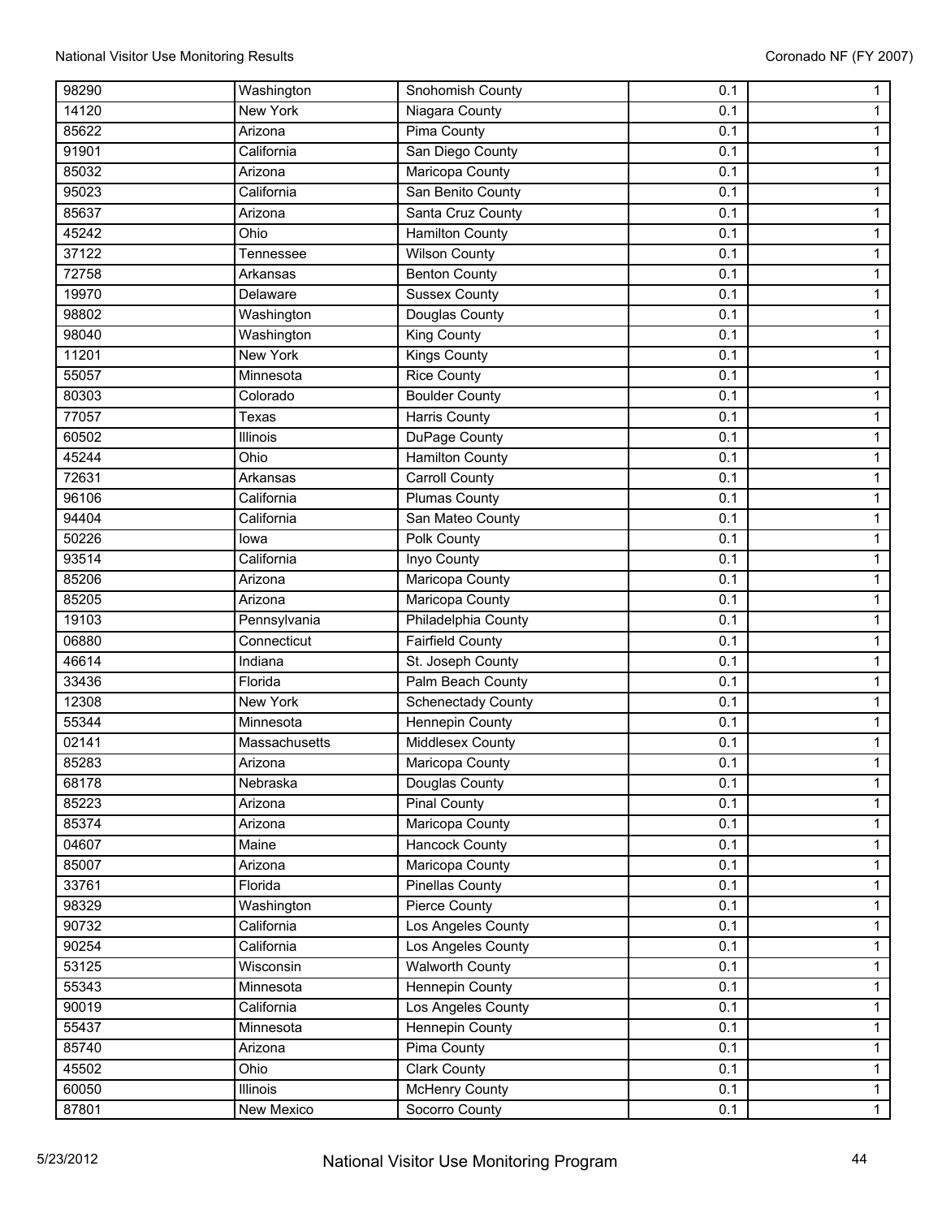| 98290 | Washington | Snohomish County | 0.1 | 1 |
|---|---|---|---|---|
| 14120 | New York | Niagara County | 0.1 | 1 |
| 85622 | Arizona | Pima County | 0.1 | 1 |
| 91901 | California | San Diego County | 0.1 | 1 |
| 85032 | Arizona | Maricopa County | 0.1 | 1 |
| 95023 | California | San Benito County | 0.1 | 1 |
| 85637 | Arizona | Santa Cruz County | 0.1 | 1 |
| 45242 | Ohio | Hamilton County | 0.1 | 1 |
| 37122 | Tennessee | Wilson County | 0.1 | 1 |
| 72758 | Arkansas | Benton County | 0.1 | 1 |
| 19970 | Delaware | Sussex County | 0.1 | 1 |
| 98802 | Washington | Douglas County | 0.1 | 1 |
| 98040 | Washington | King County | 0.1 | 1 |
| 11201 | New York | Kings County | 0.1 | 1 |
| 55057 | Minnesota | Rice County | 0.1 | 1 |
| 80303 | Colorado | Boulder County | 0.1 | 1 |
| 77057 | Texas | Harris County | 0.1 | 1 |
| 60502 | Illinois | DuPage County | 0.1 | 1 |
| 45244 | Ohio | Hamilton County | 0.1 | 1 |
| 72631 | Arkansas | Carroll County | 0.1 | 1 |
| 96106 | California | Plumas County | 0.1 | 1 |
| 94404 | California | San Mateo County | 0.1 | 1 |
| 50226 | Iowa | Polk County | 0.1 | 1 |
| 93514 | California | Inyo County | 0.1 | 1 |
| 85206 | Arizona | Maricopa County | 0.1 | 1 |
| 85205 | Arizona | Maricopa County | 0.1 | 1 |
| 19103 | Pennsylvania | Philadelphia County | 0.1 | 1 |
| 06880 | Connecticut | Fairfield County | 0.1 | 1 |
| 46614 | Indiana | St. Joseph County | 0.1 | 1 |
| 33436 | Florida | Palm Beach County | 0.1 | 1 |
| 12308 | New York | Schenectady County | 0.1 | 1 |
| 55344 | Minnesota | Hennepin County | 0.1 | 1 |
| 02141 | Massachusetts | Middlesex County | 0.1 | 1 |
| 85283 | Arizona | Maricopa County | 0.1 | 1 |
| 68178 | Nebraska | Douglas County | 0.1 | 1 |
| 85223 | Arizona | Pinal County | 0.1 | 1 |
| 85374 | Arizona | Maricopa County | 0.1 | 1 |
| 04607 | Maine | Hancock County | 0.1 | 1 |
| 85007 | Arizona | Maricopa County | 0.1 | 1 |
| 33761 | Florida | Pinellas County | 0.1 | 1 |
| 98329 | Washington | Pierce County | 0.1 | 1 |
| 90732 | California | Los Angeles County | 0.1 | 1 |
| 90254 | California | Los Angeles County | 0.1 | 1 |
| 53125 | Wisconsin | Walworth County | 0.1 | 1 |
| 55343 | Minnesota | Hennepin County | 0.1 | 1 |
| 90019 | California | Los Angeles County | 0.1 | 1 |
| 55437 | Minnesota | Hennepin County | 0.1 | 1 |
| 85740 | Arizona | Pima County | 0.1 | 1 |
| 45502 | Ohio | Clark County | 0.1 | 1 |
| 60050 | Illinois | McHenry County | 0.1 | 1 |
| 87801 | New Mexico | Socorro County | 0.1 | 1 |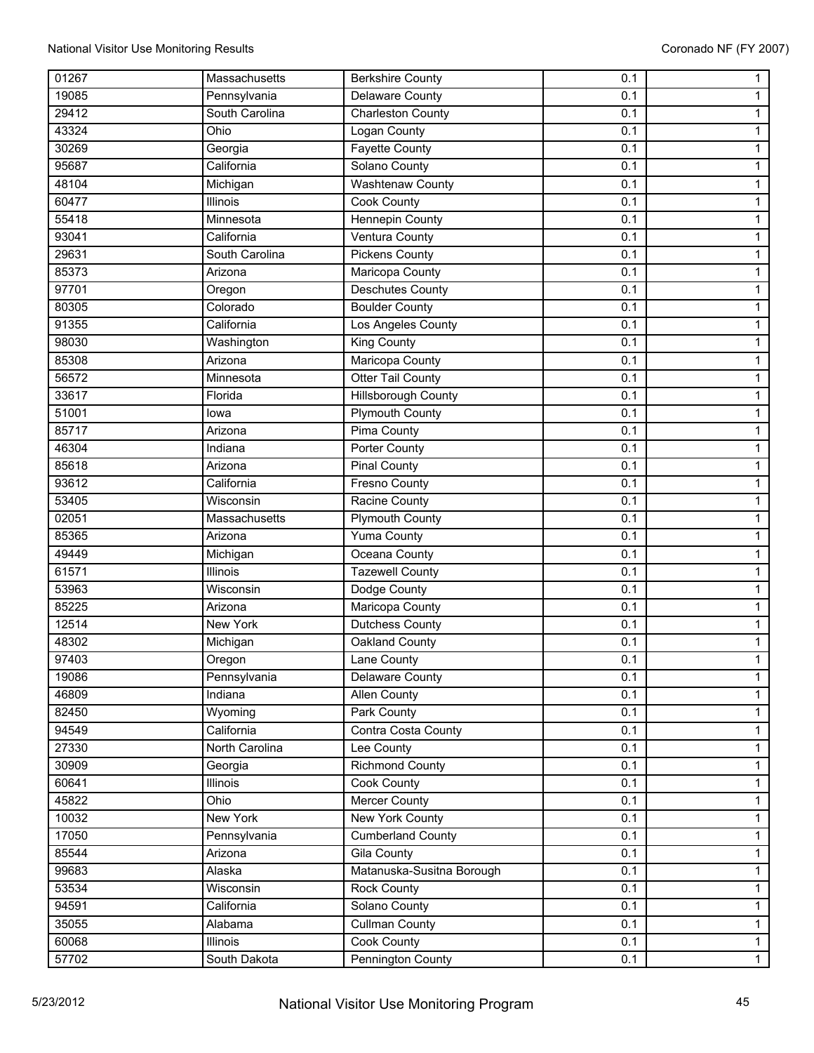| | | | | |
|---|---|---|---|---|
| 01267 | Massachusetts | Berkshire County | 0.1 | 1 |
| 19085 | Pennsylvania | Delaware County | 0.1 | 1 |
| 29412 | South Carolina | Charleston County | 0.1 | 1 |
| 43324 | Ohio | Logan County | 0.1 | 1 |
| 30269 | Georgia | Fayette County | 0.1 | 1 |
| 95687 | California | Solano County | 0.1 | 1 |
| 48104 | Michigan | Washtenaw County | 0.1 | 1 |
| 60477 | Illinois | Cook County | 0.1 | 1 |
| 55418 | Minnesota | Hennepin County | 0.1 | 1 |
| 93041 | California | Ventura County | 0.1 | 1 |
| 29631 | South Carolina | Pickens County | 0.1 | 1 |
| 85373 | Arizona | Maricopa County | 0.1 | 1 |
| 97701 | Oregon | Deschutes County | 0.1 | 1 |
| 80305 | Colorado | Boulder County | 0.1 | 1 |
| 91355 | California | Los Angeles County | 0.1 | 1 |
| 98030 | Washington | King County | 0.1 | 1 |
| 85308 | Arizona | Maricopa County | 0.1 | 1 |
| 56572 | Minnesota | Otter Tail County | 0.1 | 1 |
| 33617 | Florida | Hillsborough County | 0.1 | 1 |
| 51001 | Iowa | Plymouth County | 0.1 | 1 |
| 85717 | Arizona | Pima County | 0.1 | 1 |
| 46304 | Indiana | Porter County | 0.1 | 1 |
| 85618 | Arizona | Pinal County | 0.1 | 1 |
| 93612 | California | Fresno County | 0.1 | 1 |
| 53405 | Wisconsin | Racine County | 0.1 | 1 |
| 02051 | Massachusetts | Plymouth County | 0.1 | 1 |
| 85365 | Arizona | Yuma County | 0.1 | 1 |
| 49449 | Michigan | Oceana County | 0.1 | 1 |
| 61571 | Illinois | Tazewell County | 0.1 | 1 |
| 53963 | Wisconsin | Dodge County | 0.1 | 1 |
| 85225 | Arizona | Maricopa County | 0.1 | 1 |
| 12514 | New York | Dutchess County | 0.1 | 1 |
| 48302 | Michigan | Oakland County | 0.1 | 1 |
| 97403 | Oregon | Lane County | 0.1 | 1 |
| 19086 | Pennsylvania | Delaware County | 0.1 | 1 |
| 46809 | Indiana | Allen County | 0.1 | 1 |
| 82450 | Wyoming | Park County | 0.1 | 1 |
| 94549 | California | Contra Costa County | 0.1 | 1 |
| 27330 | North Carolina | Lee County | 0.1 | 1 |
| 30909 | Georgia | Richmond County | 0.1 | 1 |
| 60641 | Illinois | Cook County | 0.1 | 1 |
| 45822 | Ohio | Mercer County | 0.1 | 1 |
| 10032 | New York | New York County | 0.1 | 1 |
| 17050 | Pennsylvania | Cumberland County | 0.1 | 1 |
| 85544 | Arizona | Gila County | 0.1 | 1 |
| 99683 | Alaska | Matanuska-Susitna Borough | 0.1 | 1 |
| 53534 | Wisconsin | Rock County | 0.1 | 1 |
| 94591 | California | Solano County | 0.1 | 1 |
| 35055 | Alabama | Cullman County | 0.1 | 1 |
| 60068 | Illinois | Cook County | 0.1 | 1 |
| 57702 | South Dakota | Pennington County | 0.1 | 1 |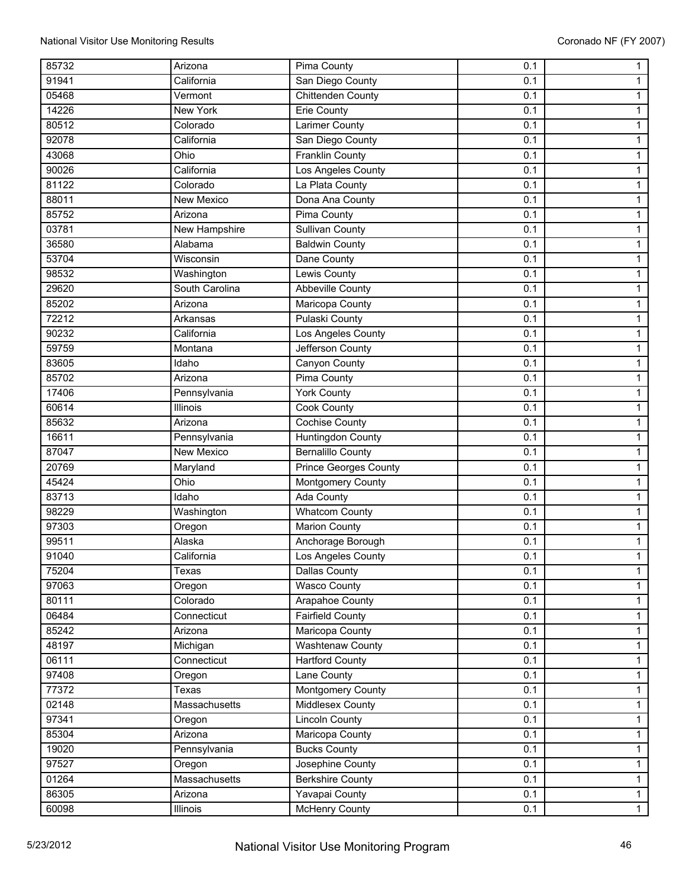| | | | | |
|---|---|---|---|---|
| 85732 | Arizona | Pima County | 0.1 | 1 |
| 91941 | California | San Diego County | 0.1 | 1 |
| 05468 | Vermont | Chittenden County | 0.1 | 1 |
| 14226 | New York | Erie County | 0.1 | 1 |
| 80512 | Colorado | Larimer County | 0.1 | 1 |
| 92078 | California | San Diego County | 0.1 | 1 |
| 43068 | Ohio | Franklin County | 0.1 | 1 |
| 90026 | California | Los Angeles County | 0.1 | 1 |
| 81122 | Colorado | La Plata County | 0.1 | 1 |
| 88011 | New Mexico | Dona Ana County | 0.1 | 1 |
| 85752 | Arizona | Pima County | 0.1 | 1 |
| 03781 | New Hampshire | Sullivan County | 0.1 | 1 |
| 36580 | Alabama | Baldwin County | 0.1 | 1 |
| 53704 | Wisconsin | Dane County | 0.1 | 1 |
| 98532 | Washington | Lewis County | 0.1 | 1 |
| 29620 | South Carolina | Abbeville County | 0.1 | 1 |
| 85202 | Arizona | Maricopa County | 0.1 | 1 |
| 72212 | Arkansas | Pulaski County | 0.1 | 1 |
| 90232 | California | Los Angeles County | 0.1 | 1 |
| 59759 | Montana | Jefferson County | 0.1 | 1 |
| 83605 | Idaho | Canyon County | 0.1 | 1 |
| 85702 | Arizona | Pima County | 0.1 | 1 |
| 17406 | Pennsylvania | York County | 0.1 | 1 |
| 60614 | Illinois | Cook County | 0.1 | 1 |
| 85632 | Arizona | Cochise County | 0.1 | 1 |
| 16611 | Pennsylvania | Huntingdon County | 0.1 | 1 |
| 87047 | New Mexico | Bernalillo County | 0.1 | 1 |
| 20769 | Maryland | Prince Georges County | 0.1 | 1 |
| 45424 | Ohio | Montgomery County | 0.1 | 1 |
| 83713 | Idaho | Ada County | 0.1 | 1 |
| 98229 | Washington | Whatcom County | 0.1 | 1 |
| 97303 | Oregon | Marion County | 0.1 | 1 |
| 99511 | Alaska | Anchorage Borough | 0.1 | 1 |
| 91040 | California | Los Angeles County | 0.1 | 1 |
| 75204 | Texas | Dallas County | 0.1 | 1 |
| 97063 | Oregon | Wasco County | 0.1 | 1 |
| 80111 | Colorado | Arapahoe County | 0.1 | 1 |
| 06484 | Connecticut | Fairfield County | 0.1 | 1 |
| 85242 | Arizona | Maricopa County | 0.1 | 1 |
| 48197 | Michigan | Washtenaw County | 0.1 | 1 |
| 06111 | Connecticut | Hartford County | 0.1 | 1 |
| 97408 | Oregon | Lane County | 0.1 | 1 |
| 77372 | Texas | Montgomery County | 0.1 | 1 |
| 02148 | Massachusetts | Middlesex County | 0.1 | 1 |
| 97341 | Oregon | Lincoln County | 0.1 | 1 |
| 85304 | Arizona | Maricopa County | 0.1 | 1 |
| 19020 | Pennsylvania | Bucks County | 0.1 | 1 |
| 97527 | Oregon | Josephine County | 0.1 | 1 |
| 01264 | Massachusetts | Berkshire County | 0.1 | 1 |
| 86305 | Arizona | Yavapai County | 0.1 | 1 |
| 60098 | Illinois | McHenry County | 0.1 | 1 |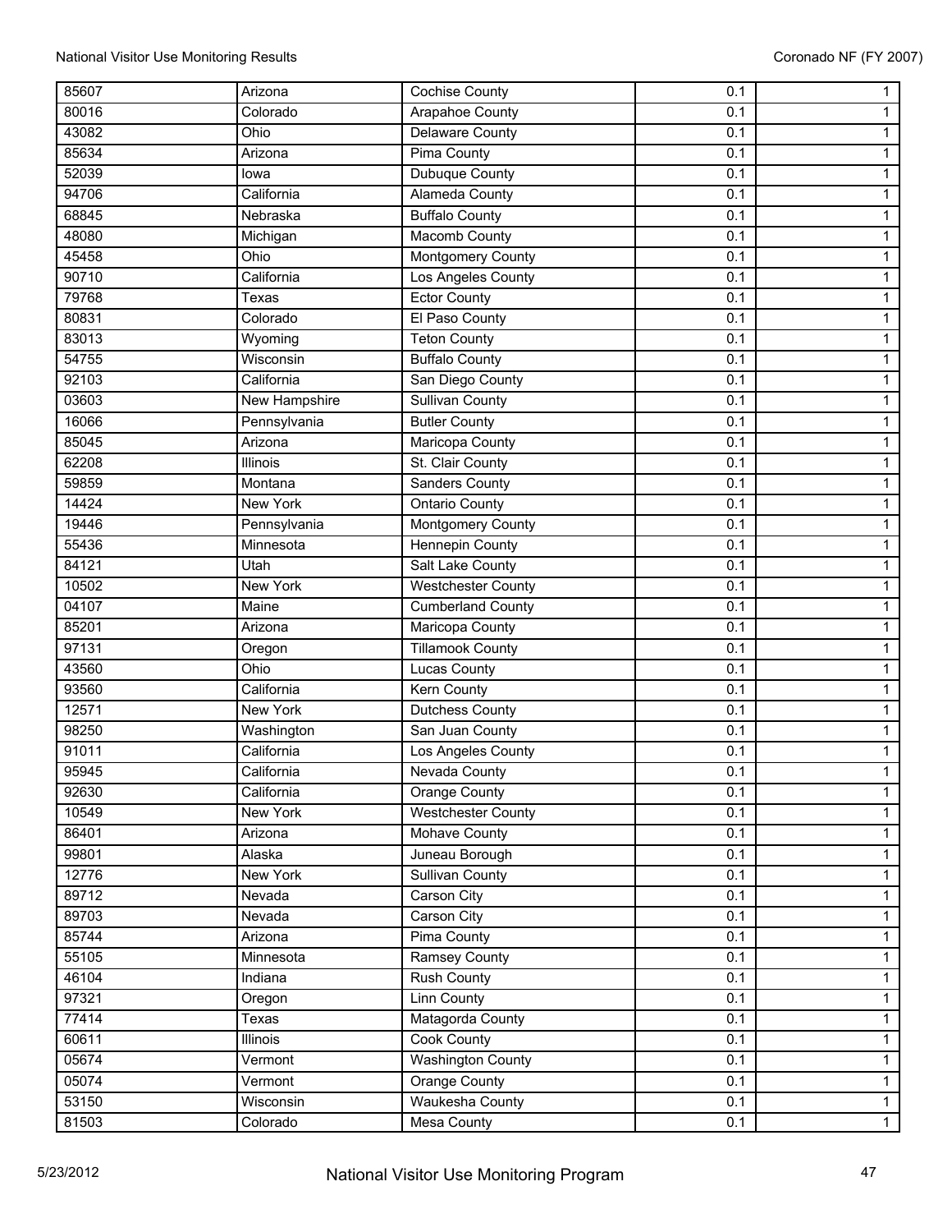| | | | | |
|---|---|---|---|---|
| 85607 | Arizona | Cochise County | 0.1 | 1 |
| 80016 | Colorado | Arapahoe County | 0.1 | 1 |
| 43082 | Ohio | Delaware County | 0.1 | 1 |
| 85634 | Arizona | Pima County | 0.1 | 1 |
| 52039 | Iowa | Dubuque County | 0.1 | 1 |
| 94706 | California | Alameda County | 0.1 | 1 |
| 68845 | Nebraska | Buffalo County | 0.1 | 1 |
| 48080 | Michigan | Macomb County | 0.1 | 1 |
| 45458 | Ohio | Montgomery County | 0.1 | 1 |
| 90710 | California | Los Angeles County | 0.1 | 1 |
| 79768 | Texas | Ector County | 0.1 | 1 |
| 80831 | Colorado | El Paso County | 0.1 | 1 |
| 83013 | Wyoming | Teton County | 0.1 | 1 |
| 54755 | Wisconsin | Buffalo County | 0.1 | 1 |
| 92103 | California | San Diego County | 0.1 | 1 |
| 03603 | New Hampshire | Sullivan County | 0.1 | 1 |
| 16066 | Pennsylvania | Butler County | 0.1 | 1 |
| 85045 | Arizona | Maricopa County | 0.1 | 1 |
| 62208 | Illinois | St. Clair County | 0.1 | 1 |
| 59859 | Montana | Sanders County | 0.1 | 1 |
| 14424 | New York | Ontario County | 0.1 | 1 |
| 19446 | Pennsylvania | Montgomery County | 0.1 | 1 |
| 55436 | Minnesota | Hennepin County | 0.1 | 1 |
| 84121 | Utah | Salt Lake County | 0.1 | 1 |
| 10502 | New York | Westchester County | 0.1 | 1 |
| 04107 | Maine | Cumberland County | 0.1 | 1 |
| 85201 | Arizona | Maricopa County | 0.1 | 1 |
| 97131 | Oregon | Tillamook County | 0.1 | 1 |
| 43560 | Ohio | Lucas County | 0.1 | 1 |
| 93560 | California | Kern County | 0.1 | 1 |
| 12571 | New York | Dutchess County | 0.1 | 1 |
| 98250 | Washington | San Juan County | 0.1 | 1 |
| 91011 | California | Los Angeles County | 0.1 | 1 |
| 95945 | California | Nevada County | 0.1 | 1 |
| 92630 | California | Orange County | 0.1 | 1 |
| 10549 | New York | Westchester County | 0.1 | 1 |
| 86401 | Arizona | Mohave County | 0.1 | 1 |
| 99801 | Alaska | Juneau Borough | 0.1 | 1 |
| 12776 | New York | Sullivan County | 0.1 | 1 |
| 89712 | Nevada | Carson City | 0.1 | 1 |
| 89703 | Nevada | Carson City | 0.1 | 1 |
| 85744 | Arizona | Pima County | 0.1 | 1 |
| 55105 | Minnesota | Ramsey County | 0.1 | 1 |
| 46104 | Indiana | Rush County | 0.1 | 1 |
| 97321 | Oregon | Linn County | 0.1 | 1 |
| 77414 | Texas | Matagorda County | 0.1 | 1 |
| 60611 | Illinois | Cook County | 0.1 | 1 |
| 05674 | Vermont | Washington County | 0.1 | 1 |
| 05074 | Vermont | Orange County | 0.1 | 1 |
| 53150 | Wisconsin | Waukesha County | 0.1 | 1 |
| 81503 | Colorado | Mesa County | 0.1 | 1 |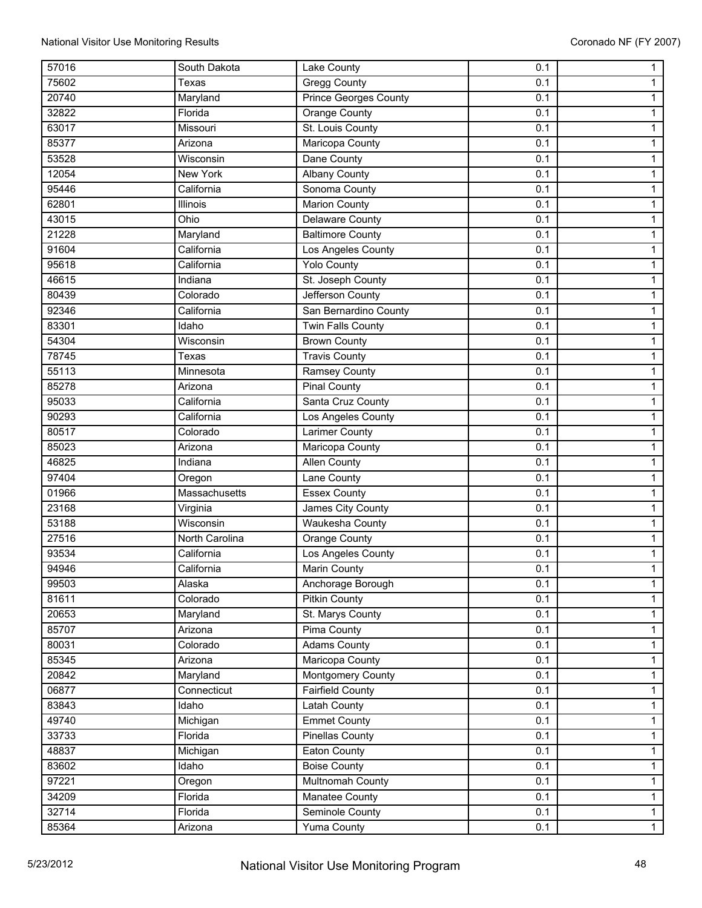| | | | | |
|---|---|---|---|---|
| 57016 | South Dakota | Lake County | 0.1 | 1 |
| 75602 | Texas | Gregg County | 0.1 | 1 |
| 20740 | Maryland | Prince Georges County | 0.1 | 1 |
| 32822 | Florida | Orange County | 0.1 | 1 |
| 63017 | Missouri | St. Louis County | 0.1 | 1 |
| 85377 | Arizona | Maricopa County | 0.1 | 1 |
| 53528 | Wisconsin | Dane County | 0.1 | 1 |
| 12054 | New York | Albany County | 0.1 | 1 |
| 95446 | California | Sonoma County | 0.1 | 1 |
| 62801 | Illinois | Marion County | 0.1 | 1 |
| 43015 | Ohio | Delaware County | 0.1 | 1 |
| 21228 | Maryland | Baltimore County | 0.1 | 1 |
| 91604 | California | Los Angeles County | 0.1 | 1 |
| 95618 | California | Yolo County | 0.1 | 1 |
| 46615 | Indiana | St. Joseph County | 0.1 | 1 |
| 80439 | Colorado | Jefferson County | 0.1 | 1 |
| 92346 | California | San Bernardino County | 0.1 | 1 |
| 83301 | Idaho | Twin Falls County | 0.1 | 1 |
| 54304 | Wisconsin | Brown County | 0.1 | 1 |
| 78745 | Texas | Travis County | 0.1 | 1 |
| 55113 | Minnesota | Ramsey County | 0.1 | 1 |
| 85278 | Arizona | Pinal County | 0.1 | 1 |
| 95033 | California | Santa Cruz County | 0.1 | 1 |
| 90293 | California | Los Angeles County | 0.1 | 1 |
| 80517 | Colorado | Larimer County | 0.1 | 1 |
| 85023 | Arizona | Maricopa County | 0.1 | 1 |
| 46825 | Indiana | Allen County | 0.1 | 1 |
| 97404 | Oregon | Lane County | 0.1 | 1 |
| 01966 | Massachusetts | Essex County | 0.1 | 1 |
| 23168 | Virginia | James City County | 0.1 | 1 |
| 53188 | Wisconsin | Waukesha County | 0.1 | 1 |
| 27516 | North Carolina | Orange County | 0.1 | 1 |
| 93534 | California | Los Angeles County | 0.1 | 1 |
| 94946 | California | Marin County | 0.1 | 1 |
| 99503 | Alaska | Anchorage Borough | 0.1 | 1 |
| 81611 | Colorado | Pitkin County | 0.1 | 1 |
| 20653 | Maryland | St. Marys County | 0.1 | 1 |
| 85707 | Arizona | Pima County | 0.1 | 1 |
| 80031 | Colorado | Adams County | 0.1 | 1 |
| 85345 | Arizona | Maricopa County | 0.1 | 1 |
| 20842 | Maryland | Montgomery County | 0.1 | 1 |
| 06877 | Connecticut | Fairfield County | 0.1 | 1 |
| 83843 | Idaho | Latah County | 0.1 | 1 |
| 49740 | Michigan | Emmet County | 0.1 | 1 |
| 33733 | Florida | Pinellas County | 0.1 | 1 |
| 48837 | Michigan | Eaton County | 0.1 | 1 |
| 83602 | Idaho | Boise County | 0.1 | 1 |
| 97221 | Oregon | Multnomah County | 0.1 | 1 |
| 34209 | Florida | Manatee County | 0.1 | 1 |
| 32714 | Florida | Seminole County | 0.1 | 1 |
| 85364 | Arizona | Yuma County | 0.1 | 1 |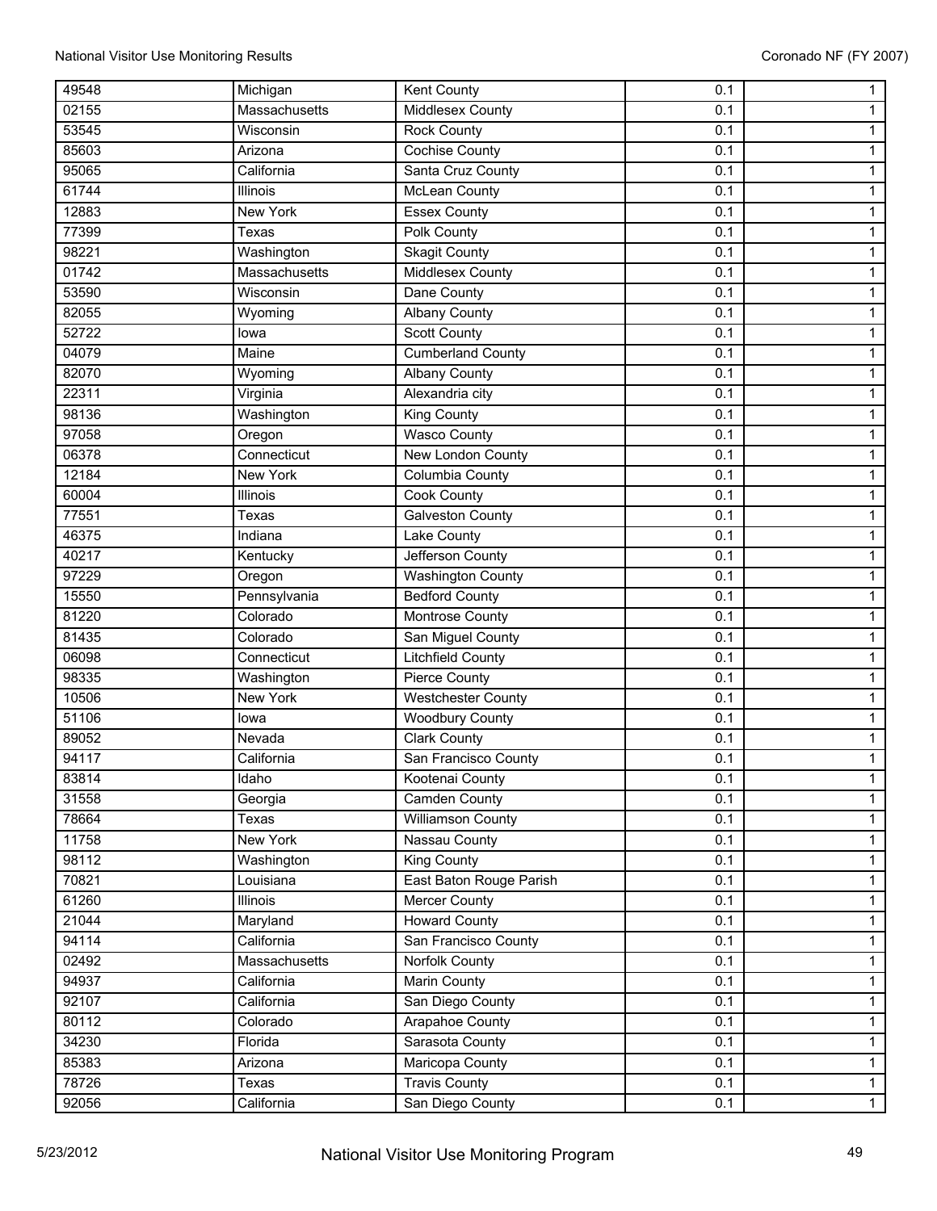| 49548 | Michigan | Kent County | 0.1 | 1 |
|---|---|---|---|---|
| 02155 | Massachusetts | Middlesex County | 0.1 | 1 |
| 53545 | Wisconsin | Rock County | 0.1 | 1 |
| 85603 | Arizona | Cochise County | 0.1 | 1 |
| 95065 | California | Santa Cruz County | 0.1 | 1 |
| 61744 | Illinois | McLean County | 0.1 | 1 |
| 12883 | New York | Essex County | 0.1 | 1 |
| 77399 | Texas | Polk County | 0.1 | 1 |
| 98221 | Washington | Skagit County | 0.1 | 1 |
| 01742 | Massachusetts | Middlesex County | 0.1 | 1 |
| 53590 | Wisconsin | Dane County | 0.1 | 1 |
| 82055 | Wyoming | Albany County | 0.1 | 1 |
| 52722 | Iowa | Scott County | 0.1 | 1 |
| 04079 | Maine | Cumberland County | 0.1 | 1 |
| 82070 | Wyoming | Albany County | 0.1 | 1 |
| 22311 | Virginia | Alexandria city | 0.1 | 1 |
| 98136 | Washington | King County | 0.1 | 1 |
| 97058 | Oregon | Wasco County | 0.1 | 1 |
| 06378 | Connecticut | New London County | 0.1 | 1 |
| 12184 | New York | Columbia County | 0.1 | 1 |
| 60004 | Illinois | Cook County | 0.1 | 1 |
| 77551 | Texas | Galveston County | 0.1 | 1 |
| 46375 | Indiana | Lake County | 0.1 | 1 |
| 40217 | Kentucky | Jefferson County | 0.1 | 1 |
| 97229 | Oregon | Washington County | 0.1 | 1 |
| 15550 | Pennsylvania | Bedford County | 0.1 | 1 |
| 81220 | Colorado | Montrose County | 0.1 | 1 |
| 81435 | Colorado | San Miguel County | 0.1 | 1 |
| 06098 | Connecticut | Litchfield County | 0.1 | 1 |
| 98335 | Washington | Pierce County | 0.1 | 1 |
| 10506 | New York | Westchester County | 0.1 | 1 |
| 51106 | Iowa | Woodbury County | 0.1 | 1 |
| 89052 | Nevada | Clark County | 0.1 | 1 |
| 94117 | California | San Francisco County | 0.1 | 1 |
| 83814 | Idaho | Kootenai County | 0.1 | 1 |
| 31558 | Georgia | Camden County | 0.1 | 1 |
| 78664 | Texas | Williamson County | 0.1 | 1 |
| 11758 | New York | Nassau County | 0.1 | 1 |
| 98112 | Washington | King County | 0.1 | 1 |
| 70821 | Louisiana | East Baton Rouge Parish | 0.1 | 1 |
| 61260 | Illinois | Mercer County | 0.1 | 1 |
| 21044 | Maryland | Howard County | 0.1 | 1 |
| 94114 | California | San Francisco County | 0.1 | 1 |
| 02492 | Massachusetts | Norfolk County | 0.1 | 1 |
| 94937 | California | Marin County | 0.1 | 1 |
| 92107 | California | San Diego County | 0.1 | 1 |
| 80112 | Colorado | Arapahoe County | 0.1 | 1 |
| 34230 | Florida | Sarasota County | 0.1 | 1 |
| 85383 | Arizona | Maricopa County | 0.1 | 1 |
| 78726 | Texas | Travis County | 0.1 | 1 |
| 92056 | California | San Diego County | 0.1 | 1 |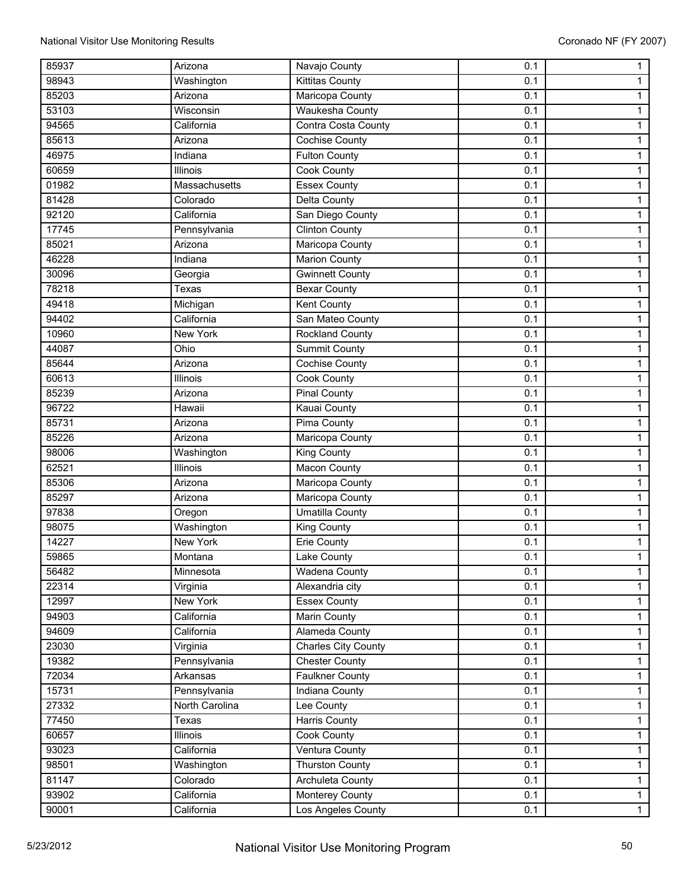| | | | | |
|---|---|---|---|---|
| 85937 | Arizona | Navajo County | 0.1 | 1 |
| 98943 | Washington | Kittitas County | 0.1 | 1 |
| 85203 | Arizona | Maricopa County | 0.1 | 1 |
| 53103 | Wisconsin | Waukesha County | 0.1 | 1 |
| 94565 | California | Contra Costa County | 0.1 | 1 |
| 85613 | Arizona | Cochise County | 0.1 | 1 |
| 46975 | Indiana | Fulton County | 0.1 | 1 |
| 60659 | Illinois | Cook County | 0.1 | 1 |
| 01982 | Massachusetts | Essex County | 0.1 | 1 |
| 81428 | Colorado | Delta County | 0.1 | 1 |
| 92120 | California | San Diego County | 0.1 | 1 |
| 17745 | Pennsylvania | Clinton County | 0.1 | 1 |
| 85021 | Arizona | Maricopa County | 0.1 | 1 |
| 46228 | Indiana | Marion County | 0.1 | 1 |
| 30096 | Georgia | Gwinnett County | 0.1 | 1 |
| 78218 | Texas | Bexar County | 0.1 | 1 |
| 49418 | Michigan | Kent County | 0.1 | 1 |
| 94402 | California | San Mateo County | 0.1 | 1 |
| 10960 | New York | Rockland County | 0.1 | 1 |
| 44087 | Ohio | Summit County | 0.1 | 1 |
| 85644 | Arizona | Cochise County | 0.1 | 1 |
| 60613 | Illinois | Cook County | 0.1 | 1 |
| 85239 | Arizona | Pinal County | 0.1 | 1 |
| 96722 | Hawaii | Kauai County | 0.1 | 1 |
| 85731 | Arizona | Pima County | 0.1 | 1 |
| 85226 | Arizona | Maricopa County | 0.1 | 1 |
| 98006 | Washington | King County | 0.1 | 1 |
| 62521 | Illinois | Macon County | 0.1 | 1 |
| 85306 | Arizona | Maricopa County | 0.1 | 1 |
| 85297 | Arizona | Maricopa County | 0.1 | 1 |
| 97838 | Oregon | Umatilla County | 0.1 | 1 |
| 98075 | Washington | King County | 0.1 | 1 |
| 14227 | New York | Erie County | 0.1 | 1 |
| 59865 | Montana | Lake County | 0.1 | 1 |
| 56482 | Minnesota | Wadena County | 0.1 | 1 |
| 22314 | Virginia | Alexandria city | 0.1 | 1 |
| 12997 | New York | Essex County | 0.1 | 1 |
| 94903 | California | Marin County | 0.1 | 1 |
| 94609 | California | Alameda County | 0.1 | 1 |
| 23030 | Virginia | Charles City County | 0.1 | 1 |
| 19382 | Pennsylvania | Chester County | 0.1 | 1 |
| 72034 | Arkansas | Faulkner County | 0.1 | 1 |
| 15731 | Pennsylvania | Indiana County | 0.1 | 1 |
| 27332 | North Carolina | Lee County | 0.1 | 1 |
| 77450 | Texas | Harris County | 0.1 | 1 |
| 60657 | Illinois | Cook County | 0.1 | 1 |
| 93023 | California | Ventura County | 0.1 | 1 |
| 98501 | Washington | Thurston County | 0.1 | 1 |
| 81147 | Colorado | Archuleta County | 0.1 | 1 |
| 93902 | California | Monterey County | 0.1 | 1 |
| 90001 | California | Los Angeles County | 0.1 | 1 |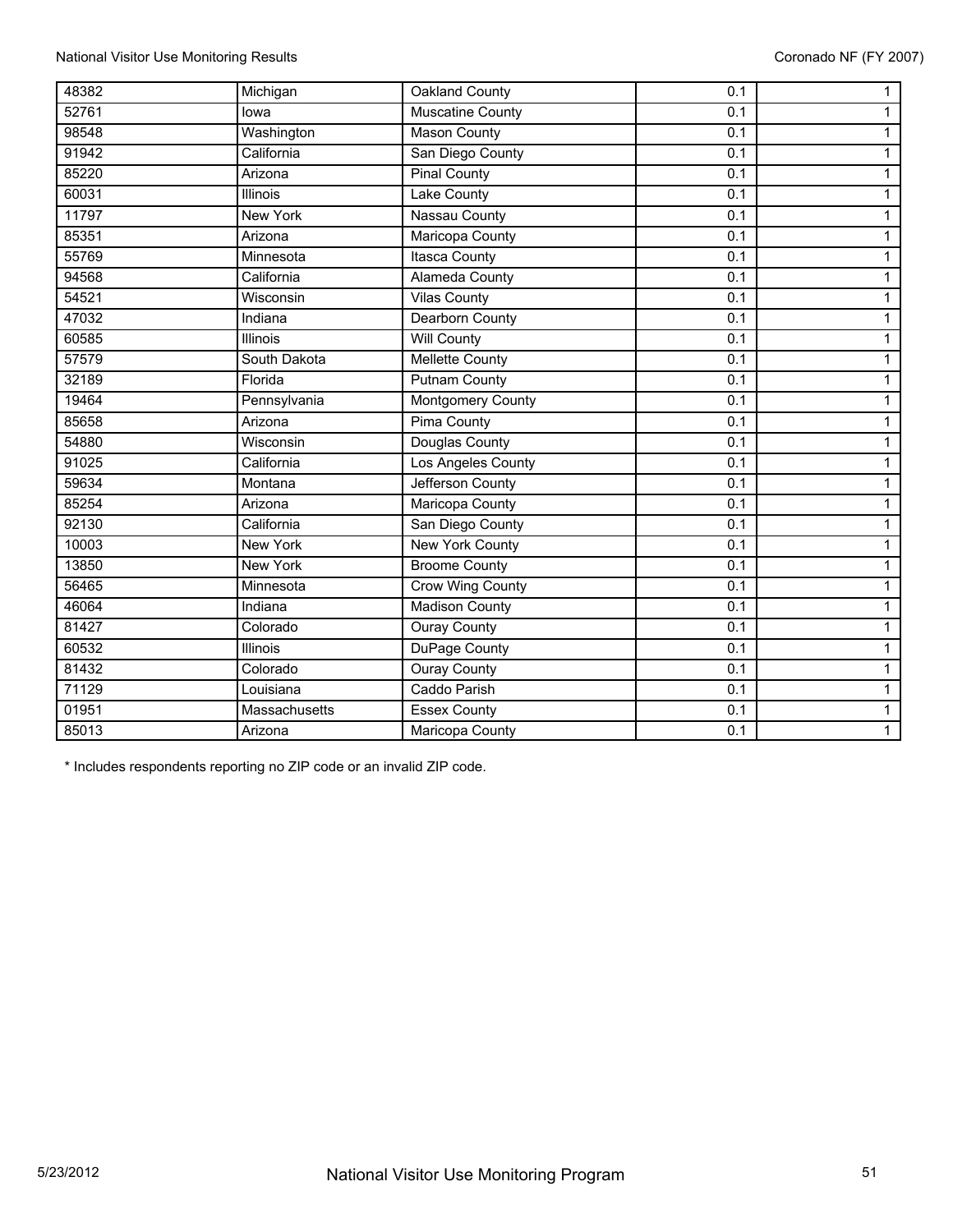| | | | | |
|---|---|---|---|---|
| 48382 | Michigan | Oakland County | 0.1 | 1 |
| 52761 | Iowa | Muscatine County | 0.1 | 1 |
| 98548 | Washington | Mason County | 0.1 | 1 |
| 91942 | California | San Diego County | 0.1 | 1 |
| 85220 | Arizona | Pinal County | 0.1 | 1 |
| 60031 | Illinois | Lake County | 0.1 | 1 |
| 11797 | New York | Nassau County | 0.1 | 1 |
| 85351 | Arizona | Maricopa County | 0.1 | 1 |
| 55769 | Minnesota | Itasca County | 0.1 | 1 |
| 94568 | California | Alameda County | 0.1 | 1 |
| 54521 | Wisconsin | Vilas County | 0.1 | 1 |
| 47032 | Indiana | Dearborn County | 0.1 | 1 |
| 60585 | Illinois | Will County | 0.1 | 1 |
| 57579 | South Dakota | Mellette County | 0.1 | 1 |
| 32189 | Florida | Putnam County | 0.1 | 1 |
| 19464 | Pennsylvania | Montgomery County | 0.1 | 1 |
| 85658 | Arizona | Pima County | 0.1 | 1 |
| 54880 | Wisconsin | Douglas County | 0.1 | 1 |
| 91025 | California | Los Angeles County | 0.1 | 1 |
| 59634 | Montana | Jefferson County | 0.1 | 1 |
| 85254 | Arizona | Maricopa County | 0.1 | 1 |
| 92130 | California | San Diego County | 0.1 | 1 |
| 10003 | New York | New York County | 0.1 | 1 |
| 13850 | New York | Broome County | 0.1 | 1 |
| 56465 | Minnesota | Crow Wing County | 0.1 | 1 |
| 46064 | Indiana | Madison County | 0.1 | 1 |
| 81427 | Colorado | Ouray County | 0.1 | 1 |
| 60532 | Illinois | DuPage County | 0.1 | 1 |
| 81432 | Colorado | Ouray County | 0.1 | 1 |
| 71129 | Louisiana | Caddo Parish | 0.1 | 1 |
| 01951 | Massachusetts | Essex County | 0.1 | 1 |
| 85013 | Arizona | Maricopa County | 0.1 | 1 |

* Includes respondents reporting no ZIP code or an invalid ZIP code.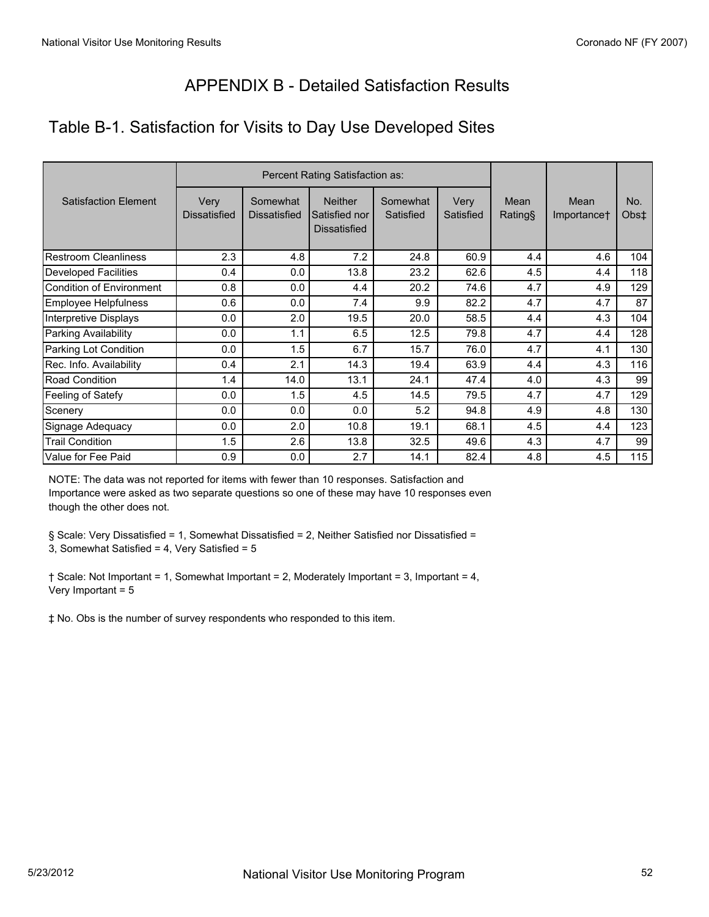# APPENDIX B - Detailed Satisfaction Results

## Table B-1. Satisfaction for Visits to Day Use Developed Sites

| Satisfaction Element | Percent Rating Satisfaction as: | | | | | Mean Rating§ | Mean Importance† | No. Obs‡ |
|---|---|---|---|---|---|---|---|---|
| | Very Dissatisfied | Somewhat Dissatisfied | Neither Satisfied nor Dissatisfied | Somewhat Satisfied | Very Satisfied | | | |
| Restroom Cleanliness | 2.3 | 4.8 | 7.2 | 24.8 | 60.9 | 4.4 | 4.6 | 104 |
| Developed Facilities | 0.4 | 0.0 | 13.8 | 23.2 | 62.6 | 4.5 | 4.4 | 118 |
| Condition of Environment | 0.8 | 0.0 | 4.4 | 20.2 | 74.6 | 4.7 | 4.9 | 129 |
| Employee Helpfulness | 0.6 | 0.0 | 7.4 | 9.9 | 82.2 | 4.7 | 4.7 | 87 |
| Interpretive Displays | 0.0 | 2.0 | 19.5 | 20.0 | 58.5 | 4.4 | 4.3 | 104 |
| Parking Availability | 0.0 | 1.1 | 6.5 | 12.5 | 79.8 | 4.7 | 4.4 | 128 |
| Parking Lot Condition | 0.0 | 1.5 | 6.7 | 15.7 | 76.0 | 4.7 | 4.1 | 130 |
| Rec. Info. Availability | 0.4 | 2.1 | 14.3 | 19.4 | 63.9 | 4.4 | 4.3 | 116 |
| Road Condition | 1.4 | 14.0 | 13.1 | 24.1 | 47.4 | 4.0 | 4.3 | 99 |
| Feeling of Satefy | 0.0 | 1.5 | 4.5 | 14.5 | 79.5 | 4.7 | 4.7 | 129 |
| Scenery | 0.0 | 0.0 | 0.0 | 5.2 | 94.8 | 4.9 | 4.8 | 130 |
| Signage Adequacy | 0.0 | 2.0 | 10.8 | 19.1 | 68.1 | 4.5 | 4.4 | 123 |
| Trail Condition | 1.5 | 2.6 | 13.8 | 32.5 | 49.6 | 4.3 | 4.7 | 99 |
| Value for Fee Paid | 0.9 | 0.0 | 2.7 | 14.1 | 82.4 | 4.8 | 4.5 | 115 |

NOTE: The data was not reported for items with fewer than 10 responses. Satisfaction and Importance were asked as two separate questions so one of these may have 10 responses even though the other does not.

§ Scale: Very Dissatisfied = 1, Somewhat Dissatisfied = 2, Neither Satisfied nor Dissatisfied = 3, Somewhat Satisfied = 4, Very Satisfied = 5

† Scale: Not Important = 1, Somewhat Important = 2, Moderately Important = 3, Important = 4, Very Important = 5

‡ No. Obs is the number of survey respondents who responded to this item.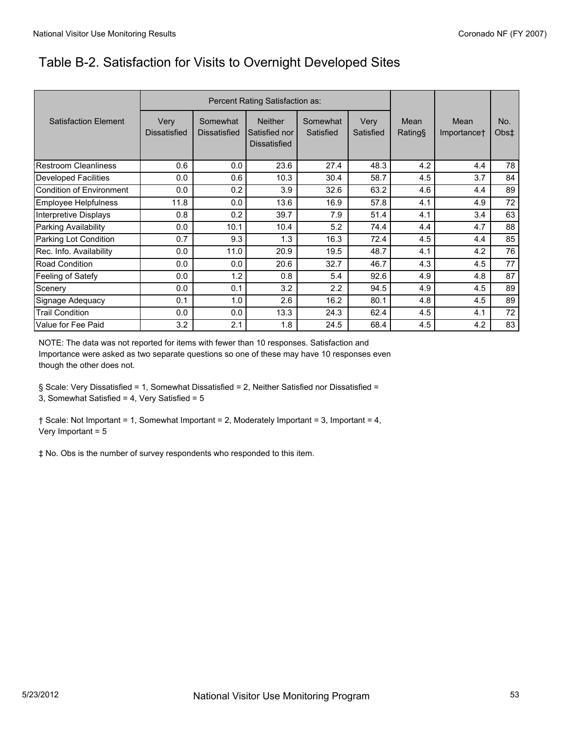## Table B-2. Satisfaction for Visits to Overnight Developed Sites

| Satisfaction Element | Percent Rating Satisfaction as: | | | | | Mean Rating§ | Mean Importance† | No. Obs‡ |
|---|---|---|---|---|---|---|---|---|
| | Very Dissatisfied | Somewhat Dissatisfied | Neither Satisfied nor Dissatisfied | Somewhat Satisfied | Very Satisfied | | | |
| Restroom Cleanliness | 0.6 | 0.0 | 23.6 | 27.4 | 48.3 | 4.2 | 4.4 | 78 |
| Developed Facilities | 0.0 | 0.6 | 10.3 | 30.4 | 58.7 | 4.5 | 3.7 | 84 |
| Condition of Environment | 0.0 | 0.2 | 3.9 | 32.6 | 63.2 | 4.6 | 4.4 | 89 |
| Employee Helpfulness | 11.8 | 0.0 | 13.6 | 16.9 | 57.8 | 4.1 | 4.9 | 72 |
| Interpretive Displays | 0.8 | 0.2 | 39.7 | 7.9 | 51.4 | 4.1 | 3.4 | 63 |
| Parking Availability | 0.0 | 10.1 | 10.4 | 5.2 | 74.4 | 4.4 | 4.7 | 88 |
| Parking Lot Condition | 0.7 | 9.3 | 1.3 | 16.3 | 72.4 | 4.5 | 4.4 | 85 |
| Rec. Info. Availability | 0.0 | 11.0 | 20.9 | 19.5 | 48.7 | 4.1 | 4.2 | 76 |
| Road Condition | 0.0 | 0.0 | 20.6 | 32.7 | 46.7 | 4.3 | 4.5 | 77 |
| Feeling of Satefy | 0.0 | 1.2 | 0.8 | 5.4 | 92.6 | 4.9 | 4.8 | 87 |
| Scenery | 0.0 | 0.1 | 3.2 | 2.2 | 94.5 | 4.9 | 4.5 | 89 |
| Signage Adequacy | 0.1 | 1.0 | 2.6 | 16.2 | 80.1 | 4.8 | 4.5 | 89 |
| Trail Condition | 0.0 | 0.0 | 13.3 | 24.3 | 62.4 | 4.5 | 4.1 | 72 |
| Value for Fee Paid | 3.2 | 2.1 | 1.8 | 24.5 | 68.4 | 4.5 | 4.2 | 83 |

NOTE: The data was not reported for items with fewer than 10 responses. Satisfaction and Importance were asked as two separate questions so one of these may have 10 responses even though the other does not.

§ Scale: Very Dissatisfied = 1, Somewhat Dissatisfied = 2, Neither Satisfied nor Dissatisfied = 3, Somewhat Satisfied = 4, Very Satisfied = 5

† Scale: Not Important = 1, Somewhat Important = 2, Moderately Important = 3, Important = 4, Very Important = 5

‡ No. Obs is the number of survey respondents who responded to this item.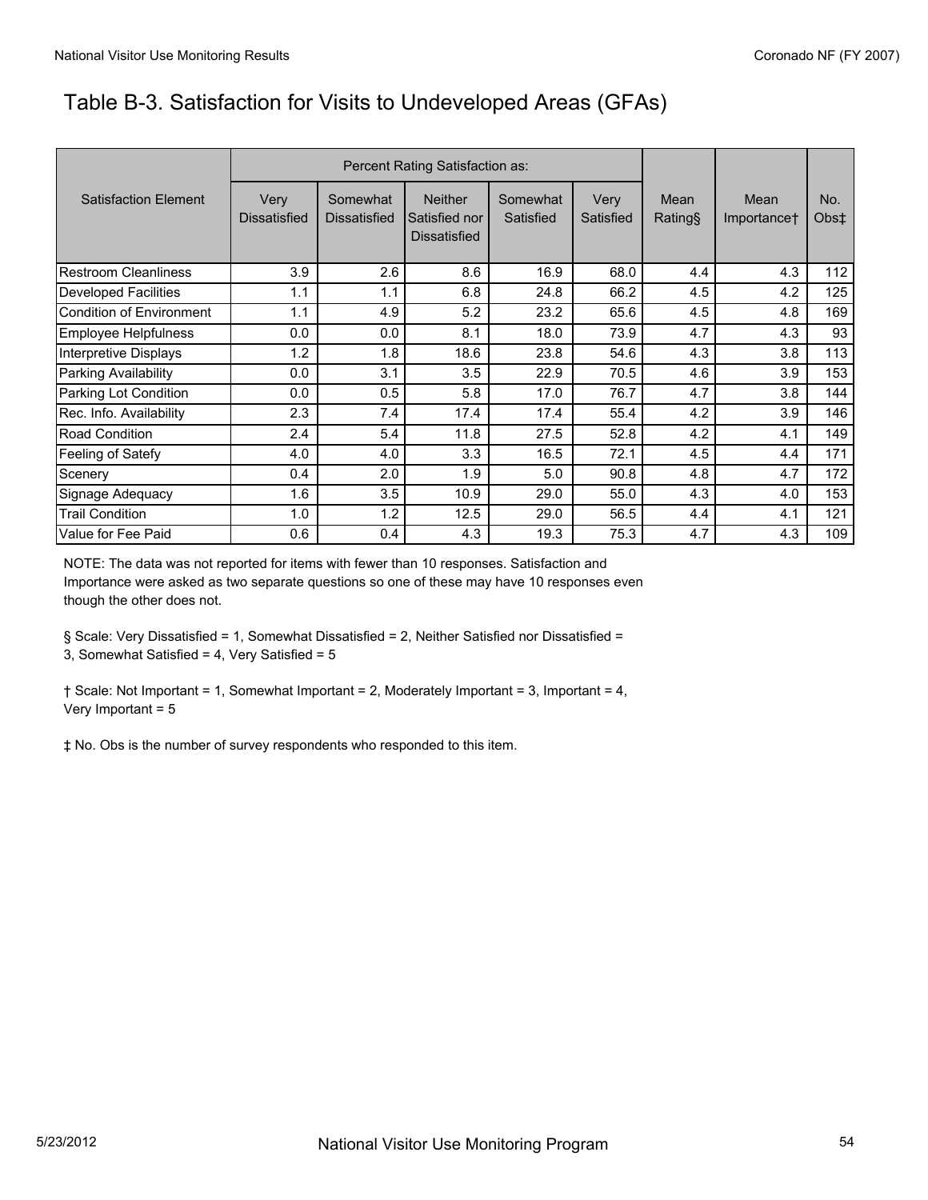# Table B-3. Satisfaction for Visits to Undeveloped Areas (GFAs)

| Satisfaction Element | Percent Rating Satisfaction as: | | | | | Mean Rating§ | Mean Importance† | No. Obs‡ |
|---|---|---|---|---|---|---|---|---|
| | Very Dissatisfied | Somewhat Dissatisfied | Neither Satisfied nor Dissatisfied | Somewhat Satisfied | Very Satisfied | | | |
| Restroom Cleanliness | 3.9 | 2.6 | 8.6 | 16.9 | 68.0 | 4.4 | 4.3 | 112 |
| Developed Facilities | 1.1 | 1.1 | 6.8 | 24.8 | 66.2 | 4.5 | 4.2 | 125 |
| Condition of Environment | 1.1 | 4.9 | 5.2 | 23.2 | 65.6 | 4.5 | 4.8 | 169 |
| Employee Helpfulness | 0.0 | 0.0 | 8.1 | 18.0 | 73.9 | 4.7 | 4.3 | 93 |
| Interpretive Displays | 1.2 | 1.8 | 18.6 | 23.8 | 54.6 | 4.3 | 3.8 | 113 |
| Parking Availability | 0.0 | 3.1 | 3.5 | 22.9 | 70.5 | 4.6 | 3.9 | 153 |
| Parking Lot Condition | 0.0 | 0.5 | 5.8 | 17.0 | 76.7 | 4.7 | 3.8 | 144 |
| Rec. Info. Availability | 2.3 | 7.4 | 17.4 | 17.4 | 55.4 | 4.2 | 3.9 | 146 |
| Road Condition | 2.4 | 5.4 | 11.8 | 27.5 | 52.8 | 4.2 | 4.1 | 149 |
| Feeling of Satefy | 4.0 | 4.0 | 3.3 | 16.5 | 72.1 | 4.5 | 4.4 | 171 |
| Scenery | 0.4 | 2.0 | 1.9 | 5.0 | 90.8 | 4.8 | 4.7 | 172 |
| Signage Adequacy | 1.6 | 3.5 | 10.9 | 29.0 | 55.0 | 4.3 | 4.0 | 153 |
| Trail Condition | 1.0 | 1.2 | 12.5 | 29.0 | 56.5 | 4.4 | 4.1 | 121 |
| Value for Fee Paid | 0.6 | 0.4 | 4.3 | 19.3 | 75.3 | 4.7 | 4.3 | 109 |

NOTE: The data was not reported for items with fewer than 10 responses. Satisfaction and Importance were asked as two separate questions so one of these may have 10 responses even though the other does not.

§ Scale: Very Dissatisfied = 1, Somewhat Dissatisfied = 2, Neither Satisfied nor Dissatisfied = 3, Somewhat Satisfied = 4, Very Satisfied = 5

† Scale: Not Important = 1, Somewhat Important = 2, Moderately Important = 3, Important = 4, Very Important = 5

‡ No. Obs is the number of survey respondents who responded to this item.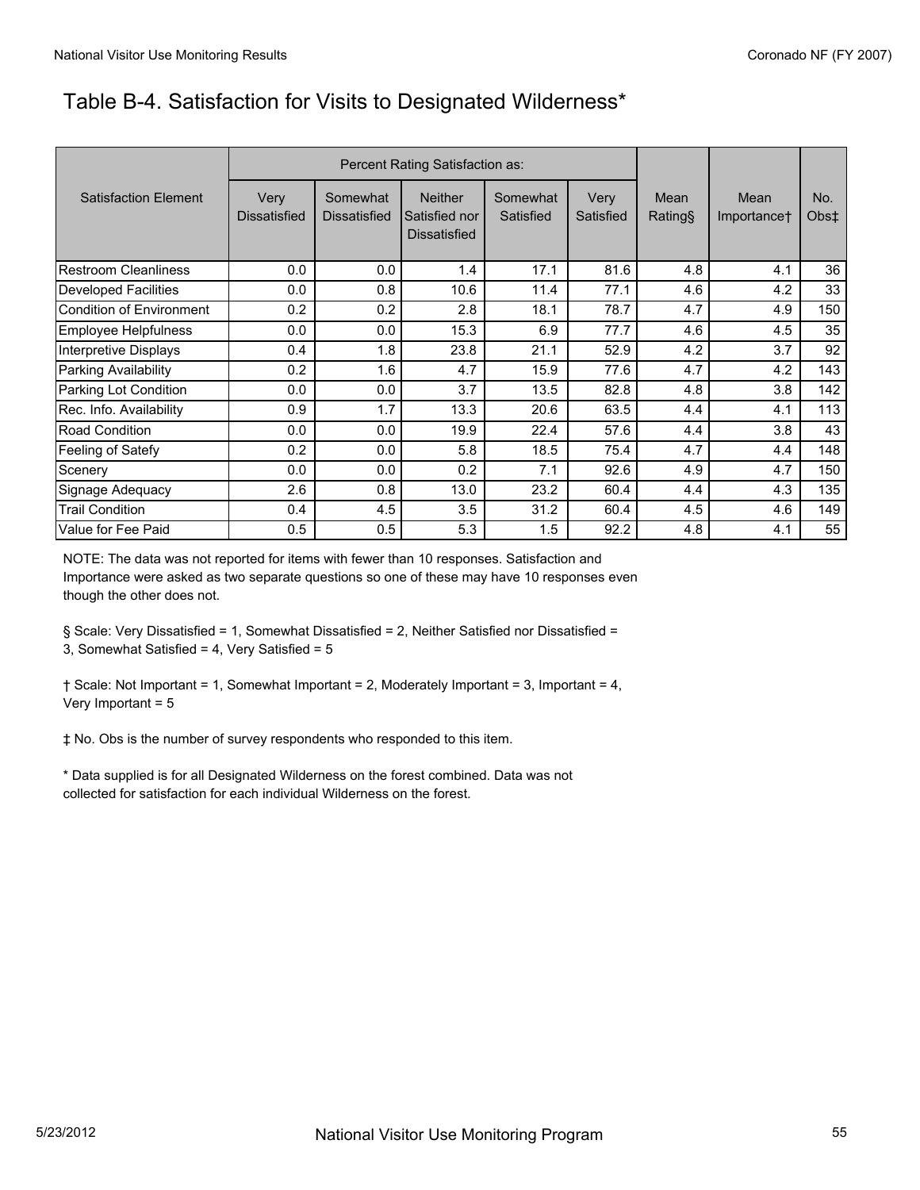# Table B-4. Satisfaction for Visits to Designated Wilderness*

| Satisfaction Element | Percent Rating Satisfaction as: | | | | | Mean Rating§ | Mean Importance† | No. Obs‡ |
|---|---|---|---|---|---|---|---|---|
| | Very Dissatisfied | Somewhat Dissatisfied | Neither Satisfied nor Dissatisfied | Somewhat Satisfied | Very Satisfied | | | |
| Restroom Cleanliness | 0.0 | 0.0 | 1.4 | 17.1 | 81.6 | 4.8 | 4.1 | 36 |
| Developed Facilities | 0.0 | 0.8 | 10.6 | 11.4 | 77.1 | 4.6 | 4.2 | 33 |
| Condition of Environment | 0.2 | 0.2 | 2.8 | 18.1 | 78.7 | 4.7 | 4.9 | 150 |
| Employee Helpfulness | 0.0 | 0.0 | 15.3 | 6.9 | 77.7 | 4.6 | 4.5 | 35 |
| Interpretive Displays | 0.4 | 1.8 | 23.8 | 21.1 | 52.9 | 4.2 | 3.7 | 92 |
| Parking Availability | 0.2 | 1.6 | 4.7 | 15.9 | 77.6 | 4.7 | 4.2 | 143 |
| Parking Lot Condition | 0.0 | 0.0 | 3.7 | 13.5 | 82.8 | 4.8 | 3.8 | 142 |
| Rec. Info. Availability | 0.9 | 1.7 | 13.3 | 20.6 | 63.5 | 4.4 | 4.1 | 113 |
| Road Condition | 0.0 | 0.0 | 19.9 | 22.4 | 57.6 | 4.4 | 3.8 | 43 |
| Feeling of Satefy | 0.2 | 0.0 | 5.8 | 18.5 | 75.4 | 4.7 | 4.4 | 148 |
| Scenery | 0.0 | 0.0 | 0.2 | 7.1 | 92.6 | 4.9 | 4.7 | 150 |
| Signage Adequacy | 2.6 | 0.8 | 13.0 | 23.2 | 60.4 | 4.4 | 4.3 | 135 |
| Trail Condition | 0.4 | 4.5 | 3.5 | 31.2 | 60.4 | 4.5 | 4.6 | 149 |
| Value for Fee Paid | 0.5 | 0.5 | 5.3 | 1.5 | 92.2 | 4.8 | 4.1 | 55 |

NOTE: The data was not reported for items with fewer than 10 responses. Satisfaction and Importance were asked as two separate questions so one of these may have 10 responses even though the other does not.

§ Scale: Very Dissatisfied = 1, Somewhat Dissatisfied = 2, Neither Satisfied nor Dissatisfied = 3, Somewhat Satisfied = 4, Very Satisfied = 5

† Scale: Not Important = 1, Somewhat Important = 2, Moderately Important = 3, Important = 4, Very Important = 5

‡ No. Obs is the number of survey respondents who responded to this item.

* Data supplied is for all Designated Wilderness on the forest combined. Data was not collected for satisfaction for each individual Wilderness on the forest.